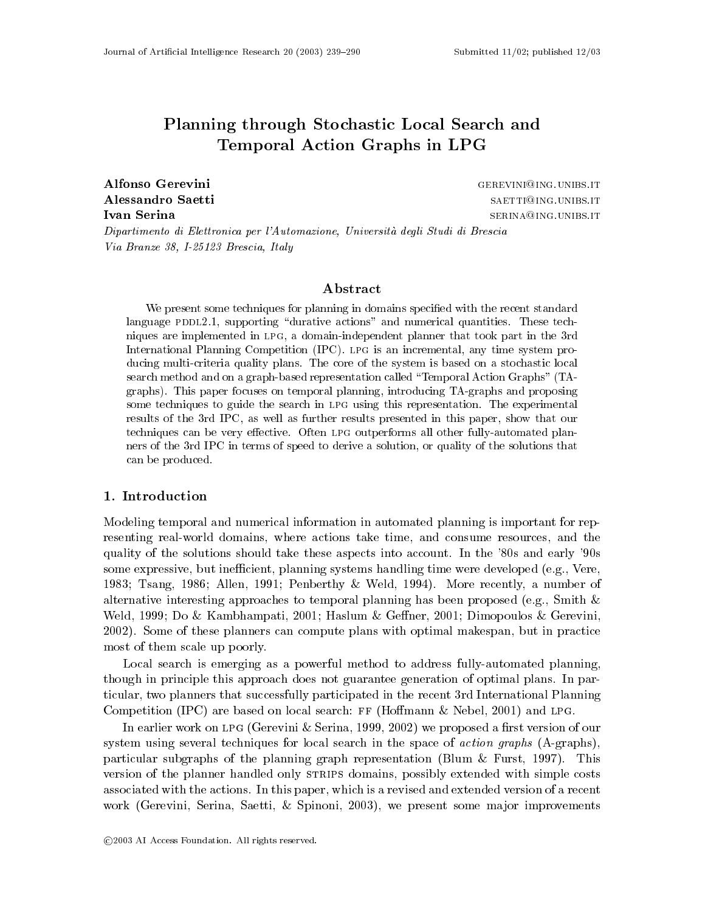# Planning through Stochastic Local Search and Temporal Action Graphs in LPG

**Alfonso Gerevini** GEREVINI@ING.UNIBS.IT
**Alessandro Saetti** SAETTI@ING.UNIBS.IT
**Ivan Serina** SERINA@ING.UNIBS.IT

*Dipartimento di Elettronica per l'Automazione, Università degli Studi di Brescia*
*Via Branze 38, I-25123 Brescia, Italy*

## Abstract

We present some techniques for planning in domains specified with the recent standard language PDDL2.1, supporting "durative actions" and numerical quantities. These techniques are implemented in LPG, a domain-independent planner that took part in the 3rd International Planning Competition (IPC). LPG is an incremental, any time system producing multi-criteria quality plans. The core of the system is based on a stochastic local search method and on a graph-based representation called "Temporal Action Graphs" (TA-graphs). This paper focuses on temporal planning, introducing TA-graphs and proposing some techniques to guide the search in LPG using this representation. The experimental results of the 3rd IPC, as well as further results presented in this paper, show that our techniques can be very effective. Often LPG outperforms all other fully-automated planners of the 3rd IPC in terms of speed to derive a solution, or quality of the solutions that can be produced.

## 1. Introduction

Modeling temporal and numerical information in automated planning is important for representing real-world domains, where actions take time, and consume resources, and the quality of the solutions should take these aspects into account. In the '80s and early '90s some expressive, but inefficient, planning systems handling time were developed (e.g., Vere, 1983; Tsang, 1986; Allen, 1991; Penberthy & Weld, 1994). More recently, a number of alternative interesting approaches to temporal planning has been proposed (e.g., Smith & Weld, 1999; Do & Kambhampati, 2001; Haslum & Geffner, 2001; Dimopoulos & Gerevini, 2002). Some of these planners can compute plans with optimal makespan, but in practice most of them scale up poorly.

Local search is emerging as a powerful method to address fully-automated planning, though in principle this approach does not guarantee generation of optimal plans. In particular, two planners that successfully participated in the recent 3rd International Planning Competition (IPC) are based on local search: FF (Hoffmann & Nebel, 2001) and LPG.

In earlier work on LPG (Gerevini & Serina, 1999, 2002) we proposed a first version of our system using several techniques for local search in the space of *action graphs* (A-graphs), particular subgraphs of the planning graph representation (Blum & Furst, 1997). This version of the planner handled only STRIPS domains, possibly extended with simple costs associated with the actions. In this paper, which is a revised and extended version of a recent work (Gerevini, Serina, Saetti, & Spinoni, 2003), we present some major improvements

©2003 AI Access Foundation. All rights reserved.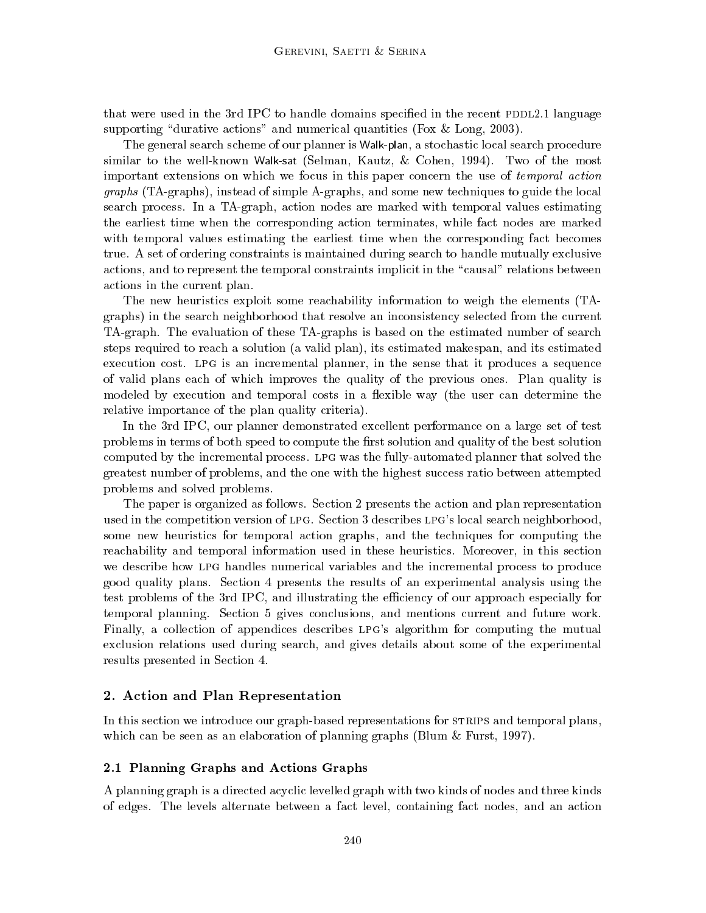that were used in the 3rd IPC to handle domains specified in the recent PDDL2.1 language supporting "durative actions" and numerical quantities (Fox & Long, 2003).

The general search scheme of our planner is Walk-plan, a stochastic local search procedure similar to the well-known Walk-sat (Selman, Kautz, & Cohen, 1994). Two of the most important extensions on which we focus in this paper concern the use of *temporal action graphs* (TA-graphs), instead of simple A-graphs, and some new techniques to guide the local search process. In a TA-graph, action nodes are marked with temporal values estimating the earliest time when the corresponding action terminates, while fact nodes are marked with temporal values estimating the earliest time when the corresponding fact becomes true. A set of ordering constraints is maintained during search to handle mutually exclusive actions, and to represent the temporal constraints implicit in the "causal" relations between actions in the current plan.

The new heuristics exploit some reachability information to weigh the elements (TA-graphs) in the search neighborhood that resolve an inconsistency selected from the current TA-graph. The evaluation of these TA-graphs is based on the estimated number of search steps required to reach a solution (a valid plan), its estimated makespan, and its estimated execution cost. LPG is an incremental planner, in the sense that it produces a sequence of valid plans each of which improves the quality of the previous ones. Plan quality is modeled by execution and temporal costs in a flexible way (the user can determine the relative importance of the plan quality criteria).

In the 3rd IPC, our planner demonstrated excellent performance on a large set of test problems in terms of both speed to compute the first solution and quality of the best solution computed by the incremental process. LPG was the fully-automated planner that solved the greatest number of problems, and the one with the highest success ratio between attempted problems and solved problems.

The paper is organized as follows. Section 2 presents the action and plan representation used in the competition version of LPG. Section 3 describes LPG's local search neighborhood, some new heuristics for temporal action graphs, and the techniques for computing the reachability and temporal information used in these heuristics. Moreover, in this section we describe how LPG handles numerical variables and the incremental process to produce good quality plans. Section 4 presents the results of an experimental analysis using the test problems of the 3rd IPC, and illustrating the efficiency of our approach especially for temporal planning. Section 5 gives conclusions, and mentions current and future work. Finally, a collection of appendices describes LPG's algorithm for computing the mutual exclusion relations used during search, and gives details about some of the experimental results presented in Section 4.

## 2. Action and Plan Representation

In this section we introduce our graph-based representations for STRIPS and temporal plans, which can be seen as an elaboration of planning graphs (Blum & Furst, 1997).

### 2.1 Planning Graphs and Actions Graphs

A planning graph is a directed acyclic levelled graph with two kinds of nodes and three kinds of edges. The levels alternate between a fact level, containing fact nodes, and an action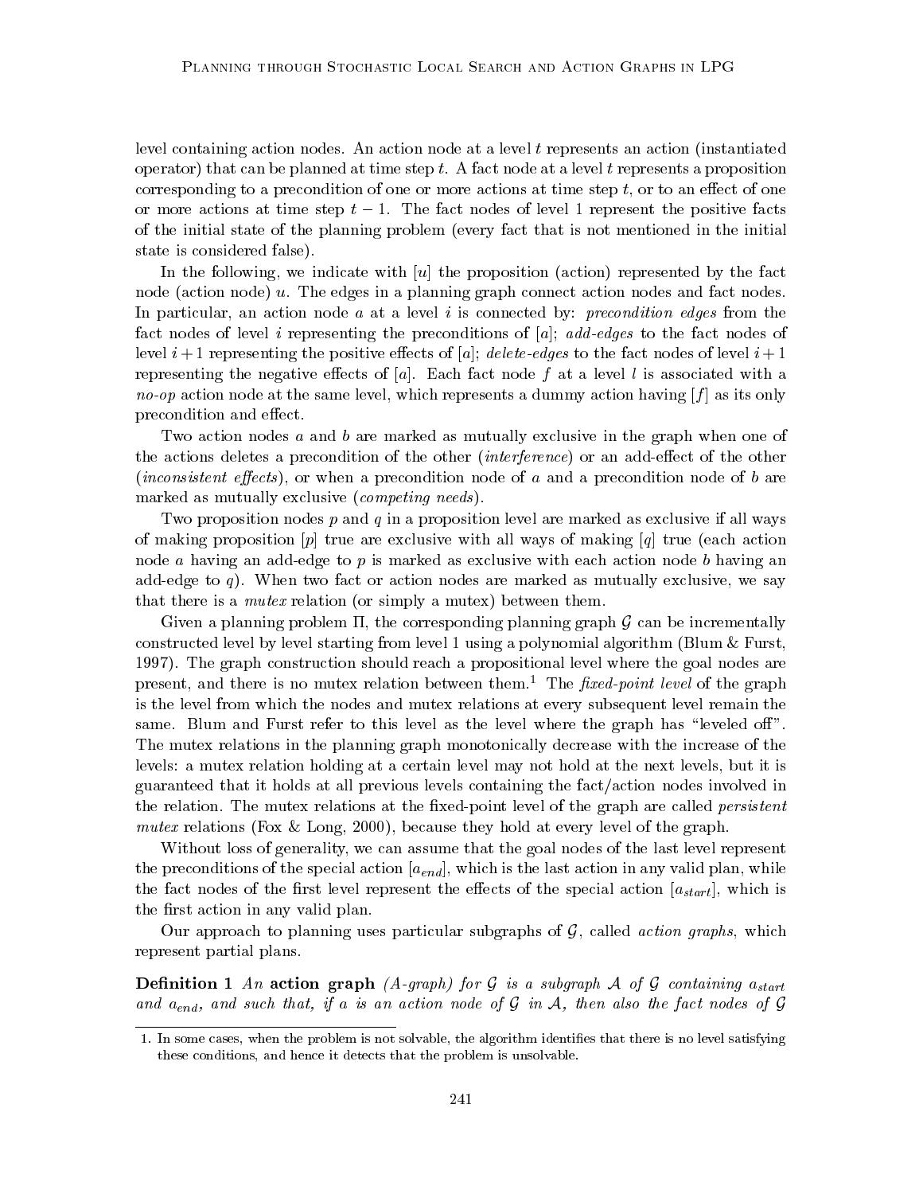level containing action nodes. An action node at a level $t$ represents an action (instantiated operator) that can be planned at time step $t$. A fact node at a level $t$ represents a proposition corresponding to a precondition of one or more actions at time step $t$, or to an effect of one or more actions at time step $t-1$. The fact nodes of level 1 represent the positive facts of the initial state of the planning problem (every fact that is not mentioned in the initial state is considered false).

In the following, we indicate with $[u]$ the proposition (action) represented by the fact node (action node) $u$. The edges in a planning graph connect action nodes and fact nodes. In particular, an action node $a$ at a level $i$ is connected by: *precondition edges* from the fact nodes of level $i$ representing the preconditions of $[a]$; *add-edges* to the fact nodes of level $i+1$ representing the positive effects of $[a]$; *delete-edges* to the fact nodes of level $i+1$ representing the negative effects of $[a]$. Each fact node $f$ at a level $l$ is associated with a *no-op* action node at the same level, which represents a dummy action having $[f]$ as its only precondition and effect.

Two action nodes $a$ and $b$ are marked as mutually exclusive in the graph when one of the actions deletes a precondition of the other (*interference*) or an add-effect of the other (*inconsistent effects*), or when a precondition node of $a$ and a precondition node of $b$ are marked as mutually exclusive (*competing needs*).

Two proposition nodes $p$ and $q$ in a proposition level are marked as exclusive if all ways of making proposition $[p]$ true are exclusive with all ways of making $[q]$ true (each action node $a$ having an add-edge to $p$ is marked as exclusive with each action node $b$ having an add-edge to $q$). When two fact or action nodes are marked as mutually exclusive, we say that there is a *mutex* relation (or simply a mutex) between them.

Given a planning problem $\Pi$, the corresponding planning graph $\mathcal{G}$ can be incrementally constructed level by level starting from level 1 using a polynomial algorithm (Blum & Furst, 1997). The graph construction should reach a propositional level where the goal nodes are present, and there is no mutex relation between them.[1] The *fixed-point level* of the graph is the level from which the nodes and mutex relations at every subsequent level remain the same. Blum and Furst refer to this level as the level where the graph has "leveled off". The mutex relations in the planning graph monotonically decrease with the increase of the levels: a mutex relation holding at a certain level may not hold at the next levels, but it is guaranteed that it holds at all previous levels containing the fact/action nodes involved in the relation. The mutex relations at the fixed-point level of the graph are called *persistent mutex* relations (Fox & Long, 2000), because they hold at every level of the graph.

Without loss of generality, we can assume that the goal nodes of the last level represent the preconditions of the special action $[a_{end}]$, which is the last action in any valid plan, while the fact nodes of the first level represent the effects of the special action $[a_{start}]$, which is the first action in any valid plan.

Our approach to planning uses particular subgraphs of $\mathcal{G}$, called *action graphs*, which represent partial plans.

**Definition 1** *An* **action graph** *(A-graph) for $\mathcal{G}$ is a subgraph $\mathcal{A}$ of $\mathcal{G}$ containing $a_{start}$ and $a_{end}$, and such that, if $a$ is an action node of $\mathcal{G}$ in $\mathcal{A}$, then also the fact nodes of $\mathcal{G}$*

---

1. In some cases, when the problem is not solvable, the algorithm identifies that there is no level satisfying these conditions, and hence it detects that the problem is unsolvable.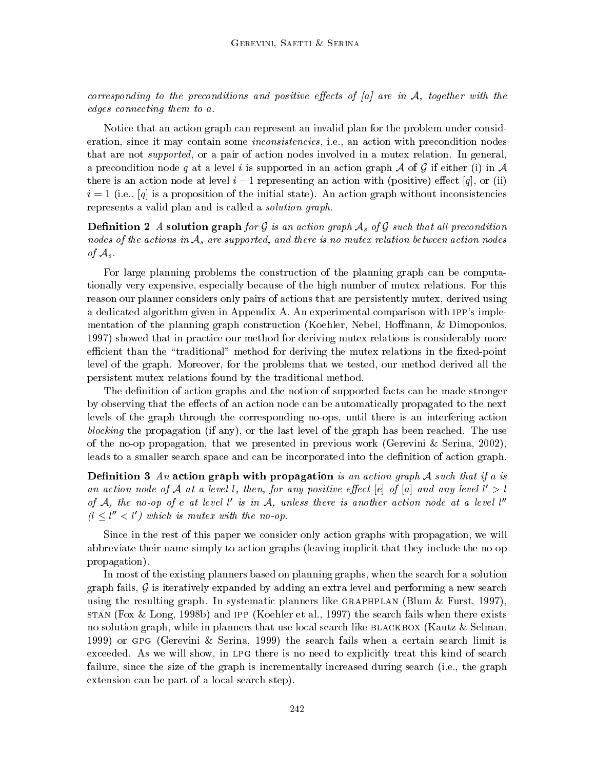*corresponding to the preconditions and positive effects of [a] are in $\mathcal{A}$, together with the edges connecting them to a.*

Notice that an action graph can represent an invalid plan for the problem under consideration, since it may contain some *inconsistencies*, i.e., an action with precondition nodes that are not *supported*, or a pair of action nodes involved in a mutex relation. In general, a precondition node $q$ at a level $i$ is supported in an action graph $\mathcal{A}$ of $\mathcal{G}$ if either (i) in $\mathcal{A}$ there is an action node at level $i-1$ representing an action with (positive) effect $[q]$, or (ii) $i = 1$ (i.e., $[q]$ is a proposition of the initial state). An action graph without inconsistencies represents a valid plan and is called a *solution graph*.

**Definition 2** *A* **solution graph** *for $\mathcal{G}$ is an action graph $\mathcal{A}_s$ of $\mathcal{G}$ such that all precondition nodes of the actions in $\mathcal{A}_s$ are supported, and there is no mutex relation between action nodes of $\mathcal{A}_s$.*

For large planning problems the construction of the planning graph can be computationally very expensive, especially because of the high number of mutex relations. For this reason our planner considers only pairs of actions that are persistently mutex, derived using a dedicated algorithm given in Appendix A. An experimental comparison with IPP's implementation of the planning graph construction (Koehler, Nebel, Hoffmann, & Dimopoulos, 1997) showed that in practice our method for deriving mutex relations is considerably more efficient than the "traditional" method for deriving the mutex relations in the fixed-point level of the graph. Moreover, for the problems that we tested, our method derived all the persistent mutex relations found by the traditional method.

The definition of action graphs and the notion of supported facts can be made stronger by observing that the effects of an action node can be automatically propagated to the next levels of the graph through the corresponding no-ops, until there is an interfering action *blocking* the propagation (if any), or the last level of the graph has been reached. The use of the no-op propagation, that we presented in previous work (Gerevini & Serina, 2002), leads to a smaller search space and can be incorporated into the definition of action graph.

**Definition 3** *An* **action graph with propagation** *is an action graph $\mathcal{A}$ such that if a is an action node of $\mathcal{A}$ at a level $l$, then, for any positive effect $[e]$ of $[a]$ and any level $l' > l$ of $\mathcal{A}$, the no-op of e at level $l'$ is in $\mathcal{A}$, unless there is another action node at a level $l''$ ($l \leq l'' < l'$) which is mutex with the no-op.*

Since in the rest of this paper we consider only action graphs with propagation, we will abbreviate their name simply to action graphs (leaving implicit that they include the no-op propagation).

In most of the existing planners based on planning graphs, when the search for a solution graph fails, $\mathcal{G}$ is iteratively expanded by adding an extra level and performing a new search using the resulting graph. In systematic planners like GRAPHPLAN (Blum & Furst, 1997), STAN (Fox & Long, 1998b) and IPP (Koehler et al., 1997) the search fails when there exists no solution graph, while in planners that use local search like BLACKBOX (Kautz & Selman, 1999) or GPG (Gerevini & Serina, 1999) the search fails when a certain search limit is exceeded. As we will show, in LPG there is no need to explicitly treat this kind of search failure, since the size of the graph is incrementally increased during search (i.e., the graph extension can be part of a local search step).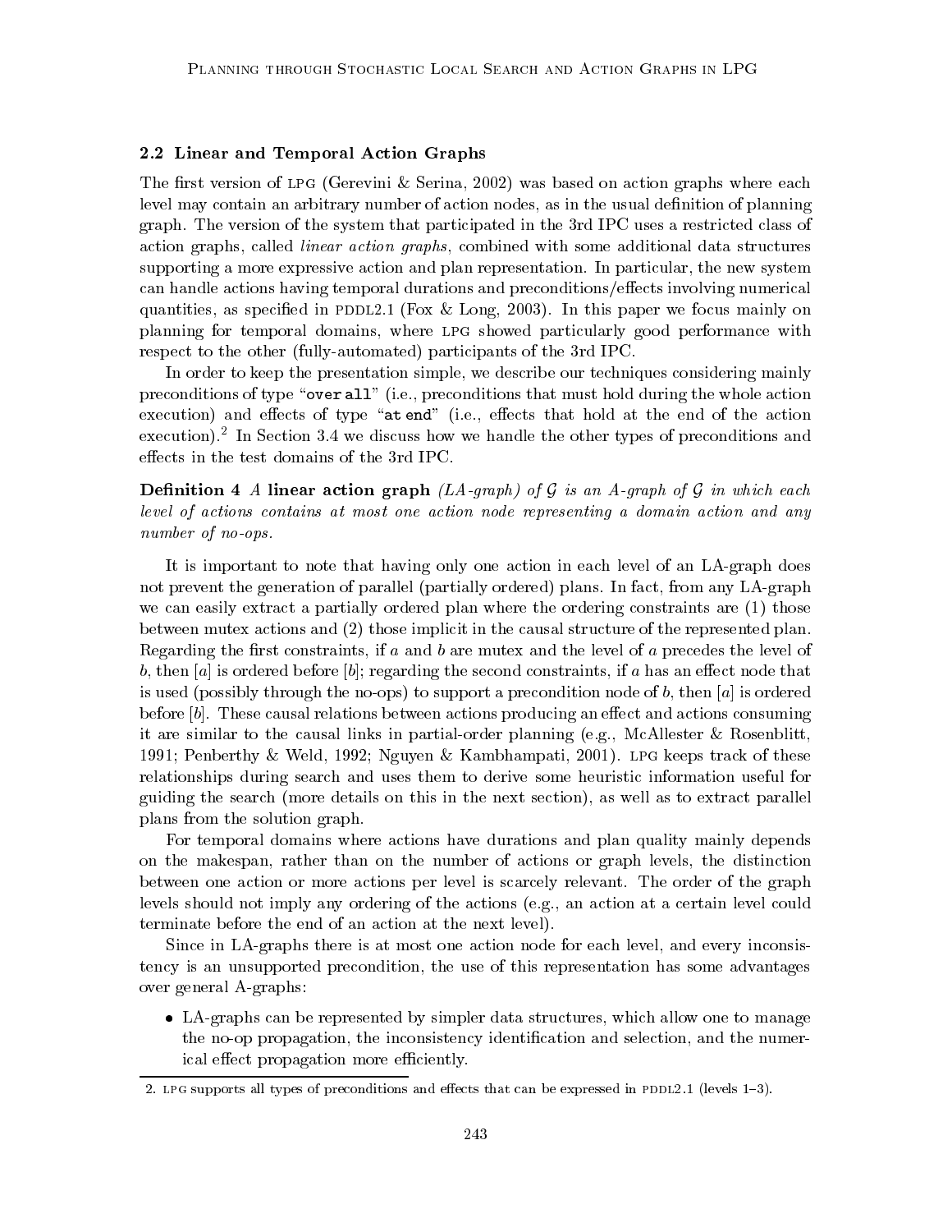### 2.2 Linear and Temporal Action Graphs

The first version of LPG (Gerevini & Serina, 2002) was based on action graphs where each level may contain an arbitrary number of action nodes, as in the usual definition of planning graph. The version of the system that participated in the 3rd IPC uses a restricted class of action graphs, called *linear action graphs*, combined with some additional data structures supporting a more expressive action and plan representation. In particular, the new system can handle actions having temporal durations and preconditions/effects involving numerical quantities, as specified in PDDL2.1 (Fox & Long, 2003). In this paper we focus mainly on planning for temporal domains, where LPG showed particularly good performance with respect to the other (fully-automated) participants of the 3rd IPC.

In order to keep the presentation simple, we describe our techniques considering mainly preconditions of type "`over all`" (i.e., preconditions that must hold during the whole action execution) and effects of type "`at end`" (i.e., effects that hold at the end of the action execution).[2] In Section 3.4 we discuss how we handle the other types of preconditions and effects in the test domains of the 3rd IPC.

**Definition 4** *A* **linear action graph** *(LA-graph) of $\mathcal{G}$ is an A-graph of $\mathcal{G}$ in which each level of actions contains at most one action node representing a domain action and any number of no-ops.*

It is important to note that having only one action in each level of an LA-graph does not prevent the generation of parallel (partially ordered) plans. In fact, from any LA-graph we can easily extract a partially ordered plan where the ordering constraints are (1) those between mutex actions and (2) those implicit in the causal structure of the represented plan. Regarding the first constraints, if $a$ and $b$ are mutex and the level of $a$ precedes the level of $b$, then $[a]$ is ordered before $[b]$; regarding the second constraints, if $a$ has an effect node that is used (possibly through the no-ops) to support a precondition node of $b$, then $[a]$ is ordered before $[b]$. These causal relations between actions producing an effect and actions consuming it are similar to the causal links in partial-order planning (e.g., McAllester & Rosenblitt, 1991; Penberthy & Weld, 1992; Nguyen & Kambhampati, 2001). LPG keeps track of these relationships during search and uses them to derive some heuristic information useful for guiding the search (more details on this in the next section), as well as to extract parallel plans from the solution graph.

For temporal domains where actions have durations and plan quality mainly depends on the makespan, rather than on the number of actions or graph levels, the distinction between one action or more actions per level is scarcely relevant. The order of the graph levels should not imply any ordering of the actions (e.g., an action at a certain level could terminate before the end of an action at the next level).

Since in LA-graphs there is at most one action node for each level, and every inconsistency is an unsupported precondition, the use of this representation has some advantages over general A-graphs:

- LA-graphs can be represented by simpler data structures, which allow one to manage the no-op propagation, the inconsistency identification and selection, and the numerical effect propagation more efficiently.

2. LPG supports all types of preconditions and effects that can be expressed in PDDL2.1 (levels 1–3).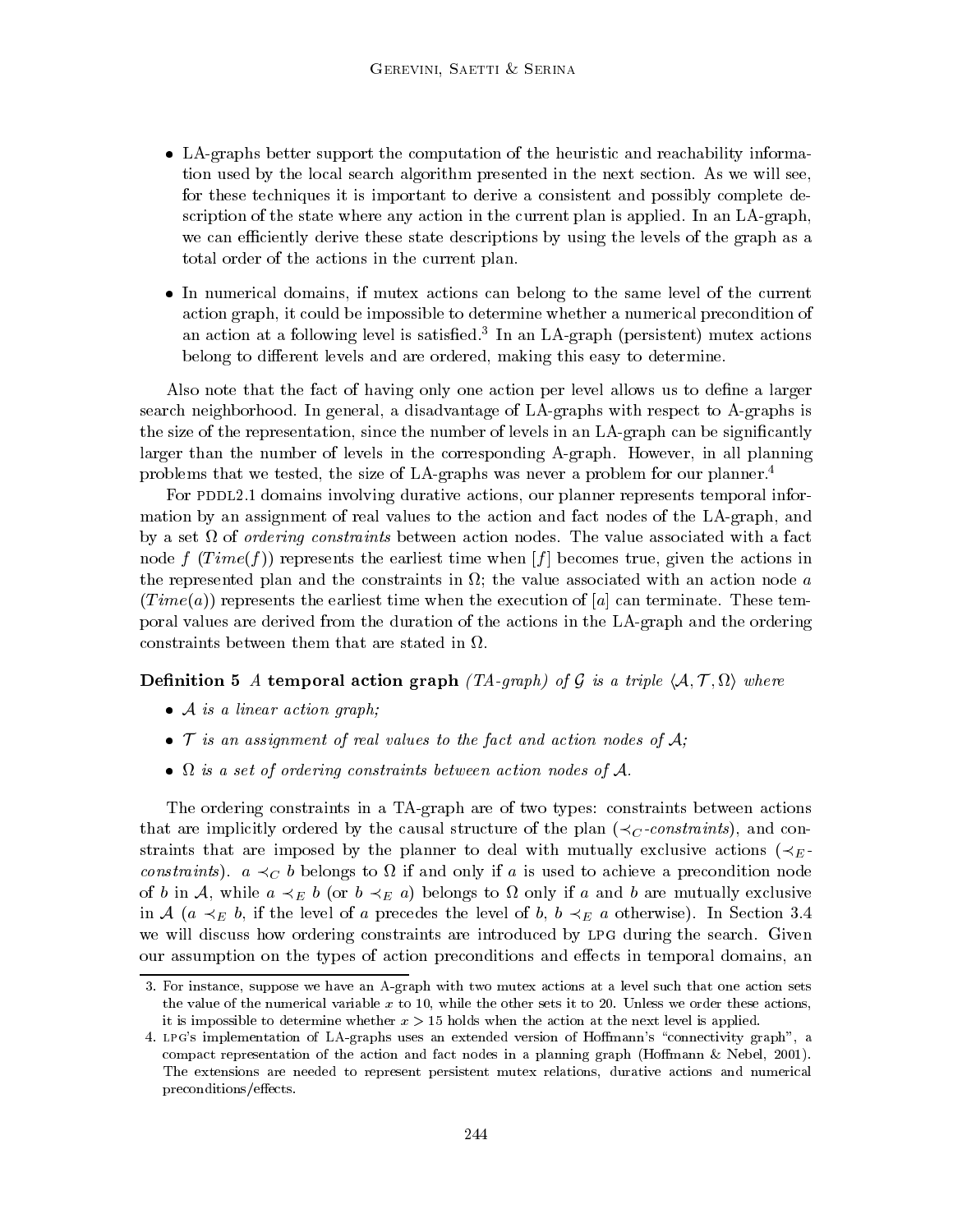- LA-graphs better support the computation of the heuristic and reachability information used by the local search algorithm presented in the next section. As we will see, for these techniques it is important to derive a consistent and possibly complete description of the state where any action in the current plan is applied. In an LA-graph, we can efficiently derive these state descriptions by using the levels of the graph as a total order of the actions in the current plan.
- In numerical domains, if mutex actions can belong to the same level of the current action graph, it could be impossible to determine whether a numerical precondition of an action at a following level is satisfied.[3] In an LA-graph (persistent) mutex actions belong to different levels and are ordered, making this easy to determine.

Also note that the fact of having only one action per level allows us to define a larger search neighborhood. In general, a disadvantage of LA-graphs with respect to A-graphs is the size of the representation, since the number of levels in an LA-graph can be significantly larger than the number of levels in the corresponding A-graph. However, in all planning problems that we tested, the size of LA-graphs was never a problem for our planner.[4]

For PDDL2.1 domains involving durative actions, our planner represents temporal information by an assignment of real values to the action and fact nodes of the LA-graph, and by a set $\Omega$ of *ordering constraints* between action nodes. The value associated with a fact node $f$ ($Time(f)$) represents the earliest time when $[f]$ becomes true, given the actions in the represented plan and the constraints in $\Omega$; the value associated with an action node $a$ ($Time(a)$) represents the earliest time when the execution of $[a]$ can terminate. These temporal values are derived from the duration of the actions in the LA-graph and the ordering constraints between them that are stated in $\Omega$.

**Definition 5** *A* **temporal action graph** *(TA-graph) of $\mathcal{G}$ is a triple $\langle \mathcal{A}, \mathcal{T}, \Omega \rangle$ where*

- *$\mathcal{A}$ is a linear action graph;*
- *$\mathcal{T}$ is an assignment of real values to the fact and action nodes of $\mathcal{A}$;*
- *$\Omega$ is a set of ordering constraints between action nodes of $\mathcal{A}$.*

The ordering constraints in a TA-graph are of two types: constraints between actions that are implicitly ordered by the causal structure of the plan ($\prec_C$*-constraints*), and constraints that are imposed by the planner to deal with mutually exclusive actions ($\prec_E$*-constraints*). $a \prec_C b$ belongs to $\Omega$ if and only if $a$ is used to achieve a precondition node of $b$ in $\mathcal{A}$, while $a \prec_E b$ (or $b \prec_E a$) belongs to $\Omega$ only if $a$ and $b$ are mutually exclusive in $\mathcal{A}$ ($a \prec_E b$, if the level of $a$ precedes the level of $b$, $b \prec_E a$ otherwise). In Section 3.4 we will discuss how ordering constraints are introduced by LPG during the search. Given our assumption on the types of action preconditions and effects in temporal domains, an

3. For instance, suppose we have an A-graph with two mutex actions at a level such that one action sets the value of the numerical variable $x$ to 10, while the other sets it to 20. Unless we order these actions, it is impossible to determine whether $x > 15$ holds when the action at the next level is applied.

4. LPG's implementation of LA-graphs uses an extended version of Hoffmann's "connectivity graph", a compact representation of the action and fact nodes in a planning graph (Hoffmann & Nebel, 2001). The extensions are needed to represent persistent mutex relations, durative actions and numerical preconditions/effects.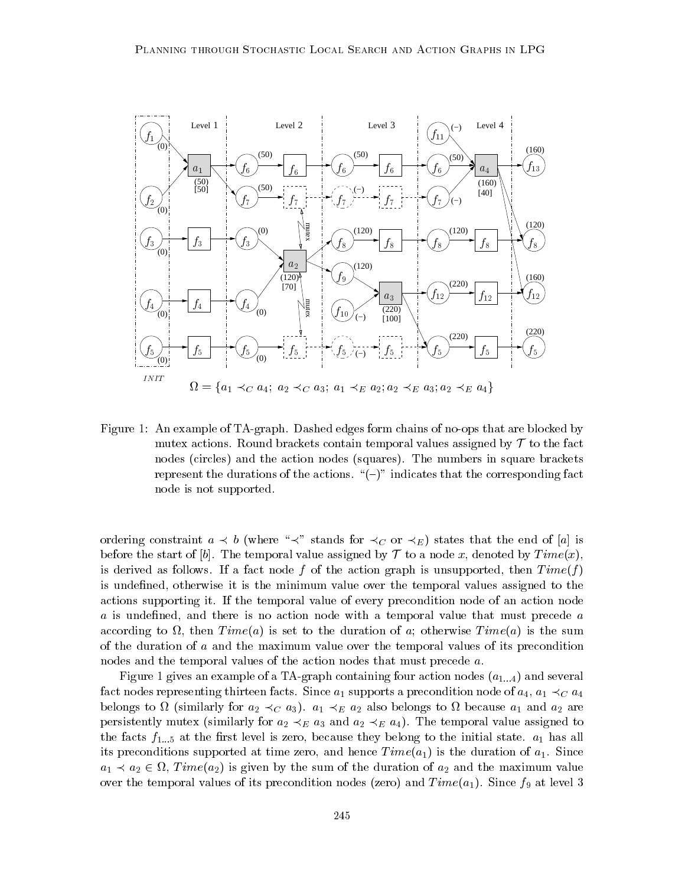$$\Omega = \{a_1 \prec_C a_4;\ a_2 \prec_C a_3;\ a_1 \prec_E a_2; a_2 \prec_E a_3; a_2 \prec_E a_4\}$$

Figure 1: An example of TA-graph. Dashed edges form chains of no-ops that are blocked by mutex actions. Round brackets contain temporal values assigned by $\mathcal{T}$ to the fact nodes (circles) and the action nodes (squares). The numbers in square brackets represent the durations of the actions. "(–)" indicates that the corresponding fact node is not supported.

ordering constraint $a \prec b$ (where "$\prec$" stands for $\prec_C$ or $\prec_E$) states that the end of [$a$] is before the start of [$b$]. The temporal value assigned by $\mathcal{T}$ to a node $x$, denoted by $Time(x)$, is derived as follows. If a fact node $f$ of the action graph is unsupported, then $Time(f)$ is undefined, otherwise it is the minimum value over the temporal values assigned to the actions supporting it. If the temporal value of every precondition node of an action node $a$ is undefined, and there is no action node with a temporal value that must precede $a$ according to $\Omega$, then $Time(a)$ is set to the duration of $a$; otherwise $Time(a)$ is the sum of the duration of $a$ and the maximum value over the temporal values of its precondition nodes and the temporal values of the action nodes that must precede $a$.

Figure 1 gives an example of a TA-graph containing four action nodes ($a_{1...4}$) and several fact nodes representing thirteen facts. Since $a_1$ supports a precondition node of $a_4$, $a_1 \prec_C a_4$ belongs to $\Omega$ (similarly for $a_2 \prec_C a_3$). $a_1 \prec_E a_2$ also belongs to $\Omega$ because $a_1$ and $a_2$ are persistently mutex (similarly for $a_2 \prec_E a_3$ and $a_2 \prec_E a_4$). The temporal value assigned to the facts $f_{1...5}$ at the first level is zero, because they belong to the initial state. $a_1$ has all its preconditions supported at time zero, and hence $Time(a_1)$ is the duration of $a_1$. Since $a_1 \prec a_2 \in \Omega$, $Time(a_2)$ is given by the sum of the duration of $a_2$ and the maximum value over the temporal values of its precondition nodes (zero) and $Time(a_1)$. Since $f_9$ at level 3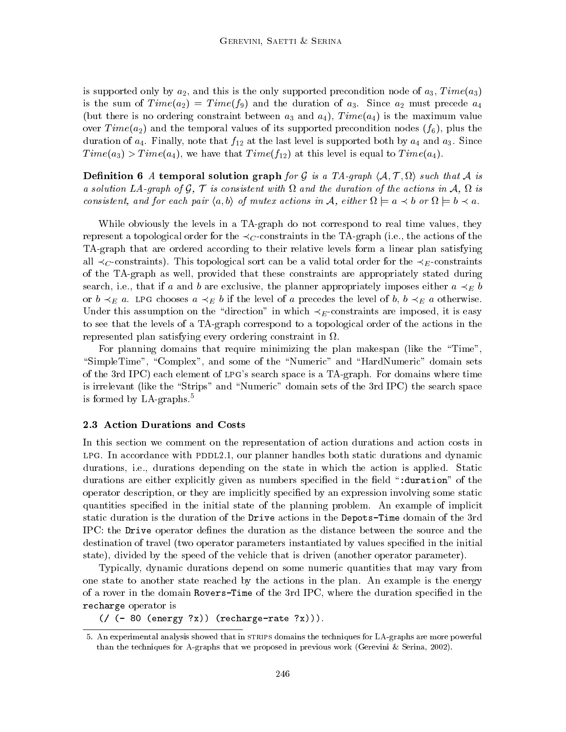is supported only by $a_2$, and this is the only supported precondition node of $a_3$, $Time(a_3)$ is the sum of $Time(a_2) = Time(f_9)$ and the duration of $a_3$. Since $a_2$ must precede $a_4$ (but there is no ordering constraint between $a_3$ and $a_4$), $Time(a_4)$ is the maximum value over $Time(a_2)$ and the temporal values of its supported precondition nodes ($f_6$), plus the duration of $a_4$. Finally, note that $f_{12}$ at the last level is supported both by $a_4$ and $a_3$. Since $Time(a_3) > Time(a_4)$, we have that $Time(f_{12})$ at this level is equal to $Time(a_4)$.

**Definition 6** *A* **temporal solution graph** *for $\mathcal{G}$ is a TA-graph $\langle \mathcal{A}, \mathcal{T}, \Omega \rangle$ such that $\mathcal{A}$ is a solution LA-graph of $\mathcal{G}$, $\mathcal{T}$ is consistent with $\Omega$ and the duration of the actions in $\mathcal{A}$, $\Omega$ is consistent, and for each pair $\langle a, b \rangle$ of mutex actions in $\mathcal{A}$, either $\Omega \models a \prec b$ or $\Omega \models b \prec a$.*

While obviously the levels in a TA-graph do not correspond to real time values, they represent a topological order for the $\prec_C$-constraints in the TA-graph (i.e., the actions of the TA-graph that are ordered according to their relative levels form a linear plan satisfying all $\prec_C$-constraints). This topological sort can be a valid total order for the $\prec_E$-constraints of the TA-graph as well, provided that these constraints are appropriately stated during search, i.e., that if $a$ and $b$ are exclusive, the planner appropriately imposes either $a \prec_E b$ or $b \prec_E a$. LPG chooses $a \prec_E b$ if the level of $a$ precedes the level of $b$, $b \prec_E a$ otherwise. Under this assumption on the "direction" in which $\prec_E$-constraints are imposed, it is easy to see that the levels of a TA-graph correspond to a topological order of the actions in the represented plan satisfying every ordering constraint in $\Omega$.

For planning domains that require minimizing the plan makespan (like the "Time", "SimpleTime", "Complex", and some of the "Numeric" and "HardNumeric" domain sets of the 3rd IPC) each element of LPG's search space is a TA-graph. For domains where time is irrelevant (like the "Strips" and "Numeric" domain sets of the 3rd IPC) the search space is formed by LA-graphs.[5]

### 2.3 Action Durations and Costs

In this section we comment on the representation of action durations and action costs in LPG. In accordance with PDDL2.1, our planner handles both static durations and dynamic durations, i.e., durations depending on the state in which the action is applied. Static durations are either explicitly given as numbers specified in the field "`:duration`" of the operator description, or they are implicitly specified by an expression involving some static quantities specified in the initial state of the planning problem. An example of implicit static duration is the duration of the `Drive` actions in the `Depots-Time` domain of the 3rd IPC: the `Drive` operator defines the duration as the distance between the source and the destination of travel (two operator parameters instantiated by values specified in the initial state), divided by the speed of the vehicle that is driven (another operator parameter).

Typically, dynamic durations depend on some numeric quantities that may vary from one state to another state reached by the actions in the plan. An example is the energy of a rover in the domain `Rovers-Time` of the 3rd IPC, where the duration specified in the `recharge` operator is

```
(/ (- 80 (energy ?x)) (recharge-rate ?x))).
```

5. An experimental analysis showed that in STRIPS domains the techniques for LA-graphs are more powerful than the techniques for A-graphs that we proposed in previous work (Gerevini & Serina, 2002).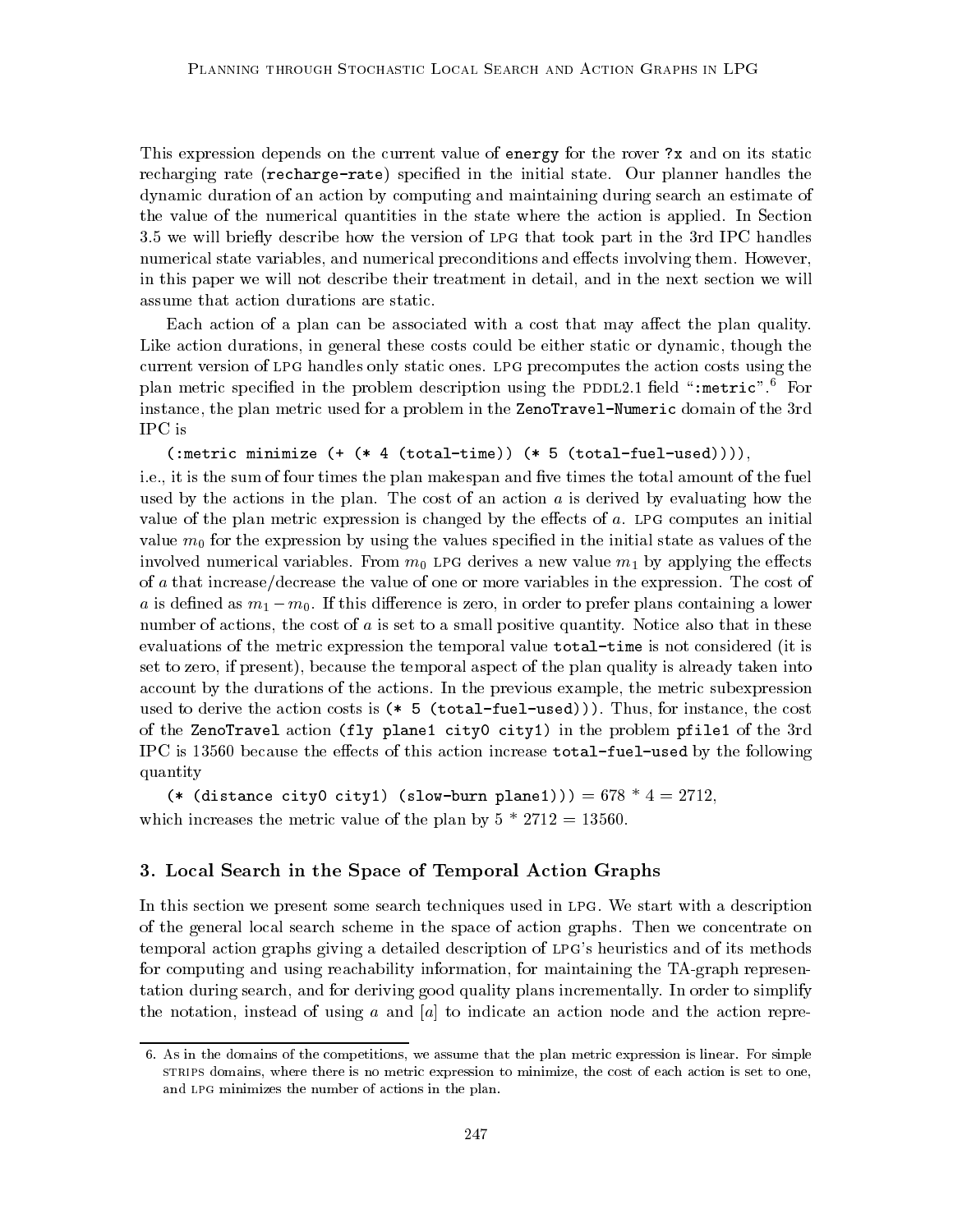This expression depends on the current value of `energy` for the rover `?x` and on its static recharging rate (`recharge-rate`) specified in the initial state. Our planner handles the dynamic duration of an action by computing and maintaining during search an estimate of the value of the numerical quantities in the state where the action is applied. In Section 3.5 we will briefly describe how the version of LPG that took part in the 3rd IPC handles numerical state variables, and numerical preconditions and effects involving them. However, in this paper we will not describe their treatment in detail, and in the next section we will assume that action durations are static.

Each action of a plan can be associated with a cost that may affect the plan quality. Like action durations, in general these costs could be either static or dynamic, though the current version of LPG handles only static ones. LPG precomputes the action costs using the plan metric specified in the problem description using the PDDL2.1 field "`:metric`".[6] For instance, the plan metric used for a problem in the `ZenoTravel-Numeric` domain of the 3rd IPC is

`(:metric minimize (+ (* 4 (total-time)) (* 5 (total-fuel-used))))`,

i.e., it is the sum of four times the plan makespan and five times the total amount of the fuel used by the actions in the plan. The cost of an action $a$ is derived by evaluating how the value of the plan metric expression is changed by the effects of $a$. LPG computes an initial value $m_0$ for the expression by using the values specified in the initial state as values of the involved numerical variables. From $m_0$ LPG derives a new value $m_1$ by applying the effects of $a$ that increase/decrease the value of one or more variables in the expression. The cost of $a$ is defined as $m_1 - m_0$. If this difference is zero, in order to prefer plans containing a lower number of actions, the cost of $a$ is set to a small positive quantity. Notice also that in these evaluations of the metric expression the temporal value `total-time` is not considered (it is set to zero, if present), because the temporal aspect of the plan quality is already taken into account by the durations of the actions. In the previous example, the metric subexpression used to derive the action costs is `(* 5 (total-fuel-used)))`. Thus, for instance, the cost of the `ZenoTravel` action `(fly plane1 city0 city1)` in the problem `pfile1` of the 3rd IPC is 13560 because the effects of this action increase `total-fuel-used` by the following quantity

`(* (distance city0 city1) (slow-burn plane1)))` = 678 * 4 = 2712,

which increases the metric value of the plan by 5 * 2712 = 13560.

## 3. Local Search in the Space of Temporal Action Graphs

In this section we present some search techniques used in LPG. We start with a description of the general local search scheme in the space of action graphs. Then we concentrate on temporal action graphs giving a detailed description of LPG's heuristics and of its methods for computing and using reachability information, for maintaining the TA-graph representation during search, and for deriving good quality plans incrementally. In order to simplify the notation, instead of using $a$ and $[a]$ to indicate an action node and the action repre-

---

6. As in the domains of the competitions, we assume that the plan metric expression is linear. For simple STRIPS domains, where there is no metric expression to minimize, the cost of each action is set to one, and LPG minimizes the number of actions in the plan.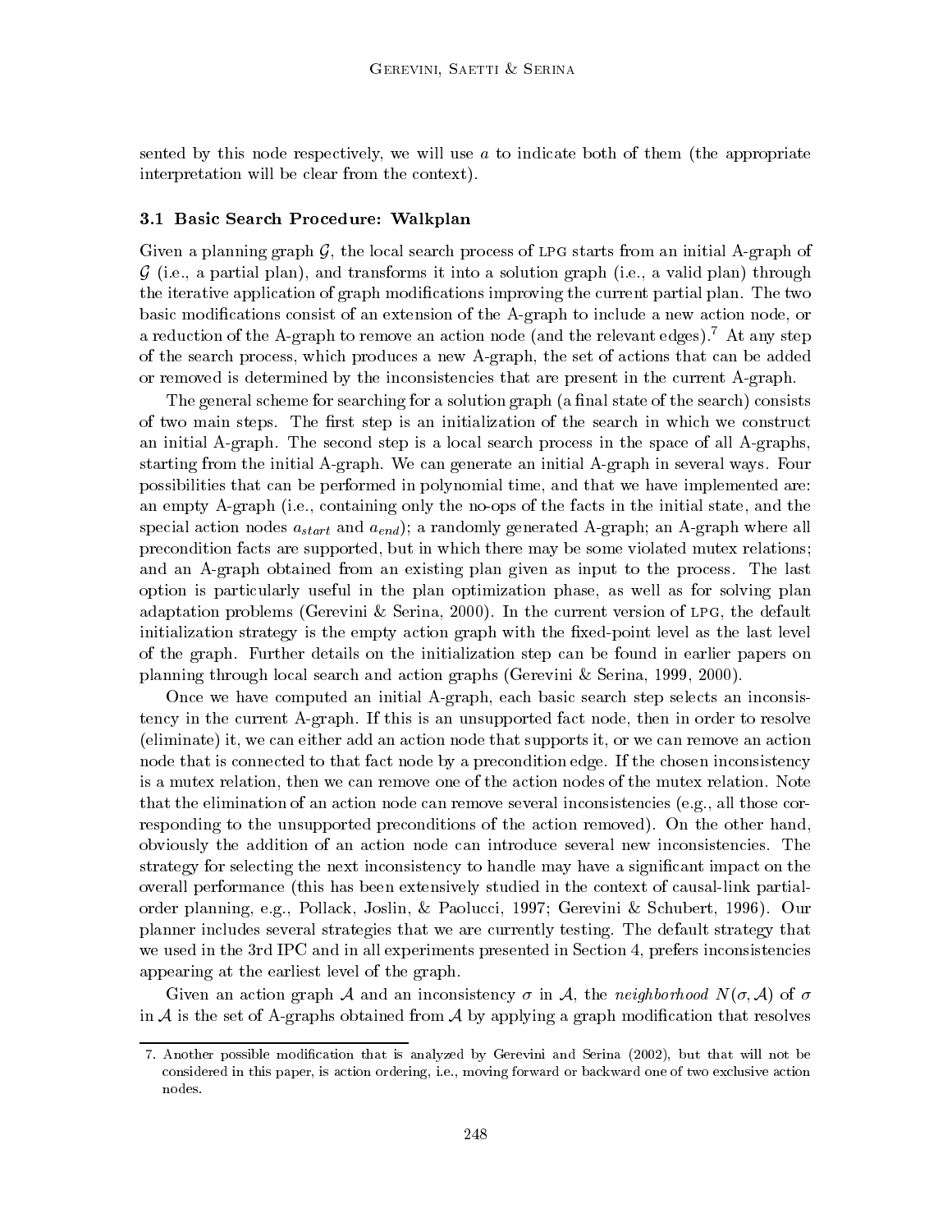sented by this node respectively, we will use $a$ to indicate both of them (the appropriate interpretation will be clear from the context).

### 3.1 Basic Search Procedure: Walkplan

Given a planning graph $\mathcal{G}$, the local search process of LPG starts from an initial A-graph of $\mathcal{G}$ (i.e., a partial plan), and transforms it into a solution graph (i.e., a valid plan) through the iterative application of graph modifications improving the current partial plan. The two basic modifications consist of an extension of the A-graph to include a new action node, or a reduction of the A-graph to remove an action node (and the relevant edges).[7] At any step of the search process, which produces a new A-graph, the set of actions that can be added or removed is determined by the inconsistencies that are present in the current A-graph.

The general scheme for searching for a solution graph (a final state of the search) consists of two main steps. The first step is an initialization of the search in which we construct an initial A-graph. The second step is a local search process in the space of all A-graphs, starting from the initial A-graph. We can generate an initial A-graph in several ways. Four possibilities that can be performed in polynomial time, and that we have implemented are: an empty A-graph (i.e., containing only the no-ops of the facts in the initial state, and the special action nodes $a_{start}$ and $a_{end}$); a randomly generated A-graph; an A-graph where all precondition facts are supported, but in which there may be some violated mutex relations; and an A-graph obtained from an existing plan given as input to the process. The last option is particularly useful in the plan optimization phase, as well as for solving plan adaptation problems (Gerevini & Serina, 2000). In the current version of LPG, the default initialization strategy is the empty action graph with the fixed-point level as the last level of the graph. Further details on the initialization step can be found in earlier papers on planning through local search and action graphs (Gerevini & Serina, 1999, 2000).

Once we have computed an initial A-graph, each basic search step selects an inconsistency in the current A-graph. If this is an unsupported fact node, then in order to resolve (eliminate) it, we can either add an action node that supports it, or we can remove an action node that is connected to that fact node by a precondition edge. If the chosen inconsistency is a mutex relation, then we can remove one of the action nodes of the mutex relation. Note that the elimination of an action node can remove several inconsistencies (e.g., all those corresponding to the unsupported preconditions of the action removed). On the other hand, obviously the addition of an action node can introduce several new inconsistencies. The strategy for selecting the next inconsistency to handle may have a significant impact on the overall performance (this has been extensively studied in the context of causal-link partial-order planning, e.g., Pollack, Joslin, & Paolucci, 1997; Gerevini & Schubert, 1996). Our planner includes several strategies that we are currently testing. The default strategy that we used in the 3rd IPC and in all experiments presented in Section 4, prefers inconsistencies appearing at the earliest level of the graph.

Given an action graph $\mathcal{A}$ and an inconsistency $\sigma$ in $\mathcal{A}$, the *neighborhood* $N(\sigma, \mathcal{A})$ of $\sigma$ in $\mathcal{A}$ is the set of A-graphs obtained from $\mathcal{A}$ by applying a graph modification that resolves

---

7. Another possible modification that is analyzed by Gerevini and Serina (2002), but that will not be considered in this paper, is action ordering, i.e., moving forward or backward one of two exclusive action nodes.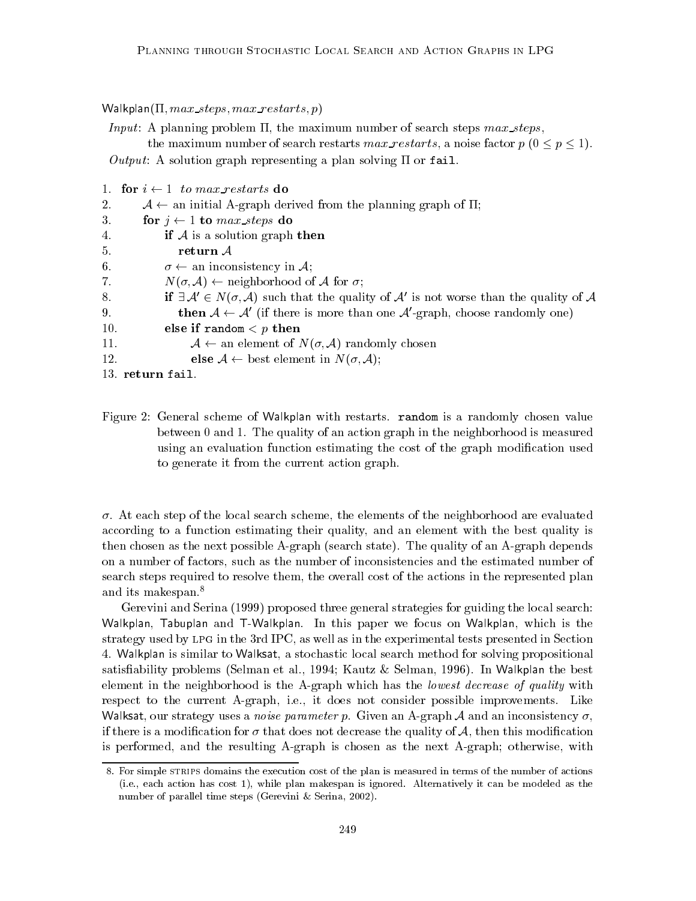Walkplan($\Pi$, $max\_steps$, $max\_restarts$, $p$)

*Input*: A planning problem $\Pi$, the maximum number of search steps $max\_steps$, the maximum number of search restarts $max\_restarts$, a noise factor $p$ ($0 \leq p \leq 1$).
*Output*: A solution graph representing a plan solving $\Pi$ or `fail`.

```
1.  for i ← 1 to max_restarts do
2.      A ← an initial A-graph derived from the planning graph of Π;
3.      for j ← 1 to max_steps do
4.          if A is a solution graph then
5.              return A
6.          σ ← an inconsistency in A;
7.          N(σ, A) ← neighborhood of A for σ;
8.          if ∃A' ∈ N(σ, A) such that the quality of A' is not worse than the quality of A
9.              then A ← A' (if there is more than one A'-graph, choose randomly one)
10.         else if random < p then
11.             A ← an element of N(σ, A) randomly chosen
12.             else A ← best element in N(σ, A);
13. return fail.
```

Figure 2: General scheme of Walkplan with restarts. `random` is a randomly chosen value between 0 and 1. The quality of an action graph in the neighborhood is measured using an evaluation function estimating the cost of the graph modification used to generate it from the current action graph.

$\sigma$. At each step of the local search scheme, the elements of the neighborhood are evaluated according to a function estimating their quality, and an element with the best quality is then chosen as the next possible A-graph (search state). The quality of an A-graph depends on a number of factors, such as the number of inconsistencies and the estimated number of search steps required to resolve them, the overall cost of the actions in the represented plan and its makespan.[8]

Gerevini and Serina (1999) proposed three general strategies for guiding the local search: Walkplan, Tabuplan and T-Walkplan. In this paper we focus on Walkplan, which is the strategy used by LPG in the 3rd IPC, as well as in the experimental tests presented in Section 4. Walkplan is similar to Walksat, a stochastic local search method for solving propositional satisfiability problems (Selman et al., 1994; Kautz & Selman, 1996). In Walkplan the best element in the neighborhood is the A-graph which has the *lowest decrease of quality* with respect to the current A-graph, i.e., it does not consider possible improvements. Like Walksat, our strategy uses a *noise parameter* $p$. Given an A-graph $\mathcal{A}$ and an inconsistency $\sigma$, if there is a modification for $\sigma$ that does not decrease the quality of $\mathcal{A}$, then this modification is performed, and the resulting A-graph is chosen as the next A-graph; otherwise, with

8. For simple STRIPS domains the execution cost of the plan is measured in terms of the number of actions (i.e., each action has cost 1), while plan makespan is ignored. Alternatively it can be modeled as the number of parallel time steps (Gerevini & Serina, 2002).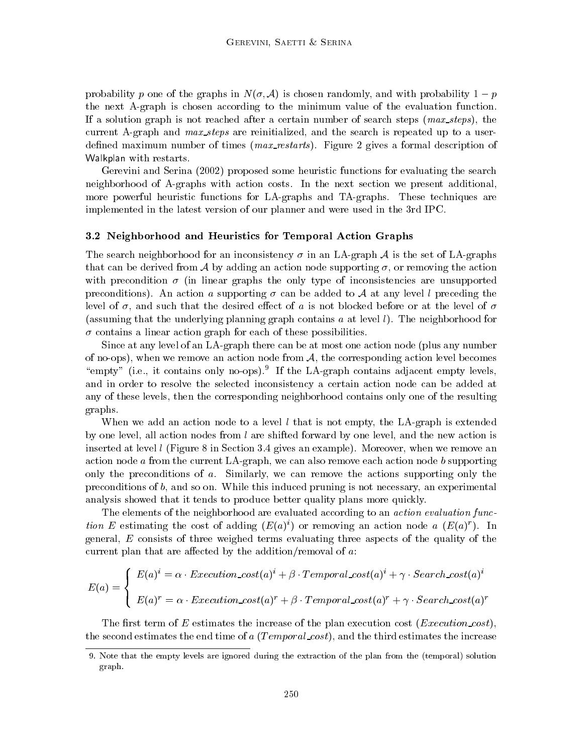probability $p$ one of the graphs in $N(\sigma, \mathcal{A})$ is chosen randomly, and with probability $1 - p$ the next A-graph is chosen according to the minimum value of the evaluation function. If a solution graph is not reached after a certain number of search steps (*max_steps*), the current A-graph and *max_steps* are reinitialized, and the search is repeated up to a user-defined maximum number of times (*max_restarts*). Figure 2 gives a formal description of Walkplan with restarts.

Gerevini and Serina (2002) proposed some heuristic functions for evaluating the search neighborhood of A-graphs with action costs. In the next section we present additional, more powerful heuristic functions for LA-graphs and TA-graphs. These techniques are implemented in the latest version of our planner and were used in the 3rd IPC.

### 3.2 Neighborhood and Heuristics for Temporal Action Graphs

The search neighborhood for an inconsistency $\sigma$ in an LA-graph $\mathcal{A}$ is the set of LA-graphs that can be derived from $\mathcal{A}$ by adding an action node supporting $\sigma$, or removing the action with precondition $\sigma$ (in linear graphs the only type of inconsistencies are unsupported preconditions). An action $a$ supporting $\sigma$ can be added to $\mathcal{A}$ at any level $l$ preceding the level of $\sigma$, and such that the desired effect of $a$ is not blocked before or at the level of $\sigma$ (assuming that the underlying planning graph contains $a$ at level $l$). The neighborhood for $\sigma$ contains a linear action graph for each of these possibilities.

Since at any level of an LA-graph there can be at most one action node (plus any number of no-ops), when we remove an action node from $\mathcal{A}$, the corresponding action level becomes "empty" (i.e., it contains only no-ops).[9] If the LA-graph contains adjacent empty levels, and in order to resolve the selected inconsistency a certain action node can be added at any of these levels, then the corresponding neighborhood contains only one of the resulting graphs.

When we add an action node to a level $l$ that is not empty, the LA-graph is extended by one level, all action nodes from $l$ are shifted forward by one level, and the new action is inserted at level $l$ (Figure 8 in Section 3.4 gives an example). Moreover, when we remove an action node $a$ from the current LA-graph, we can also remove each action node $b$ supporting only the preconditions of $a$. Similarly, we can remove the actions supporting only the preconditions of $b$, and so on. While this induced pruning is not necessary, an experimental analysis showed that it tends to produce better quality plans more quickly.

The elements of the neighborhood are evaluated according to an *action evaluation function* $E$ estimating the cost of adding ($E(a)^i$) or removing an action node $a$ ($E(a)^r$). In general, $E$ consists of three weighed terms evaluating three aspects of the quality of the current plan that are affected by the addition/removal of $a$:

$$E(a) = \begin{cases} E(a)^i = \alpha \cdot \mathit{Execution\_cost}(a)^i + \beta \cdot \mathit{Temporal\_cost}(a)^i + \gamma \cdot \mathit{Search\_cost}(a)^i \\ \\ E(a)^r = \alpha \cdot \mathit{Execution\_cost}(a)^r + \beta \cdot \mathit{Temporal\_cost}(a)^r + \gamma \cdot \mathit{Search\_cost}(a)^r \end{cases}$$

The first term of $E$ estimates the increase of the plan execution cost (*Execution_cost*), the second estimates the end time of $a$ (*Temporal_cost*), and the third estimates the increase

9. Note that the empty levels are ignored during the extraction of the plan from the (temporal) solution graph.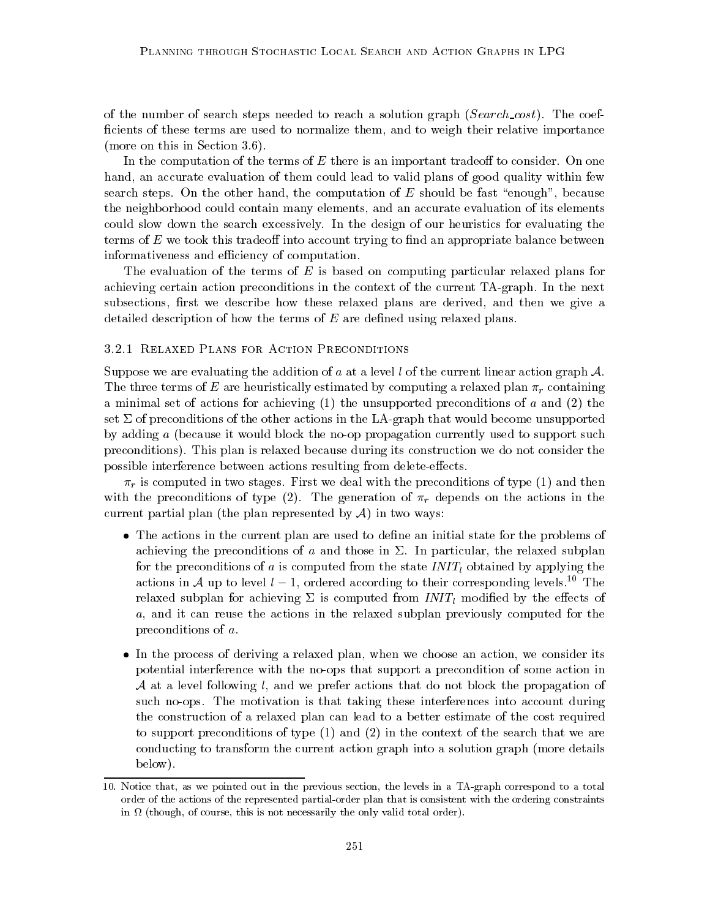of the number of search steps needed to reach a solution graph (*Search_cost*). The coefficients of these terms are used to normalize them, and to weigh their relative importance (more on this in Section 3.6).

In the computation of the terms of $E$ there is an important tradeoff to consider. On one hand, an accurate evaluation of them could lead to valid plans of good quality within few search steps. On the other hand, the computation of $E$ should be fast "enough", because the neighborhood could contain many elements, and an accurate evaluation of its elements could slow down the search excessively. In the design of our heuristics for evaluating the terms of $E$ we took this tradeoff into account trying to find an appropriate balance between informativeness and efficiency of computation.

The evaluation of the terms of $E$ is based on computing particular relaxed plans for achieving certain action preconditions in the context of the current TA-graph. In the next subsections, first we describe how these relaxed plans are derived, and then we give a detailed description of how the terms of $E$ are defined using relaxed plans.

### 3.2.1 Relaxed Plans for Action Preconditions

Suppose we are evaluating the addition of $a$ at a level $l$ of the current linear action graph $\mathcal{A}$. The three terms of $E$ are heuristically estimated by computing a relaxed plan $\pi_r$ containing a minimal set of actions for achieving (1) the unsupported preconditions of $a$ and (2) the set $\Sigma$ of preconditions of the other actions in the LA-graph that would become unsupported by adding $a$ (because it would block the no-op propagation currently used to support such preconditions). This plan is relaxed because during its construction we do not consider the possible interference between actions resulting from delete-effects.

$\pi_r$ is computed in two stages. First we deal with the preconditions of type (1) and then with the preconditions of type (2). The generation of $\pi_r$ depends on the actions in the current partial plan (the plan represented by $\mathcal{A}$) in two ways:

- The actions in the current plan are used to define an initial state for the problems of achieving the preconditions of $a$ and those in $\Sigma$. In particular, the relaxed subplan for the preconditions of $a$ is computed from the state $INIT_l$ obtained by applying the actions in $\mathcal{A}$ up to level $l-1$, ordered according to their corresponding levels.[10] The relaxed subplan for achieving $\Sigma$ is computed from $INIT_l$ modified by the effects of $a$, and it can reuse the actions in the relaxed subplan previously computed for the preconditions of $a$.
- In the process of deriving a relaxed plan, when we choose an action, we consider its potential interference with the no-ops that support a precondition of some action in $\mathcal{A}$ at a level following $l$, and we prefer actions that do not block the propagation of such no-ops. The motivation is that taking these interferences into account during the construction of a relaxed plan can lead to a better estimate of the cost required to support preconditions of type (1) and (2) in the context of the search that we are conducting to transform the current action graph into a solution graph (more details below).

10. Notice that, as we pointed out in the previous section, the levels in a TA-graph correspond to a total order of the actions of the represented partial-order plan that is consistent with the ordering constraints in $\Omega$ (though, of course, this is not necessarily the only valid total order).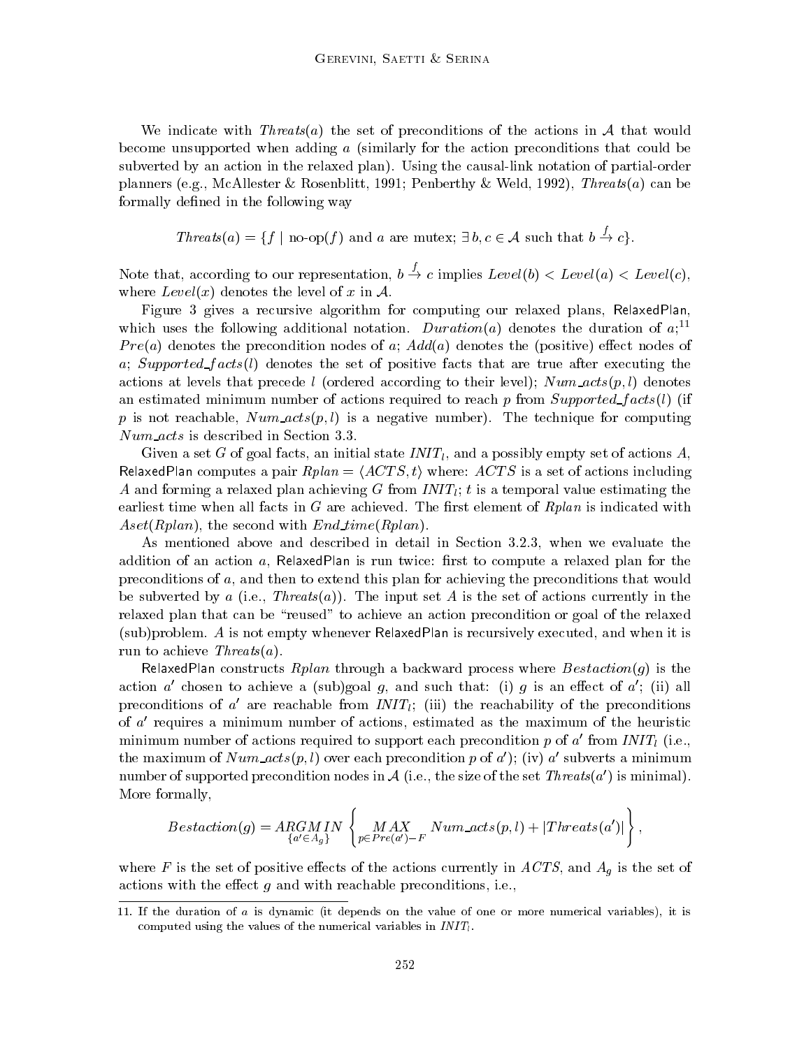We indicate with $Threats(a)$ the set of preconditions of the actions in $\mathcal{A}$ that would become unsupported when adding $a$ (similarly for the action preconditions that could be subverted by an action in the relaxed plan). Using the causal-link notation of partial-order planners (e.g., McAllester & Rosenblitt, 1991; Penberthy & Weld, 1992), $Threats(a)$ can be formally defined in the following way

$$Threats(a) = \{f \mid \text{no-op}(f) \text{ and } a \text{ are mutex; } \exists\, b, c \in \mathcal{A} \text{ such that } b \xrightarrow{f} c\}.$$

Note that, according to our representation, $b \xrightarrow{f} c$ implies $Level(b) < Level(a) < Level(c)$, where $Level(x)$ denotes the level of $x$ in $\mathcal{A}$.

Figure 3 gives a recursive algorithm for computing our relaxed plans, RelaxedPlan, which uses the following additional notation. $Duration(a)$ denotes the duration of $a$;[11] $Pre(a)$ denotes the precondition nodes of $a$; $Add(a)$ denotes the (positive) effect nodes of $a$; $Supported\_facts(l)$ denotes the set of positive facts that are true after executing the actions at levels that precede $l$ (ordered according to their level); $Num\_acts(p, l)$ denotes an estimated minimum number of actions required to reach $p$ from $Supported\_facts(l)$ (if $p$ is not reachable, $Num\_acts(p, l)$ is a negative number). The technique for computing $Num\_acts$ is described in Section 3.3.

Given a set $G$ of goal facts, an initial state $INIT_l$, and a possibly empty set of actions $A$, RelaxedPlan computes a pair $Rplan = \langle ACTS, t \rangle$ where: $ACTS$ is a set of actions including $A$ and forming a relaxed plan achieving $G$ from $INIT_l$; $t$ is a temporal value estimating the earliest time when all facts in $G$ are achieved. The first element of $Rplan$ is indicated with $Aset(Rplan)$, the second with $End\_time(Rplan)$.

As mentioned above and described in detail in Section 3.2.3, when we evaluate the addition of an action $a$, RelaxedPlan is run twice: first to compute a relaxed plan for the preconditions of $a$, and then to extend this plan for achieving the preconditions that would be subverted by $a$ (i.e., $Threats(a)$). The input set $A$ is the set of actions currently in the relaxed plan that can be "reused" to achieve an action precondition or goal of the relaxed (sub)problem. $A$ is not empty whenever RelaxedPlan is recursively executed, and when it is run to achieve $Threats(a)$.

RelaxedPlan constructs $Rplan$ through a backward process where $Bestaction(g)$ is the action $a'$ chosen to achieve a (sub)goal $g$, and such that: (i) $g$ is an effect of $a'$; (ii) all preconditions of $a'$ are reachable from $INIT_l$; (iii) the reachability of the preconditions of $a'$ requires a minimum number of actions, estimated as the maximum of the heuristic minimum number of actions required to support each precondition $p$ of $a'$ from $INIT_l$ (i.e., the maximum of $Num\_acts(p, l)$ over each precondition $p$ of $a'$); (iv) $a'$ subverts a minimum number of supported precondition nodes in $\mathcal{A}$ (i.e., the size of the set $Threats(a')$ is minimal). More formally,

$$Bestaction(g) = \underset{\{a' \in A_g\}}{ARGMIN} \left\{ \underset{p \in Pre(a') - F}{MAX} Num\_acts(p, l) + |Threats(a')| \right\},$$

where $F$ is the set of positive effects of the actions currently in $ACTS$, and $A_g$ is the set of actions with the effect $g$ and with reachable preconditions, i.e.,

11. If the duration of $a$ is dynamic (it depends on the value of one or more numerical variables), it is computed using the values of the numerical variables in $INIT_l$.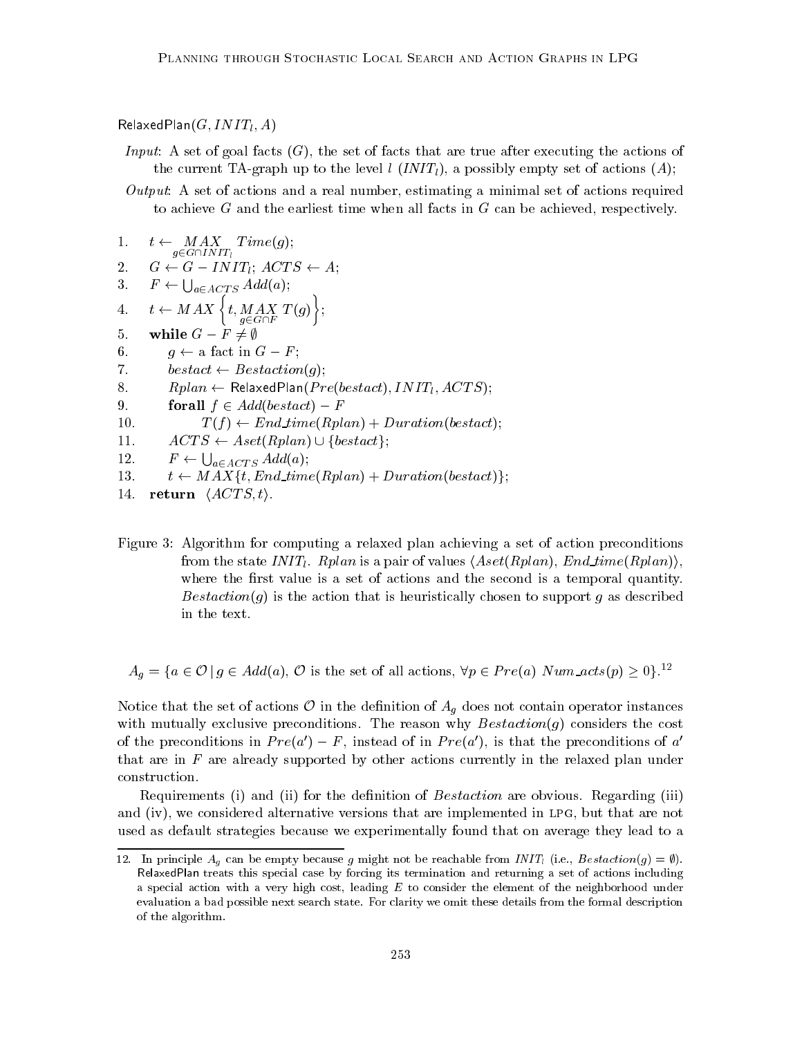RelaxedPlan$(G, INIT_l, A)$

*Input*: A set of goal facts ($G$), the set of facts that are true after executing the actions of the current TA-graph up to the level $l$ ($INIT_l$), a possibly empty set of actions ($A$);

*Output*: A set of actions and a real number, estimating a minimal set of actions required to achieve $G$ and the earliest time when all facts in $G$ can be achieved, respectively.

1. $t \leftarrow \underset{g \in G \cap INIT_l}{MAX} \; Time(g)$;
2. $G \leftarrow G - INIT_l$; $ACTS \leftarrow A$;
3. $F \leftarrow \bigcup_{a \in ACTS} Add(a)$;
4. $t \leftarrow MAX\left\{t, \underset{g \in G \cap F}{MAX} \; T(g)\right\}$;
5. **while** $G - F \neq \emptyset$
6. &nbsp;&nbsp;&nbsp;&nbsp;$g \leftarrow$ a fact in $G - F$;
7. &nbsp;&nbsp;&nbsp;&nbsp;$bestact \leftarrow Bestaction(g)$;
8. &nbsp;&nbsp;&nbsp;&nbsp;$Rplan \leftarrow$ RelaxedPlan$(Pre(bestact), INIT_l, ACTS)$;
9. &nbsp;&nbsp;&nbsp;&nbsp;**forall** $f \in Add(bestact) - F$
10. &nbsp;&nbsp;&nbsp;&nbsp;&nbsp;&nbsp;&nbsp;&nbsp;$T(f) \leftarrow End\_time(Rplan) + Duration(bestact)$;
11. &nbsp;&nbsp;&nbsp;&nbsp;$ACTS \leftarrow Aset(Rplan) \cup \{bestact\}$;
12. &nbsp;&nbsp;&nbsp;&nbsp;$F \leftarrow \bigcup_{a \in ACTS} Add(a)$;
13. &nbsp;&nbsp;&nbsp;&nbsp;$t \leftarrow MAX\{t, End\_time(Rplan) + Duration(bestact)\}$;
14. **return** $\langle ACTS, t \rangle$.

Figure 3: Algorithm for computing a relaxed plan achieving a set of action preconditions from the state $INIT_l$. $Rplan$ is a pair of values $\langle Aset(Rplan), End\_time(Rplan)\rangle$, where the first value is a set of actions and the second is a temporal quantity. $Bestaction(g)$ is the action that is heuristically chosen to support $g$ as described in the text.

$$A_g = \{a \in \mathcal{O} \,|\, g \in Add(a),\ \mathcal{O} \text{ is the set of all actions, } \forall p \in Pre(a)\ Num\_acts(p) \geq 0\}.$$ [12]

Notice that the set of actions $\mathcal{O}$ in the definition of $A_g$ does not contain operator instances with mutually exclusive preconditions. The reason why $Bestaction(g)$ considers the cost of the preconditions in $Pre(a') - F$, instead of in $Pre(a')$, is that the preconditions of $a'$ that are in $F$ are already supported by other actions currently in the relaxed plan under construction.

Requirements (i) and (ii) for the definition of *Bestaction* are obvious. Regarding (iii) and (iv), we considered alternative versions that are implemented in LPG, but that are not used as default strategies because we experimentally found that on average they lead to a

12. In principle $A_g$ can be empty because $g$ might not be reachable from $INIT_l$ (i.e., $Bestaction(g) = \emptyset$). RelaxedPlan treats this special case by forcing its termination and returning a set of actions including a special action with a very high cost, leading $E$ to consider the element of the neighborhood under evaluation a bad possible next search state. For clarity we omit these details from the formal description of the algorithm.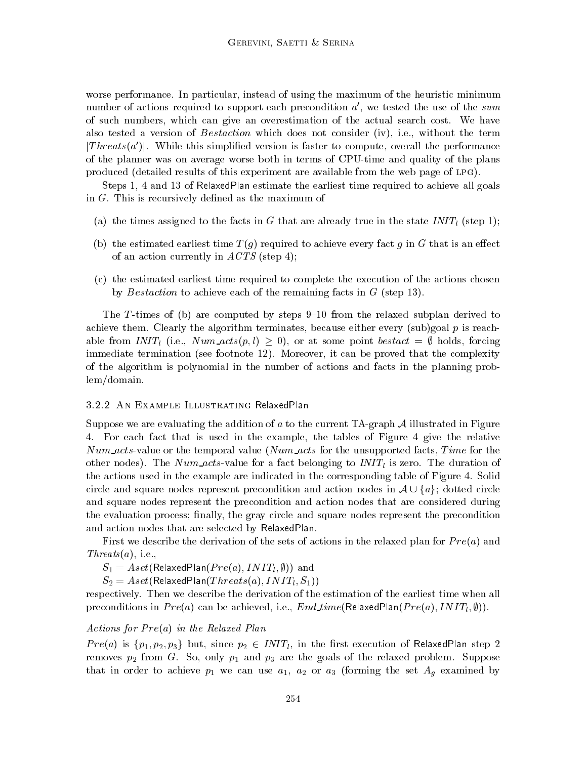worse performance. In particular, instead of using the maximum of the heuristic minimum number of actions required to support each precondition $a'$, we tested the use of the *sum* of such numbers, which can give an overestimation of the actual search cost. We have also tested a version of *Bestaction* which does not consider (iv), i.e., without the term $|Threats(a')|$. While this simplified version is faster to compute, overall the performance of the planner was on average worse both in terms of CPU-time and quality of the plans produced (detailed results of this experiment are available from the web page of LPG).

Steps 1, 4 and 13 of RelaxedPlan estimate the earliest time required to achieve all goals in $G$. This is recursively defined as the maximum of

(a) the times assigned to the facts in $G$ that are already true in the state $INIT_l$ (step 1);

(b) the estimated earliest time $T(g)$ required to achieve every fact $g$ in $G$ that is an effect of an action currently in $ACTS$ (step 4);

(c) the estimated earliest time required to complete the execution of the actions chosen by *Bestaction* to achieve each of the remaining facts in $G$ (step 13).

The $T$-times of (b) are computed by steps 9–10 from the relaxed subplan derived to achieve them. Clearly the algorithm terminates, because either every (sub)goal $p$ is reachable from $INIT_l$ (i.e., $Num\_acts(p, l) \geq 0$), or at some point $bestact = \emptyset$ holds, forcing immediate termination (see footnote 12). Moreover, it can be proved that the complexity of the algorithm is polynomial in the number of actions and facts in the planning problem/domain.

### 3.2.2 An Example Illustrating RelaxedPlan

Suppose we are evaluating the addition of $a$ to the current TA-graph $\mathcal{A}$ illustrated in Figure 4. For each fact that is used in the example, the tables of Figure 4 give the relative $Num\_acts$-value or the temporal value ($Num\_acts$ for the unsupported facts, $Time$ for the other nodes). The $Num\_acts$-value for a fact belonging to $INIT_l$ is zero. The duration of the actions used in the example are indicated in the corresponding table of Figure 4. Solid circle and square nodes represent precondition and action nodes in $\mathcal{A} \cup \{a\}$; dotted circle and square nodes represent the precondition and action nodes that are considered during the evaluation process; finally, the gray circle and square nodes represent the precondition and action nodes that are selected by RelaxedPlan.

First we describe the derivation of the sets of actions in the relaxed plan for $Pre(a)$ and $Threats(a)$, i.e.,

$S_1 = Aset(\text{RelaxedPlan}(Pre(a), INIT_l, \emptyset))$ and

$S_2 = Aset(\text{RelaxedPlan}(Threats(a), INIT_l, S_1))$

respectively. Then we describe the derivation of the estimation of the earliest time when all preconditions in $Pre(a)$ can be achieved, i.e., $End\_time(\text{RelaxedPlan}(Pre(a), INIT_l, \emptyset))$.

*Actions for $Pre(a)$ in the Relaxed Plan*

$Pre(a)$ is $\{p_1, p_2, p_3\}$ but, since $p_2 \in INIT_l$, in the first execution of RelaxedPlan step 2 removes $p_2$ from $G$. So, only $p_1$ and $p_3$ are the goals of the relaxed problem. Suppose that in order to achieve $p_1$ we can use $a_1$, $a_2$ or $a_3$ (forming the set $A_g$ examined by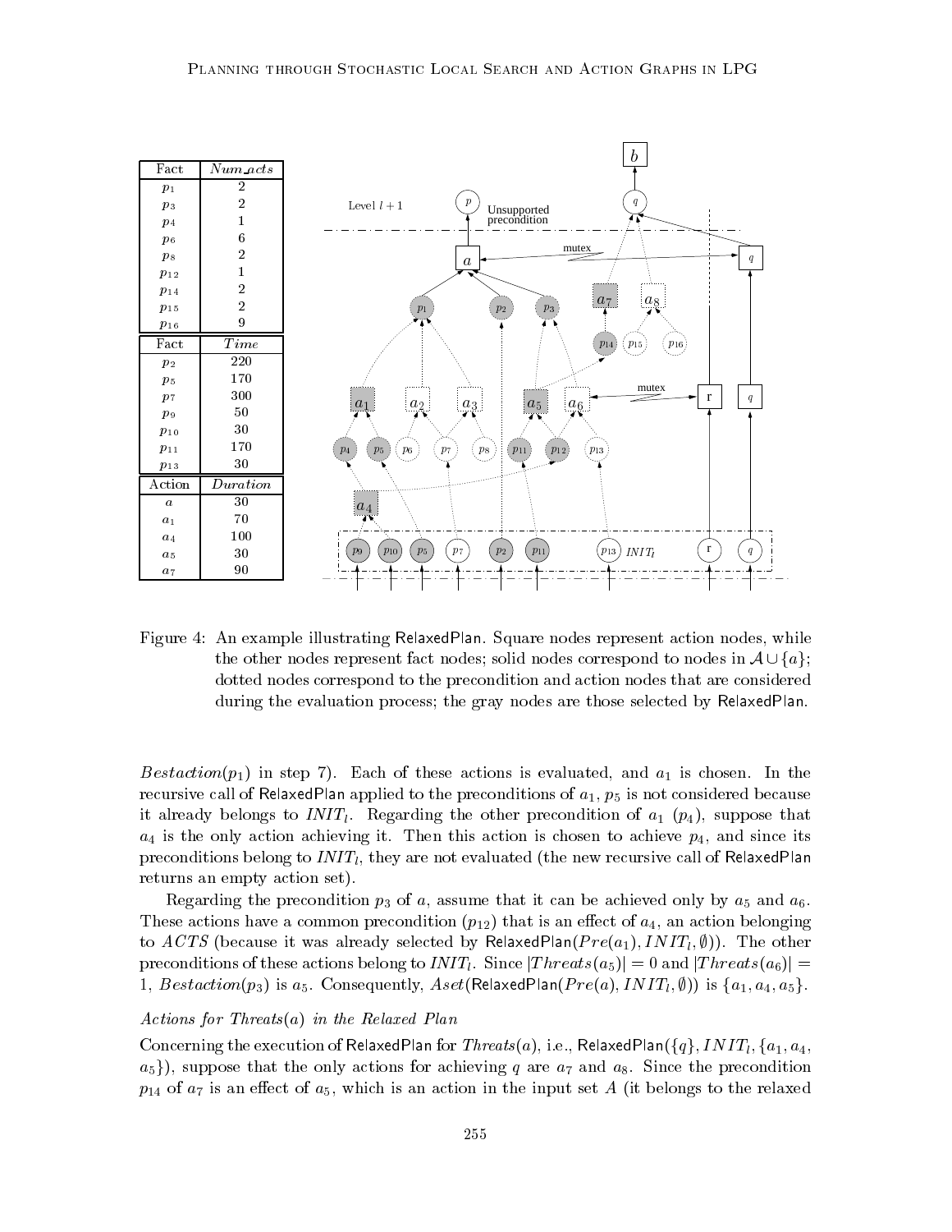| Fact | $Num\_acts$ |
|---|---|
| $p_1$ | 2 |
| $p_3$ | 2 |
| $p_4$ | 1 |
| $p_6$ | 6 |
| $p_8$ | 2 |
| $p_{12}$ | 1 |
| $p_{14}$ | 2 |
| $p_{15}$ | 2 |
| $p_{16}$ | 9 |

| Fact | $Time$ |
|---|---|
| $p_2$ | 220 |
| $p_5$ | 170 |
| $p_7$ | 300 |
| $p_9$ | 50 |
| $p_{10}$ | 30 |
| $p_{11}$ | 170 |
| $p_{13}$ | 30 |

| Action | $Duration$ |
|---|---|
| $a$ | 30 |
| $a_1$ | 70 |
| $a_4$ | 100 |
| $a_5$ | 30 |
| $a_7$ | 90 |

Figure 4: An example illustrating RelaxedPlan. Square nodes represent action nodes, while the other nodes represent fact nodes; solid nodes correspond to nodes in $\mathcal{A} \cup \{a\}$; dotted nodes correspond to the precondition and action nodes that are considered during the evaluation process; the gray nodes are those selected by RelaxedPlan.

$Bestaction(p_1)$ in step 7). Each of these actions is evaluated, and $a_1$ is chosen. In the recursive call of RelaxedPlan applied to the preconditions of $a_1$, $p_5$ is not considered because it already belongs to $INIT_l$. Regarding the other precondition of $a_1$ ($p_4$), suppose that $a_4$ is the only action achieving it. Then this action is chosen to achieve $p_4$, and since its preconditions belong to $INIT_l$, they are not evaluated (the new recursive call of RelaxedPlan returns an empty action set).

Regarding the precondition $p_3$ of $a$, assume that it can be achieved only by $a_5$ and $a_6$. These actions have a common precondition ($p_{12}$) that is an effect of $a_4$, an action belonging to $ACTS$ (because it was already selected by RelaxedPlan($Pre(a_1), INIT_l, \emptyset$)). The other preconditions of these actions belong to $INIT_l$. Since $|Threats(a_5)| = 0$ and $|Threats(a_6)| = 1$, $Bestaction(p_3)$ is $a_5$. Consequently, $Aset$(RelaxedPlan($Pre(a), INIT_l, \emptyset$)) is $\{a_1, a_4, a_5\}$.

*Actions for $Threats(a)$ in the Relaxed Plan*

Concerning the execution of RelaxedPlan for $Threats(a)$, i.e., RelaxedPlan($\{q\}, INIT_l, \{a_1, a_4, a_5\}$), suppose that the only actions for achieving $q$ are $a_7$ and $a_8$. Since the precondition $p_{14}$ of $a_7$ is an effect of $a_5$, which is an action in the input set $A$ (it belongs to the relaxed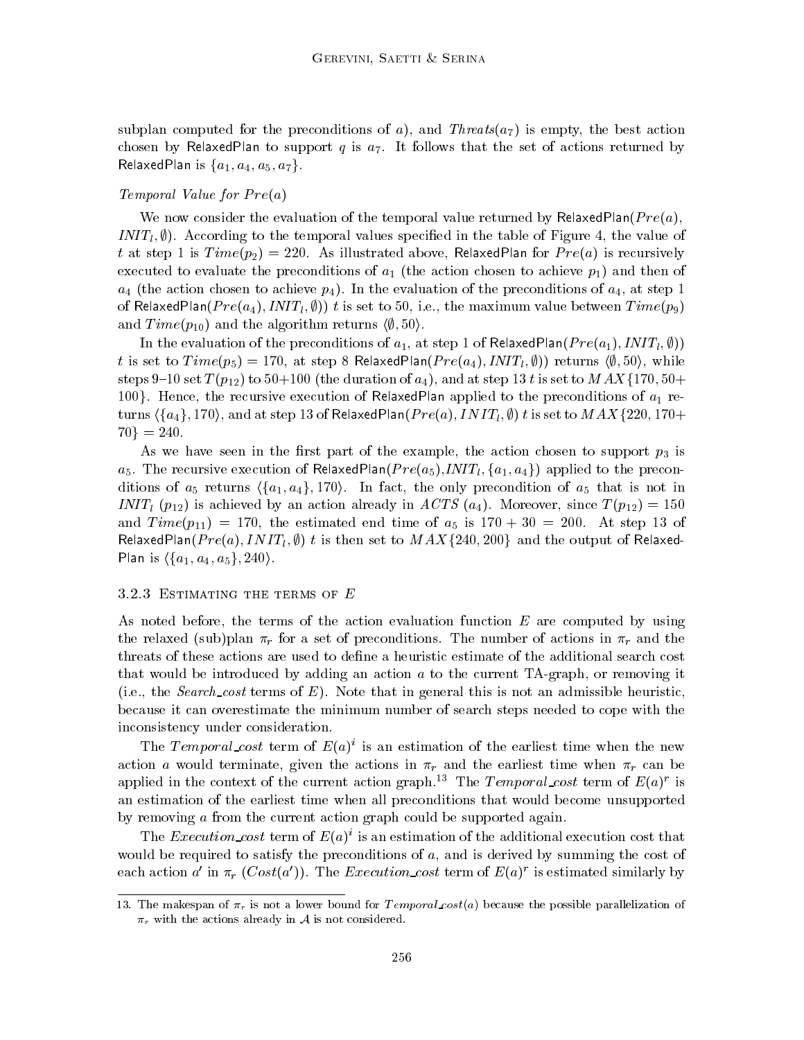subplan computed for the preconditions of $a$), and $Threats(a_7)$ is empty, the best action chosen by RelaxedPlan to support $q$ is $a_7$. It follows that the set of actions returned by RelaxedPlan is $\{a_1, a_4, a_5, a_7\}$.

*Temporal Value for $Pre(a)$*

We now consider the evaluation of the temporal value returned by RelaxedPlan($Pre(a)$, $INIT_l, \emptyset$). According to the temporal values specified in the table of Figure 4, the value of $t$ at step 1 is $Time(p_2) = 220$. As illustrated above, RelaxedPlan for $Pre(a)$ is recursively executed to evaluate the preconditions of $a_1$ (the action chosen to achieve $p_1$) and then of $a_4$ (the action chosen to achieve $p_4$). In the evaluation of the preconditions of $a_4$, at step 1 of RelaxedPlan($Pre(a_4), INIT_l, \emptyset$)) $t$ is set to 50, i.e., the maximum value between $Time(p_9)$ and $Time(p_{10})$ and the algorithm returns $\langle \emptyset, 50 \rangle$.

In the evaluation of the preconditions of $a_1$, at step 1 of RelaxedPlan($Pre(a_1), INIT_l, \emptyset$)) $t$ is set to $Time(p_5) = 170$, at step 8 RelaxedPlan($Pre(a_4), INIT_l, \emptyset$)) returns $\langle \emptyset, 50 \rangle$, while steps 9–10 set $T(p_{12})$ to 50+100 (the duration of $a_4$), and at step 13 $t$ is set to $MAX\{170, 50+100\}$. Hence, the recursive execution of RelaxedPlan applied to the preconditions of $a_1$ returns $\langle \{a_4\}, 170 \rangle$, and at step 13 of RelaxedPlan($Pre(a), INIT_l, \emptyset$) $t$ is set to $MAX\{220, 170+70\} = 240$.

As we have seen in the first part of the example, the action chosen to support $p_3$ is $a_5$. The recursive execution of RelaxedPlan($Pre(a_5)$,$INIT_l$, $\{a_1, a_4\}$) applied to the preconditions of $a_5$ returns $\langle \{a_1, a_4\}, 170 \rangle$. In fact, the only precondition of $a_5$ that is not in $INIT_l$ ($p_{12}$) is achieved by an action already in $ACTS$ ($a_4$). Moreover, since $T(p_{12}) = 150$ and $Time(p_{11}) = 170$, the estimated end time of $a_5$ is $170 + 30 = 200$. At step 13 of RelaxedPlan($Pre(a), INIT_l, \emptyset$) $t$ is then set to $MAX\{240, 200\}$ and the output of RelaxedPlan is $\langle \{a_1, a_4, a_5\}, 240 \rangle$.

### 3.2.3 Estimating the terms of $E$

As noted before, the terms of the action evaluation function $E$ are computed by using the relaxed (sub)plan $\pi_r$ for a set of preconditions. The number of actions in $\pi_r$ and the threats of these actions are used to define a heuristic estimate of the additional search cost that would be introduced by adding an action $a$ to the current TA-graph, or removing it (i.e., the *Search_cost* terms of $E$). Note that in general this is not an admissible heuristic, because it can overestimate the minimum number of search steps needed to cope with the inconsistency under consideration.

The *Temporal_cost* term of $E(a)^i$ is an estimation of the earliest time when the new action $a$ would terminate, given the actions in $\pi_r$ and the earliest time when $\pi_r$ can be applied in the context of the current action graph.[13] The *Temporal_cost* term of $E(a)^r$ is an estimation of the earliest time when all preconditions that would become unsupported by removing $a$ from the current action graph could be supported again.

The *Execution_cost* term of $E(a)^i$ is an estimation of the additional execution cost that would be required to satisfy the preconditions of $a$, and is derived by summing the cost of each action $a'$ in $\pi_r$ ($Cost(a')$). The *Execution_cost* term of $E(a)^r$ is estimated similarly by

---

13. The makespan of $\pi_r$ is not a lower bound for $Temporal\_cost(a)$ because the possible parallelization of $\pi_r$ with the actions already in $\mathcal{A}$ is not considered.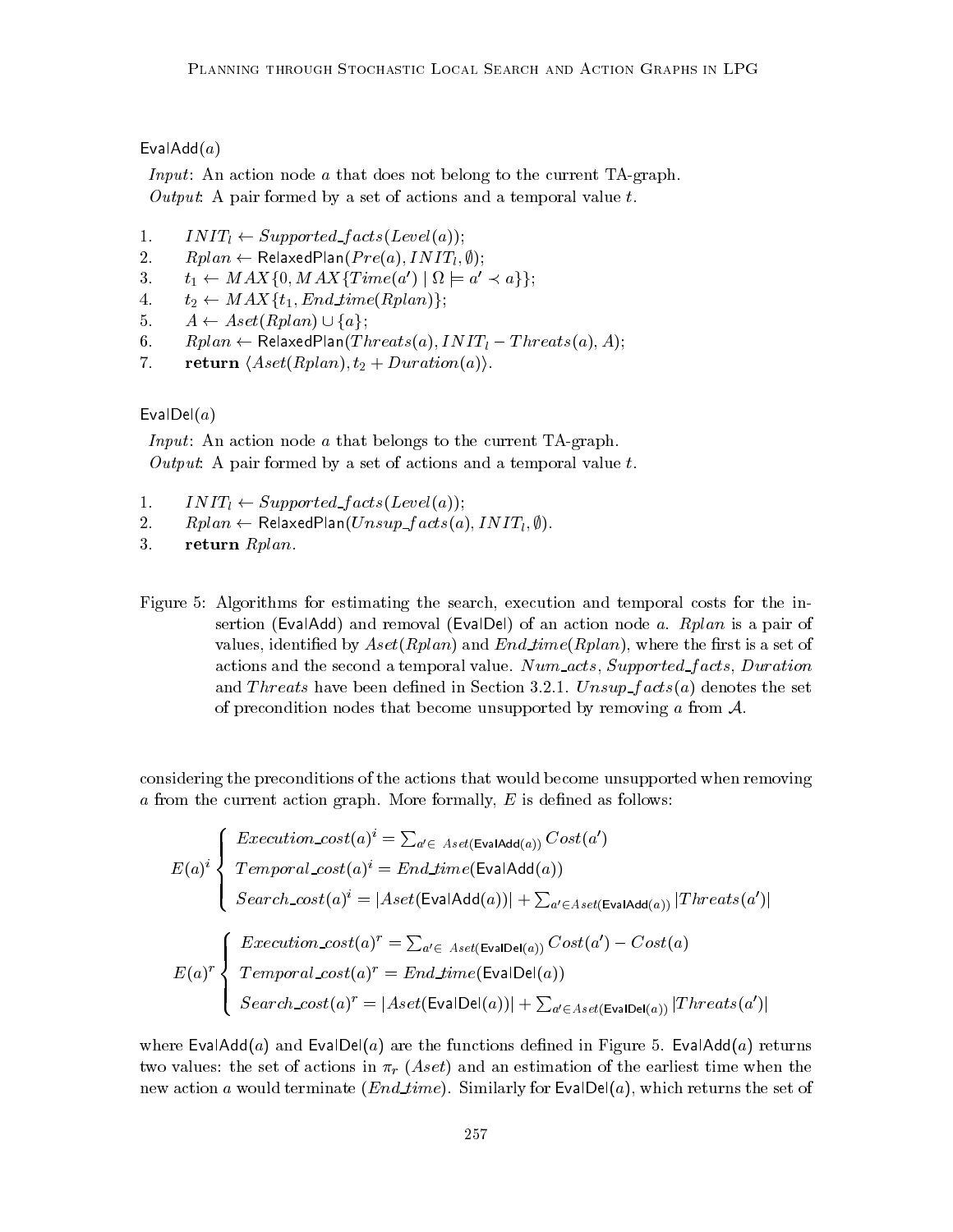EvalAdd($a$)

*Input*: An action node $a$ that does not belong to the current TA-graph.
*Output*: A pair formed by a set of actions and a temporal value $t$.

1. $INIT_l \leftarrow Supported\_facts(Level(a))$;
2. $Rplan \leftarrow \mathsf{RelaxedPlan}(Pre(a), INIT_l, \emptyset)$;
3. $t_1 \leftarrow MAX\{0, MAX\{Time(a') \mid \Omega \models a' \prec a\}\}$;
4. $t_2 \leftarrow MAX\{t_1, End\_time(Rplan)\}$;
5. $A \leftarrow Aset(Rplan) \cup \{a\}$;
6. $Rplan \leftarrow \mathsf{RelaxedPlan}(Threats(a), INIT_l - Threats(a), A)$;
7. **return** $\langle Aset(Rplan), t_2 + Duration(a)\rangle$.

EvalDel($a$)

*Input*: An action node $a$ that belongs to the current TA-graph.
*Output*: A pair formed by a set of actions and a temporal value $t$.

1. $INIT_l \leftarrow Supported\_facts(Level(a))$;
2. $Rplan \leftarrow \mathsf{RelaxedPlan}(Unsup\_facts(a), INIT_l, \emptyset)$.
3. **return** $Rplan$.

Figure 5: Algorithms for estimating the search, execution and temporal costs for the insertion (EvalAdd) and removal (EvalDel) of an action node $a$. $Rplan$ is a pair of values, identified by $Aset(Rplan)$ and $End\_time(Rplan)$, where the first is a set of actions and the second a temporal value. $Num\_acts$, $Supported\_facts$, $Duration$ and $Threats$ have been defined in Section 3.2.1. $Unsup\_facts(a)$ denotes the set of precondition nodes that become unsupported by removing $a$ from $\mathcal{A}$.

considering the preconditions of the actions that would become unsupported when removing $a$ from the current action graph. More formally, $E$ is defined as follows:

$$E(a)^i \begin{cases} Execution\_cost(a)^i = \sum_{a' \in \ Aset(\mathsf{EvalAdd}(a))} Cost(a') \\ Temporal\_cost(a)^i = End\_time(\mathsf{EvalAdd}(a)) \\ Search\_cost(a)^i = |Aset(\mathsf{EvalAdd}(a))| + \sum_{a' \in Aset(\mathsf{EvalAdd}(a))} |Threats(a')| \end{cases}$$

$$E(a)^r \begin{cases} Execution\_cost(a)^r = \sum_{a' \in \ Aset(\mathsf{EvalDel}(a))} Cost(a') - Cost(a) \\ Temporal\_cost(a)^r = End\_time(\mathsf{EvalDel}(a)) \\ Search\_cost(a)^r = |Aset(\mathsf{EvalDel}(a))| + \sum_{a' \in Aset(\mathsf{EvalDel}(a))} |Threats(a')| \end{cases}$$

where EvalAdd($a$) and EvalDel($a$) are the functions defined in Figure 5. EvalAdd($a$) returns two values: the set of actions in $\pi_r$ ($Aset$) and an estimation of the earliest time when the new action $a$ would terminate ($End\_time$). Similarly for EvalDel($a$), which returns the set of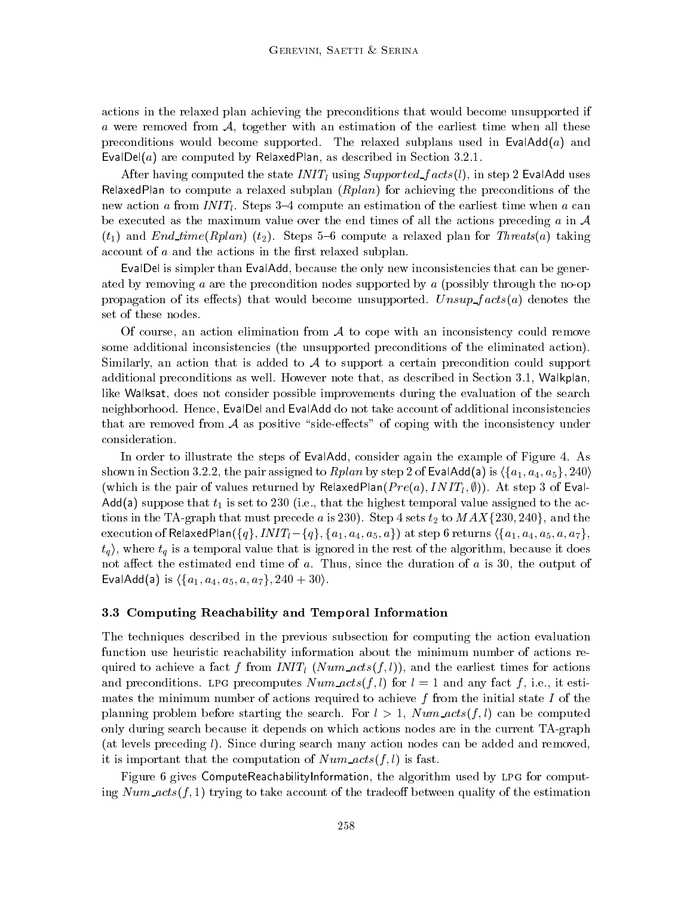actions in the relaxed plan achieving the preconditions that would become unsupported if $a$ were removed from $\mathcal{A}$, together with an estimation of the earliest time when all these preconditions would become supported. The relaxed subplans used in EvalAdd($a$) and EvalDel($a$) are computed by RelaxedPlan, as described in Section 3.2.1.

After having computed the state $INIT_l$ using $Supported\_facts(l)$, in step 2 EvalAdd uses RelaxedPlan to compute a relaxed subplan ($Rplan$) for achieving the preconditions of the new action $a$ from $INIT_l$. Steps 3–4 compute an estimation of the earliest time when $a$ can be executed as the maximum value over the end times of all the actions preceding $a$ in $\mathcal{A}$ ($t_1$) and $End\_time(Rplan)$ ($t_2$). Steps 5–6 compute a relaxed plan for $Threats(a)$ taking account of $a$ and the actions in the first relaxed subplan.

EvalDel is simpler than EvalAdd, because the only new inconsistencies that can be generated by removing $a$ are the precondition nodes supported by $a$ (possibly through the no-op propagation of its effects) that would become unsupported. $Unsup\_facts(a)$ denotes the set of these nodes.

Of course, an action elimination from $\mathcal{A}$ to cope with an inconsistency could remove some additional inconsistencies (the unsupported preconditions of the eliminated action). Similarly, an action that is added to $\mathcal{A}$ to support a certain precondition could support additional preconditions as well. However note that, as described in Section 3.1, Walkplan, like Walksat, does not consider possible improvements during the evaluation of the search neighborhood. Hence, EvalDel and EvalAdd do not take account of additional inconsistencies that are removed from $\mathcal{A}$ as positive "side-effects" of coping with the inconsistency under consideration.

In order to illustrate the steps of EvalAdd, consider again the example of Figure 4. As shown in Section 3.2.2, the pair assigned to $Rplan$ by step 2 of EvalAdd(a) is $\langle\{a_1, a_4, a_5\}, 240\rangle$ (which is the pair of values returned by RelaxedPlan($Pre(a), INIT_l, \emptyset$)). At step 3 of EvalAdd(a) suppose that $t_1$ is set to 230 (i.e., that the highest temporal value assigned to the actions in the TA-graph that must precede $a$ is 230). Step 4 sets $t_2$ to $MAX\{230, 240\}$, and the execution of RelaxedPlan($\{q\}, INIT_l - \{q\}, \{a_1, a_4, a_5, a\}$) at step 6 returns $\langle\{a_1, a_4, a_5, a, a_7\}$, $t_q\rangle$, where $t_q$ is a temporal value that is ignored in the rest of the algorithm, because it does not affect the estimated end time of $a$. Thus, since the duration of $a$ is 30, the output of EvalAdd(a) is $\langle\{a_1, a_4, a_5, a, a_7\}, 240 + 30\rangle$.

### 3.3 Computing Reachability and Temporal Information

The techniques described in the previous subsection for computing the action evaluation function use heuristic reachability information about the minimum number of actions required to achieve a fact $f$ from $INIT_l$ ($Num\_acts(f, l)$), and the earliest times for actions and preconditions. LPG precomputes $Num\_acts(f, l)$ for $l = 1$ and any fact $f$, i.e., it estimates the minimum number of actions required to achieve $f$ from the initial state $I$ of the planning problem before starting the search. For $l > 1$, $Num\_acts(f, l)$ can be computed only during search because it depends on which actions nodes are in the current TA-graph (at levels preceding $l$). Since during search many action nodes can be added and removed, it is important that the computation of $Num\_acts(f, l)$ is fast.

Figure 6 gives ComputeReachabilityInformation, the algorithm used by LPG for computing $Num\_acts(f, 1)$ trying to take account of the tradeoff between quality of the estimation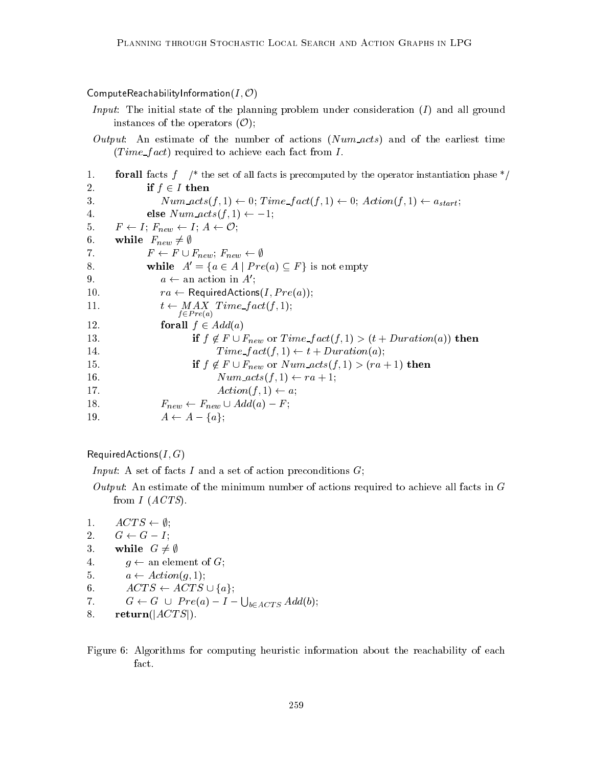ComputeReachabilityInformation($I, \mathcal{O}$)

*Input*: The initial state of the planning problem under consideration ($I$) and all ground instances of the operators ($\mathcal{O}$);

*Output*: An estimate of the number of actions ($Num\_acts$) and of the earliest time ($Time\_fact$) required to achieve each fact from $I$.

1. **forall** facts $f$ /* the set of all facts is precomputed by the operator instantiation phase */
2. &nbsp;&nbsp;&nbsp;&nbsp;**if** $f \in I$ **then**
3. &nbsp;&nbsp;&nbsp;&nbsp;&nbsp;&nbsp;&nbsp;&nbsp;$Num\_acts(f,1) \leftarrow 0$; $Time\_fact(f,1) \leftarrow 0$; $Action(f,1) \leftarrow a_{start}$;
4. &nbsp;&nbsp;&nbsp;&nbsp;**else** $Num\_acts(f,1) \leftarrow -1$;
5. $F \leftarrow I$; $F_{new} \leftarrow I$; $A \leftarrow \mathcal{O}$;
6. **while** $F_{new} \neq \emptyset$
7. &nbsp;&nbsp;&nbsp;&nbsp;$F \leftarrow F \cup F_{new}$; $F_{new} \leftarrow \emptyset$
8. &nbsp;&nbsp;&nbsp;&nbsp;**while** $A' = \{a \in A \mid Pre(a) \subseteq F\}$ is not empty
9. &nbsp;&nbsp;&nbsp;&nbsp;&nbsp;&nbsp;&nbsp;&nbsp;$a \leftarrow$ an action in $A'$;
10. &nbsp;&nbsp;&nbsp;&nbsp;&nbsp;&nbsp;&nbsp;&nbsp;$ra \leftarrow$ RequiredActions($I, Pre(a)$);
11. &nbsp;&nbsp;&nbsp;&nbsp;&nbsp;&nbsp;&nbsp;&nbsp;$t \leftarrow \underset{f \in Pre(a)}{MAX}\ Time\_fact(f,1)$;
12. &nbsp;&nbsp;&nbsp;&nbsp;&nbsp;&nbsp;&nbsp;&nbsp;**forall** $f \in Add(a)$
13. &nbsp;&nbsp;&nbsp;&nbsp;&nbsp;&nbsp;&nbsp;&nbsp;&nbsp;&nbsp;&nbsp;&nbsp;**if** $f \notin F \cup F_{new}$ or $Time\_fact(f,1) > (t + Duration(a))$ **then**
14. &nbsp;&nbsp;&nbsp;&nbsp;&nbsp;&nbsp;&nbsp;&nbsp;&nbsp;&nbsp;&nbsp;&nbsp;&nbsp;&nbsp;&nbsp;&nbsp;$Time\_fact(f,1) \leftarrow t + Duration(a)$;
15. &nbsp;&nbsp;&nbsp;&nbsp;&nbsp;&nbsp;&nbsp;&nbsp;&nbsp;&nbsp;&nbsp;&nbsp;**if** $f \notin F \cup F_{new}$ or $Num\_acts(f,1) > (ra + 1)$ **then**
16. &nbsp;&nbsp;&nbsp;&nbsp;&nbsp;&nbsp;&nbsp;&nbsp;&nbsp;&nbsp;&nbsp;&nbsp;&nbsp;&nbsp;&nbsp;&nbsp;$Num\_acts(f,1) \leftarrow ra + 1$;
17. &nbsp;&nbsp;&nbsp;&nbsp;&nbsp;&nbsp;&nbsp;&nbsp;&nbsp;&nbsp;&nbsp;&nbsp;&nbsp;&nbsp;&nbsp;&nbsp;$Action(f,1) \leftarrow a$;
18. &nbsp;&nbsp;&nbsp;&nbsp;&nbsp;&nbsp;&nbsp;&nbsp;$F_{new} \leftarrow F_{new} \cup Add(a) - F$;
19. &nbsp;&nbsp;&nbsp;&nbsp;&nbsp;&nbsp;&nbsp;&nbsp;$A \leftarrow A - \{a\}$;

RequiredActions($I, G$)

*Input*: A set of facts $I$ and a set of action preconditions $G$;

*Output*: An estimate of the minimum number of actions required to achieve all facts in $G$ from $I$ ($ACTS$).

1. $ACTS \leftarrow \emptyset$;
2. $G \leftarrow G - I$;
3. **while** $G \neq \emptyset$
4. &nbsp;&nbsp;&nbsp;&nbsp;$g \leftarrow$ an element of $G$;
5. &nbsp;&nbsp;&nbsp;&nbsp;$a \leftarrow Action(g,1)$;
6. &nbsp;&nbsp;&nbsp;&nbsp;$ACTS \leftarrow ACTS \cup \{a\}$;
7. &nbsp;&nbsp;&nbsp;&nbsp;$G \leftarrow G \ \cup \ Pre(a) - I - \bigcup_{b \in ACTS} Add(b)$;
8. **return**($|ACTS|$).

Figure 6: Algorithms for computing heuristic information about the reachability of each fact.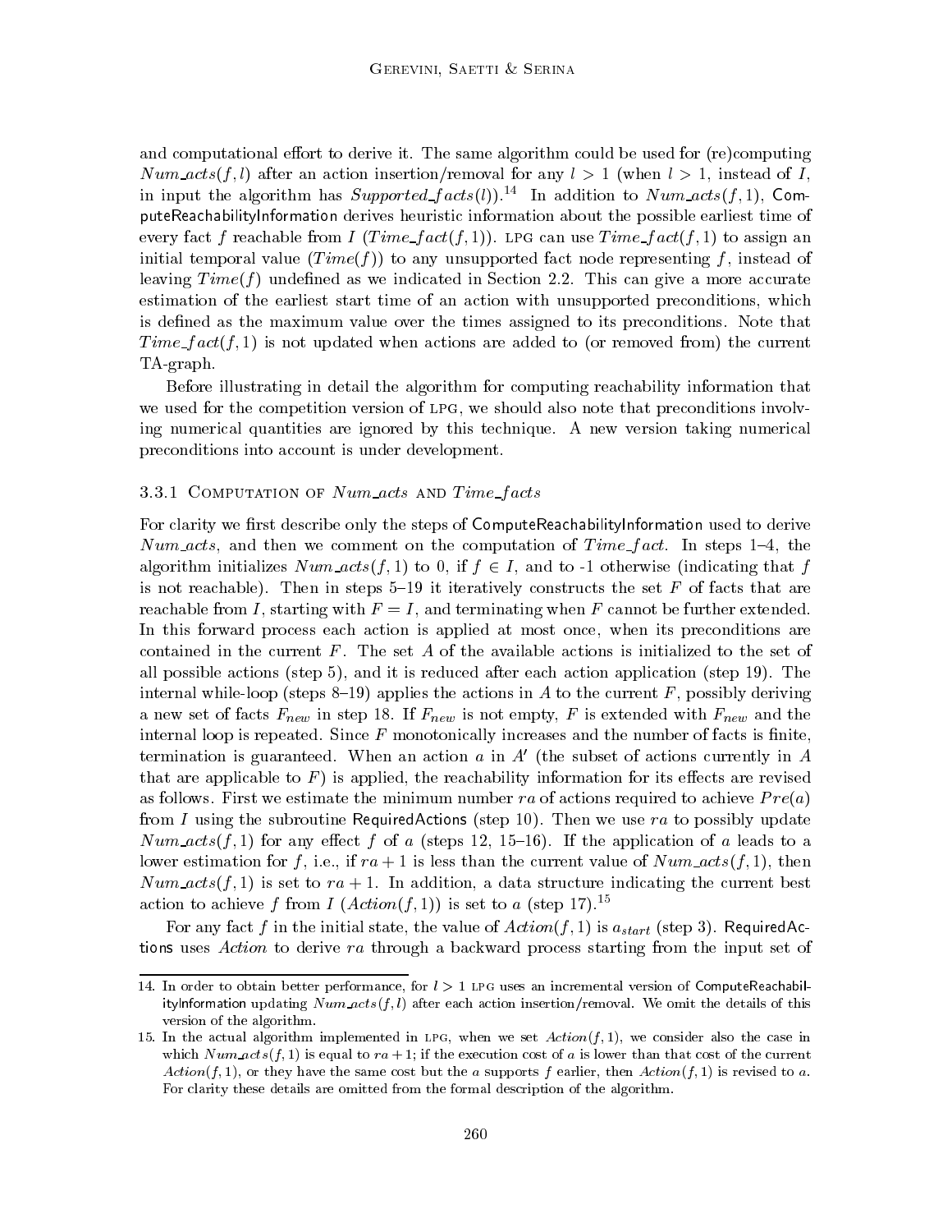and computational effort to derive it. The same algorithm could be used for (re)computing $Num\_acts(f, l)$ after an action insertion/removal for any $l > 1$ (when $l > 1$, instead of $I$, in input the algorithm has $Supported\_facts(l)$).[14] In addition to $Num\_acts(f, 1)$, ComputeReachabilityInformation derives heuristic information about the possible earliest time of every fact $f$ reachable from $I$ ($Time\_fact(f, 1)$). LPG can use $Time\_fact(f, 1)$ to assign an initial temporal value ($Time(f)$) to any unsupported fact node representing $f$, instead of leaving $Time(f)$ undefined as we indicated in Section 2.2. This can give a more accurate estimation of the earliest start time of an action with unsupported preconditions, which is defined as the maximum value over the times assigned to its preconditions. Note that $Time\_fact(f, 1)$ is not updated when actions are added to (or removed from) the current TA-graph.

Before illustrating in detail the algorithm for computing reachability information that we used for the competition version of LPG, we should also note that preconditions involving numerical quantities are ignored by this technique. A new version taking numerical preconditions into account is under development.

### 3.3.1 Computation of $Num\_acts$ and $Time\_facts$

For clarity we first describe only the steps of ComputeReachabilityInformation used to derive $Num\_acts$, and then we comment on the computation of $Time\_fact$. In steps 1–4, the algorithm initializes $Num\_acts(f, 1)$ to 0, if $f \in I$, and to -1 otherwise (indicating that $f$ is not reachable). Then in steps 5–19 it iteratively constructs the set $F$ of facts that are reachable from $I$, starting with $F = I$, and terminating when $F$ cannot be further extended. In this forward process each action is applied at most once, when its preconditions are contained in the current $F$. The set $A$ of the available actions is initialized to the set of all possible actions (step 5), and it is reduced after each action application (step 19). The internal while-loop (steps 8–19) applies the actions in $A$ to the current $F$, possibly deriving a new set of facts $F_{new}$ in step 18. If $F_{new}$ is not empty, $F$ is extended with $F_{new}$ and the internal loop is repeated. Since $F$ monotonically increases and the number of facts is finite, termination is guaranteed. When an action $a$ in $A'$ (the subset of actions currently in $A$ that are applicable to $F$) is applied, the reachability information for its effects are revised as follows. First we estimate the minimum number $ra$ of actions required to achieve $Pre(a)$ from $I$ using the subroutine RequiredActions (step 10). Then we use $ra$ to possibly update $Num\_acts(f, 1)$ for any effect $f$ of $a$ (steps 12, 15–16). If the application of $a$ leads to a lower estimation for $f$, i.e., if $ra + 1$ is less than the current value of $Num\_acts(f, 1)$, then $Num\_acts(f, 1)$ is set to $ra + 1$. In addition, a data structure indicating the current best action to achieve $f$ from $I$ ($Action(f, 1)$) is set to $a$ (step 17).[15]

For any fact $f$ in the initial state, the value of $Action(f, 1)$ is $a_{start}$ (step 3). RequiredActions uses $Action$ to derive $ra$ through a backward process starting from the input set of

---

14. In order to obtain better performance, for $l > 1$ LPG uses an incremental version of ComputeReachabilityInformation updating $Num\_acts(f, l)$ after each action insertion/removal. We omit the details of this version of the algorithm.

15. In the actual algorithm implemented in LPG, when we set $Action(f, 1)$, we consider also the case in which $Num\_acts(f, 1)$ is equal to $ra + 1$; if the execution cost of $a$ is lower than that cost of the current $Action(f, 1)$, or they have the same cost but the $a$ supports $f$ earlier, then $Action(f, 1)$ is revised to $a$. For clarity these details are omitted from the formal description of the algorithm.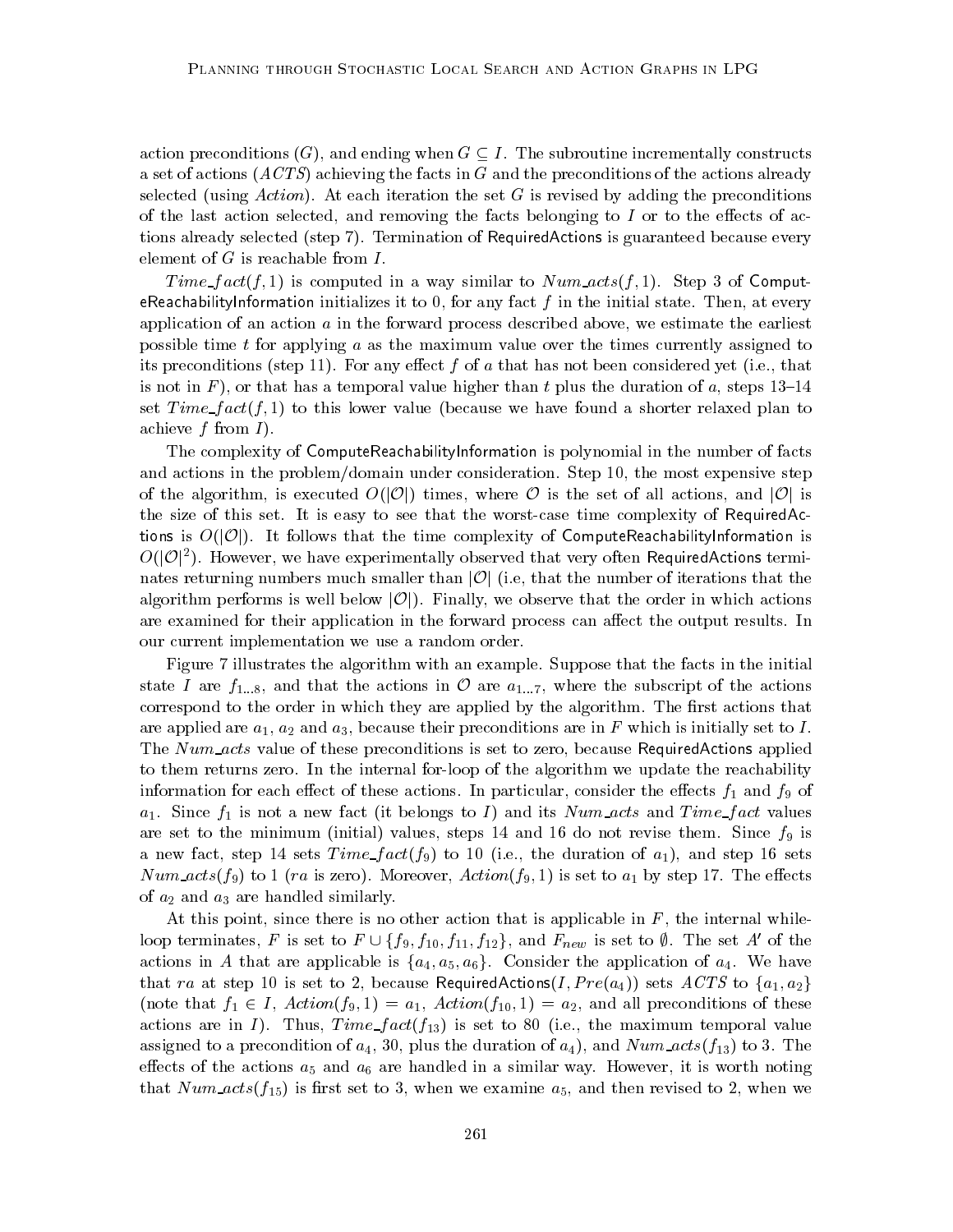action preconditions ($G$), and ending when $G \subseteq I$. The subroutine incrementally constructs a set of actions ($ACTS$) achieving the facts in $G$ and the preconditions of the actions already selected (using $Action$). At each iteration the set $G$ is revised by adding the preconditions of the last action selected, and removing the facts belonging to $I$ or to the effects of actions already selected (step 7). Termination of RequiredActions is guaranteed because every element of $G$ is reachable from $I$.

$Time\_fact(f, 1)$ is computed in a way similar to $Num\_acts(f, 1)$. Step 3 of ComputeReachabilityInformation initializes it to 0, for any fact $f$ in the initial state. Then, at every application of an action $a$ in the forward process described above, we estimate the earliest possible time $t$ for applying $a$ as the maximum value over the times currently assigned to its preconditions (step 11). For any effect $f$ of $a$ that has not been considered yet (i.e., that is not in $F$), or that has a temporal value higher than $t$ plus the duration of $a$, steps 13–14 set $Time\_fact(f, 1)$ to this lower value (because we have found a shorter relaxed plan to achieve $f$ from $I$).

The complexity of ComputeReachabilityInformation is polynomial in the number of facts and actions in the problem/domain under consideration. Step 10, the most expensive step of the algorithm, is executed $O(|\mathcal{O}|)$ times, where $\mathcal{O}$ is the set of all actions, and $|\mathcal{O}|$ is the size of this set. It is easy to see that the worst-case time complexity of RequiredActions is $O(|\mathcal{O}|)$. It follows that the time complexity of ComputeReachabilityInformation is $O(|\mathcal{O}|^2)$. However, we have experimentally observed that very often RequiredActions terminates returning numbers much smaller than $|\mathcal{O}|$ (i.e, that the number of iterations that the algorithm performs is well below $|\mathcal{O}|$). Finally, we observe that the order in which actions are examined for their application in the forward process can affect the output results. In our current implementation we use a random order.

Figure 7 illustrates the algorithm with an example. Suppose that the facts in the initial state $I$ are $f_{1...8}$, and that the actions in $\mathcal{O}$ are $a_{1...7}$, where the subscript of the actions correspond to the order in which they are applied by the algorithm. The first actions that are applied are $a_1$, $a_2$ and $a_3$, because their preconditions are in $F$ which is initially set to $I$. The $Num\_acts$ value of these preconditions is set to zero, because RequiredActions applied to them returns zero. In the internal for-loop of the algorithm we update the reachability information for each effect of these actions. In particular, consider the effects $f_1$ and $f_9$ of $a_1$. Since $f_1$ is not a new fact (it belongs to $I$) and its $Num\_acts$ and $Time\_fact$ values are set to the minimum (initial) values, steps 14 and 16 do not revise them. Since $f_9$ is a new fact, step 14 sets $Time\_fact(f_9)$ to 10 (i.e., the duration of $a_1$), and step 16 sets $Num\_acts(f_9)$ to 1 ($ra$ is zero). Moreover, $Action(f_9, 1)$ is set to $a_1$ by step 17. The effects of $a_2$ and $a_3$ are handled similarly.

At this point, since there is no other action that is applicable in $F$, the internal while-loop terminates, $F$ is set to $F \cup \{f_9, f_{10}, f_{11}, f_{12}\}$, and $F_{new}$ is set to $\emptyset$. The set $A'$ of the actions in $A$ that are applicable is $\{a_4, a_5, a_6\}$. Consider the application of $a_4$. We have that $ra$ at step 10 is set to 2, because RequiredActions$(I, Pre(a_4))$ sets $ACTS$ to $\{a_1, a_2\}$ (note that $f_1 \in I$, $Action(f_9, 1) = a_1$, $Action(f_{10}, 1) = a_2$, and all preconditions of these actions are in $I$). Thus, $Time\_fact(f_{13})$ is set to 80 (i.e., the maximum temporal value assigned to a precondition of $a_4$, 30, plus the duration of $a_4$), and $Num\_acts(f_{13})$ to 3. The effects of the actions $a_5$ and $a_6$ are handled in a similar way. However, it is worth noting that $Num\_acts(f_{15})$ is first set to 3, when we examine $a_5$, and then revised to 2, when we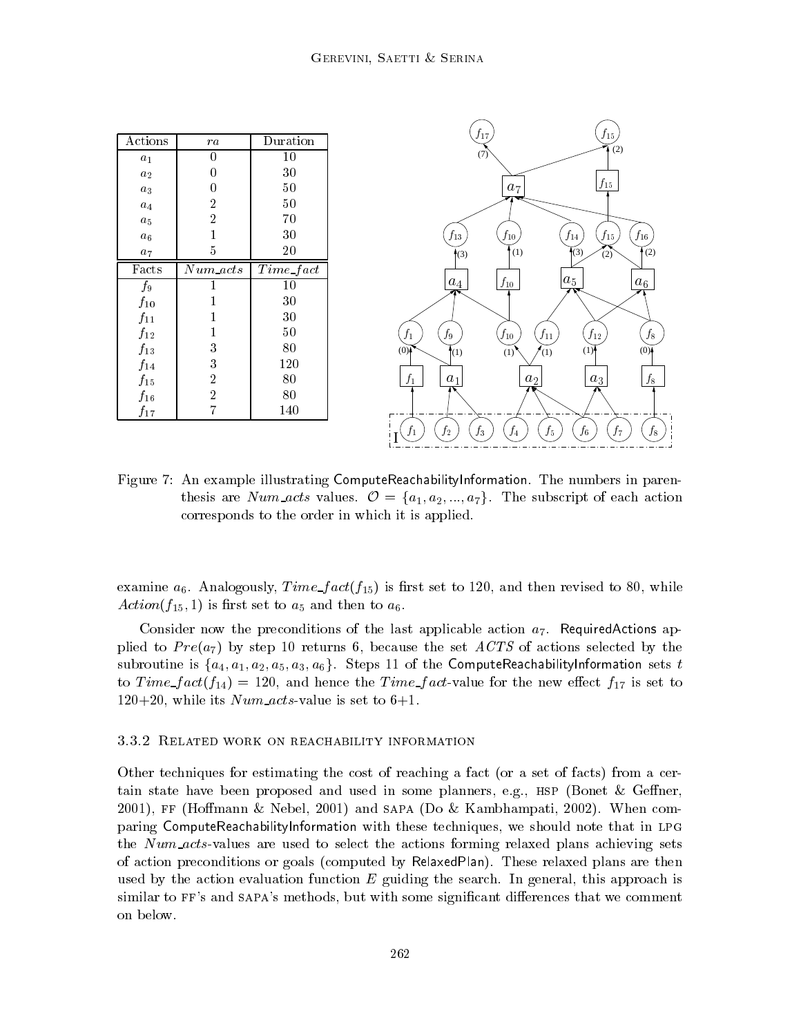| Actions | $ra$ | Duration |
|---|---|---|
| $a_1$ | 0 | 10 |
| $a_2$ | 0 | 30 |
| $a_3$ | 0 | 50 |
| $a_4$ | 2 | 50 |
| $a_5$ | 2 | 70 |
| $a_6$ | 1 | 30 |
| $a_7$ | 5 | 20 |
| **Facts** | $Num\_acts$ | $Time\_fact$ |
| $f_9$ | 1 | 10 |
| $f_{10}$ | 1 | 30 |
| $f_{11}$ | 1 | 30 |
| $f_{12}$ | 1 | 50 |
| $f_{13}$ | 3 | 80 |
| $f_{14}$ | 3 | 120 |
| $f_{15}$ | 2 | 80 |
| $f_{16}$ | 2 | 80 |
| $f_{17}$ | 7 | 140 |

Figure 7: An example illustrating ComputeReachabilityInformation. The numbers in parenthesis are $Num\_acts$ values. $\mathcal{O} = \{a_1, a_2, ..., a_7\}$. The subscript of each action corresponds to the order in which it is applied.

examine $a_6$. Analogously, $Time\_fact(f_{15})$ is first set to 120, and then revised to 80, while $Action(f_{15}, 1)$ is first set to $a_5$ and then to $a_6$.

Consider now the preconditions of the last applicable action $a_7$. RequiredActions applied to $Pre(a_7)$ by step 10 returns 6, because the set $ACTS$ of actions selected by the subroutine is $\{a_4, a_1, a_2, a_5, a_3, a_6\}$. Steps 11 of the ComputeReachabilityInformation sets $t$ to $Time\_fact(f_{14}) = 120$, and hence the $Time\_fact$-value for the new effect $f_{17}$ is set to 120+20, while its $Num\_acts$-value is set to 6+1.

### 3.3.2 Related work on reachability information

Other techniques for estimating the cost of reaching a fact (or a set of facts) from a certain state have been proposed and used in some planners, e.g., HSP (Bonet & Geffner, 2001), FF (Hoffmann & Nebel, 2001) and SAPA (Do & Kambhampati, 2002). When comparing ComputeReachabilityInformation with these techniques, we should note that in LPG the $Num\_acts$-values are used to select the actions forming relaxed plans achieving sets of action preconditions or goals (computed by RelaxedPlan). These relaxed plans are then used by the action evaluation function $E$ guiding the search. In general, this approach is similar to FF's and SAPA's methods, but with some significant differences that we comment on below.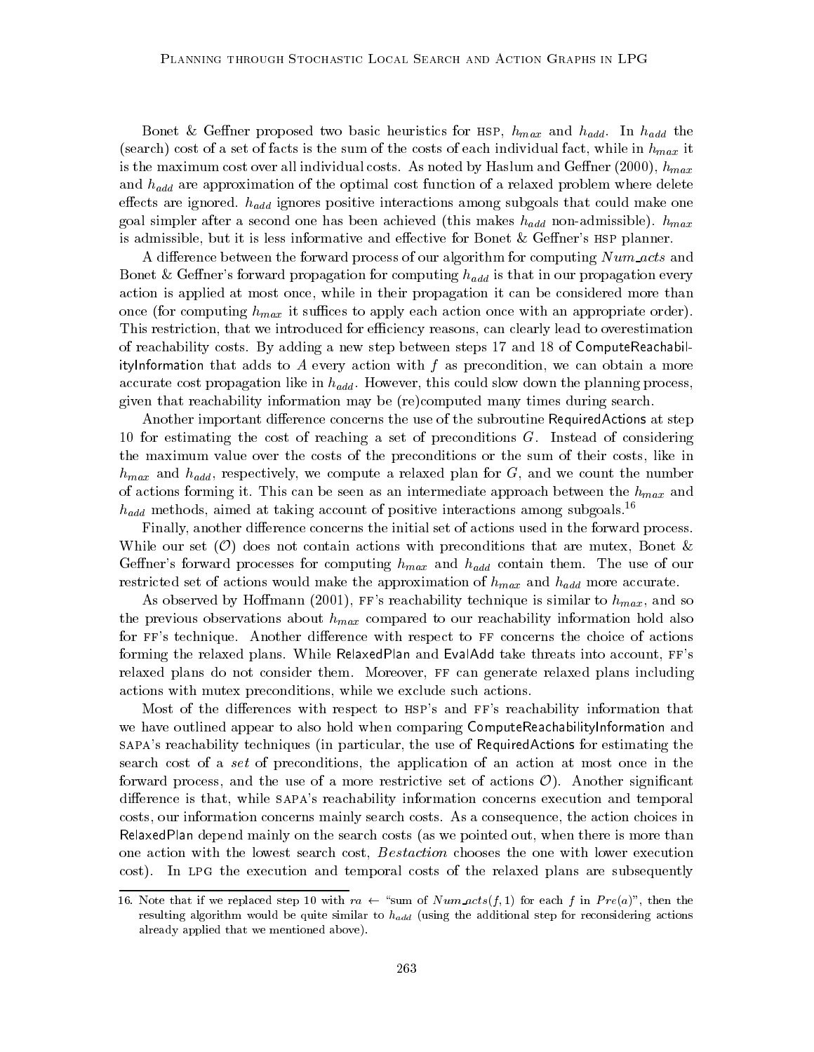Bonet & Geffner proposed two basic heuristics for HSP, $h_{max}$ and $h_{add}$. In $h_{add}$ the (search) cost of a set of facts is the sum of the costs of each individual fact, while in $h_{max}$ it is the maximum cost over all individual costs. As noted by Haslum and Geffner (2000), $h_{max}$ and $h_{add}$ are approximation of the optimal cost function of a relaxed problem where delete effects are ignored. $h_{add}$ ignores positive interactions among subgoals that could make one goal simpler after a second one has been achieved (this makes $h_{add}$ non-admissible). $h_{max}$ is admissible, but it is less informative and effective for Bonet & Geffner's HSP planner.

A difference between the forward process of our algorithm for computing $Num\_acts$ and Bonet & Geffner's forward propagation for computing $h_{add}$ is that in our propagation every action is applied at most once, while in their propagation it can be considered more than once (for computing $h_{max}$ it suffices to apply each action once with an appropriate order). This restriction, that we introduced for efficiency reasons, can clearly lead to overestimation of reachability costs. By adding a new step between steps 17 and 18 of ComputeReachabilityInformation that adds to $A$ every action with $f$ as precondition, we can obtain a more accurate cost propagation like in $h_{add}$. However, this could slow down the planning process, given that reachability information may be (re)computed many times during search.

Another important difference concerns the use of the subroutine RequiredActions at step 10 for estimating the cost of reaching a set of preconditions $G$. Instead of considering the maximum value over the costs of the preconditions or the sum of their costs, like in $h_{max}$ and $h_{add}$, respectively, we compute a relaxed plan for $G$, and we count the number of actions forming it. This can be seen as an intermediate approach between the $h_{max}$ and $h_{add}$ methods, aimed at taking account of positive interactions among subgoals.[16]

Finally, another difference concerns the initial set of actions used in the forward process. While our set ($\mathcal{O}$) does not contain actions with preconditions that are mutex, Bonet & Geffner's forward processes for computing $h_{max}$ and $h_{add}$ contain them. The use of our restricted set of actions would make the approximation of $h_{max}$ and $h_{add}$ more accurate.

As observed by Hoffmann (2001), FF's reachability technique is similar to $h_{max}$, and so the previous observations about $h_{max}$ compared to our reachability information hold also for FF's technique. Another difference with respect to FF concerns the choice of actions forming the relaxed plans. While RelaxedPlan and EvalAdd take threats into account, FF's relaxed plans do not consider them. Moreover, FF can generate relaxed plans including actions with mutex preconditions, while we exclude such actions.

Most of the differences with respect to HSP's and FF's reachability information that we have outlined appear to also hold when comparing ComputeReachabilityInformation and SAPA's reachability techniques (in particular, the use of RequiredActions for estimating the search cost of a *set* of preconditions, the application of an action at most once in the forward process, and the use of a more restrictive set of actions $\mathcal{O}$). Another significant difference is that, while SAPA's reachability information concerns execution and temporal costs, our information concerns mainly search costs. As a consequence, the action choices in RelaxedPlan depend mainly on the search costs (as we pointed out, when there is more than one action with the lowest search cost, *Bestaction* chooses the one with lower execution cost). In LPG the execution and temporal costs of the relaxed plans are subsequently

16. Note that if we replaced step 10 with $ra \leftarrow$ "sum of $Num\_acts(f, 1)$ for each $f$ in $Pre(a)$", then the resulting algorithm would be quite similar to $h_{add}$ (using the additional step for reconsidering actions already applied that we mentioned above).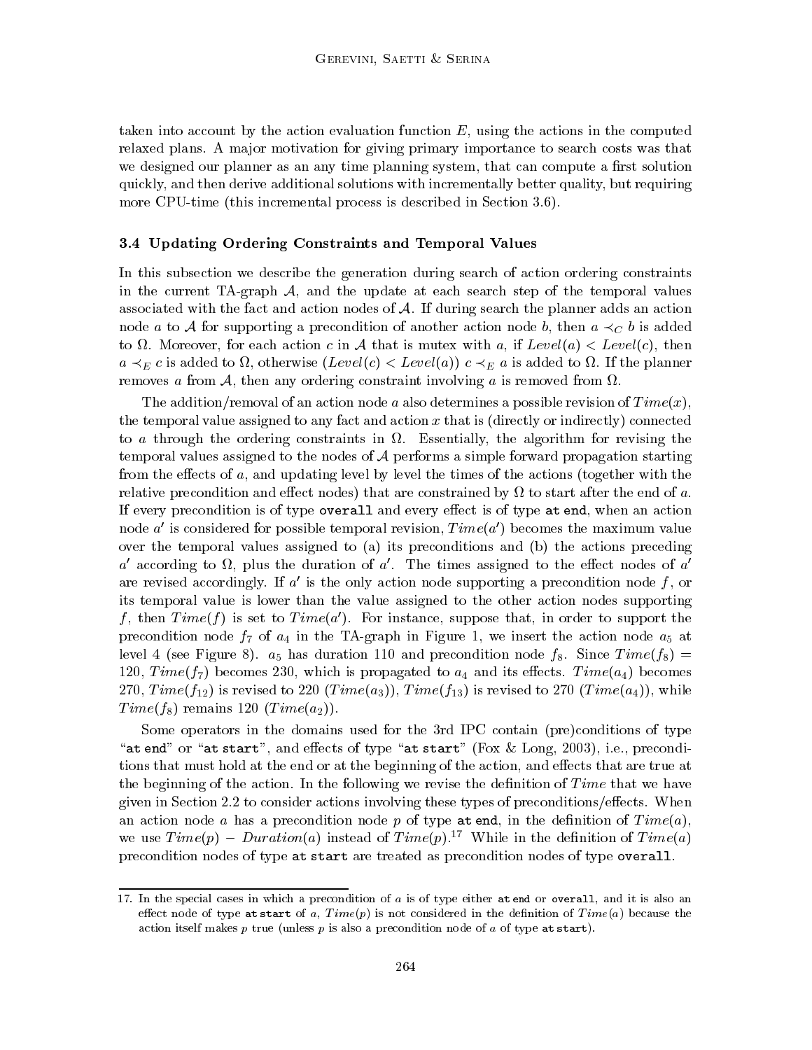taken into account by the action evaluation function $E$, using the actions in the computed relaxed plans. A major motivation for giving primary importance to search costs was that we designed our planner as an any time planning system, that can compute a first solution quickly, and then derive additional solutions with incrementally better quality, but requiring more CPU-time (this incremental process is described in Section 3.6).

### 3.4 Updating Ordering Constraints and Temporal Values

In this subsection we describe the generation during search of action ordering constraints in the current TA-graph $\mathcal{A}$, and the update at each search step of the temporal values associated with the fact and action nodes of $\mathcal{A}$. If during search the planner adds an action node $a$ to $\mathcal{A}$ for supporting a precondition of another action node $b$, then $a \prec_C b$ is added to $\Omega$. Moreover, for each action $c$ in $\mathcal{A}$ that is mutex with $a$, if $Level(a) < Level(c)$, then $a \prec_E c$ is added to $\Omega$, otherwise ($Level(c) < Level(a)$) $c \prec_E a$ is added to $\Omega$. If the planner removes $a$ from $\mathcal{A}$, then any ordering constraint involving $a$ is removed from $\Omega$.

The addition/removal of an action node $a$ also determines a possible revision of $Time(x)$, the temporal value assigned to any fact and action $x$ that is (directly or indirectly) connected to $a$ through the ordering constraints in $\Omega$. Essentially, the algorithm for revising the temporal values assigned to the nodes of $\mathcal{A}$ performs a simple forward propagation starting from the effects of $a$, and updating level by level the times of the actions (together with the relative precondition and effect nodes) that are constrained by $\Omega$ to start after the end of $a$. If every precondition is of type `overall` and every effect is of type `at end`, when an action node $a'$ is considered for possible temporal revision, $Time(a')$ becomes the maximum value over the temporal values assigned to (a) its preconditions and (b) the actions preceding $a'$ according to $\Omega$, plus the duration of $a'$. The times assigned to the effect nodes of $a'$ are revised accordingly. If $a'$ is the only action node supporting a precondition node $f$, or its temporal value is lower than the value assigned to the other action nodes supporting $f$, then $Time(f)$ is set to $Time(a')$. For instance, suppose that, in order to support the precondition node $f_7$ of $a_4$ in the TA-graph in Figure 1, we insert the action node $a_5$ at level 4 (see Figure 8). $a_5$ has duration 110 and precondition node $f_8$. Since $Time(f_8) = 120$, $Time(f_7)$ becomes 230, which is propagated to $a_4$ and its effects. $Time(a_4)$ becomes 270, $Time(f_{12})$ is revised to 220 ($Time(a_3)$), $Time(f_{13})$ is revised to 270 ($Time(a_4)$), while $Time(f_8)$ remains 120 ($Time(a_2)$).

Some operators in the domains used for the 3rd IPC contain (pre)conditions of type "`at end`" or "`at start`", and effects of type "`at start`" (Fox & Long, 2003), i.e., preconditions that must hold at the end or at the beginning of the action, and effects that are true at the beginning of the action. In the following we revise the definition of $Time$ that we have given in Section 2.2 to consider actions involving these types of preconditions/effects. When an action node $a$ has a precondition node $p$ of type `at end`, in the definition of $Time(a)$, we use $Time(p) - Duration(a)$ instead of $Time(p)$.[17] While in the definition of $Time(a)$ precondition nodes of type `at start` are treated as precondition nodes of type `overall`.

---

17. In the special cases in which a precondition of $a$ is of type either `at end` or `overall`, and it is also an effect node of type `at start` of $a$, $Time(p)$ is not considered in the definition of $Time(a)$ because the action itself makes $p$ true (unless $p$ is also a precondition node of $a$ of type `at start`).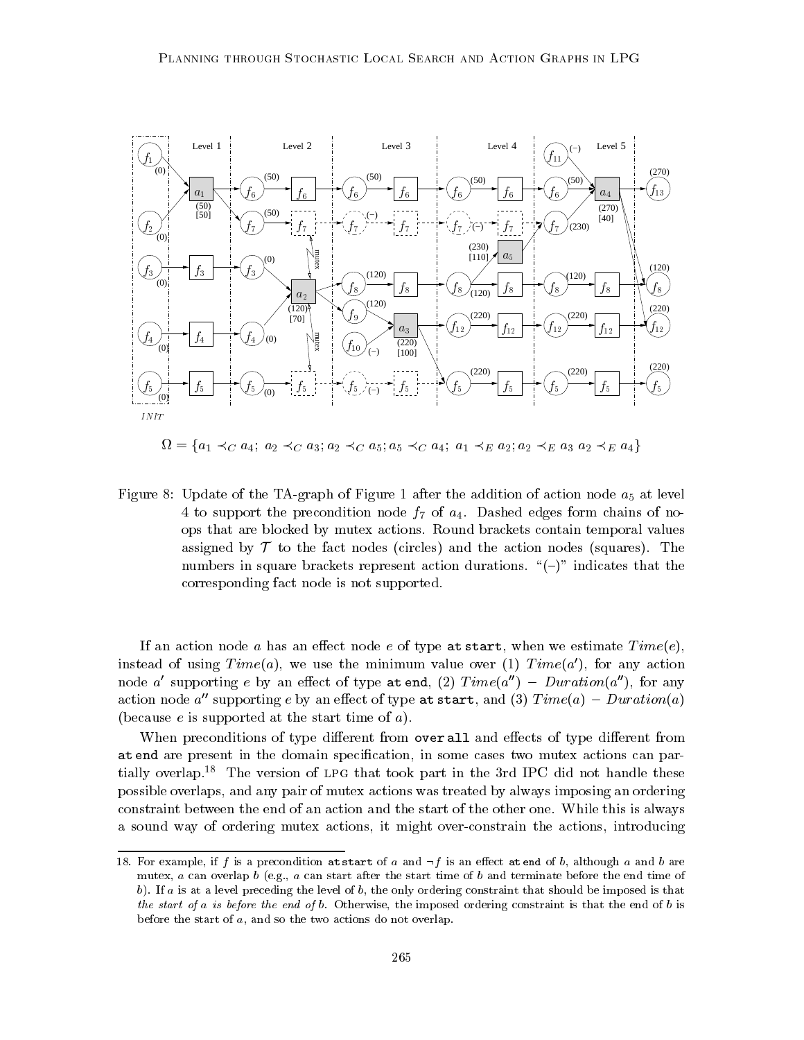$\Omega = \{a_1 \prec_C a_4;\ a_2 \prec_C a_3; a_2 \prec_C a_5; a_5 \prec_C a_4;\ a_1 \prec_E a_2; a_2 \prec_E a_3\ a_2 \prec_E a_4\}$

Figure 8: Update of the TA-graph of Figure 1 after the addition of action node $a_5$ at level 4 to support the precondition node $f_7$ of $a_4$. Dashed edges form chains of no-ops that are blocked by mutex actions. Round brackets contain temporal values assigned by $\mathcal{T}$ to the fact nodes (circles) and the action nodes (squares). The numbers in square brackets represent action durations. "(–)" indicates that the corresponding fact node is not supported.

If an action node $a$ has an effect node $e$ of type `at start`, when we estimate $Time(e)$, instead of using $Time(a)$, we use the minimum value over (1) $Time(a')$, for any action node $a'$ supporting $e$ by an effect of type `at end`, (2) $Time(a'') - Duration(a'')$, for any action node $a''$ supporting $e$ by an effect of type `at start`, and (3) $Time(a) - Duration(a)$ (because $e$ is supported at the start time of $a$).

When preconditions of type different from `over all` and effects of type different from `at end` are present in the domain specification, in some cases two mutex actions can partially overlap.[18] The version of LPG that took part in the 3rd IPC did not handle these possible overlaps, and any pair of mutex actions was treated by always imposing an ordering constraint between the end of an action and the start of the other one. While this is always a sound way of ordering mutex actions, it might over-constrain the actions, introducing

18. For example, if $f$ is a precondition `at start` of $a$ and $\neg f$ is an effect `at end` of $b$, although $a$ and $b$ are mutex, $a$ can overlap $b$ (e.g., $a$ can start after the start time of $b$ and terminate before the end time of $b$). If $a$ is at a level preceding the level of $b$, the only ordering constraint that should be imposed is that *the start of a is before the end of b*. Otherwise, the imposed ordering constraint is that the end of $b$ is before the start of $a$, and so the two actions do not overlap.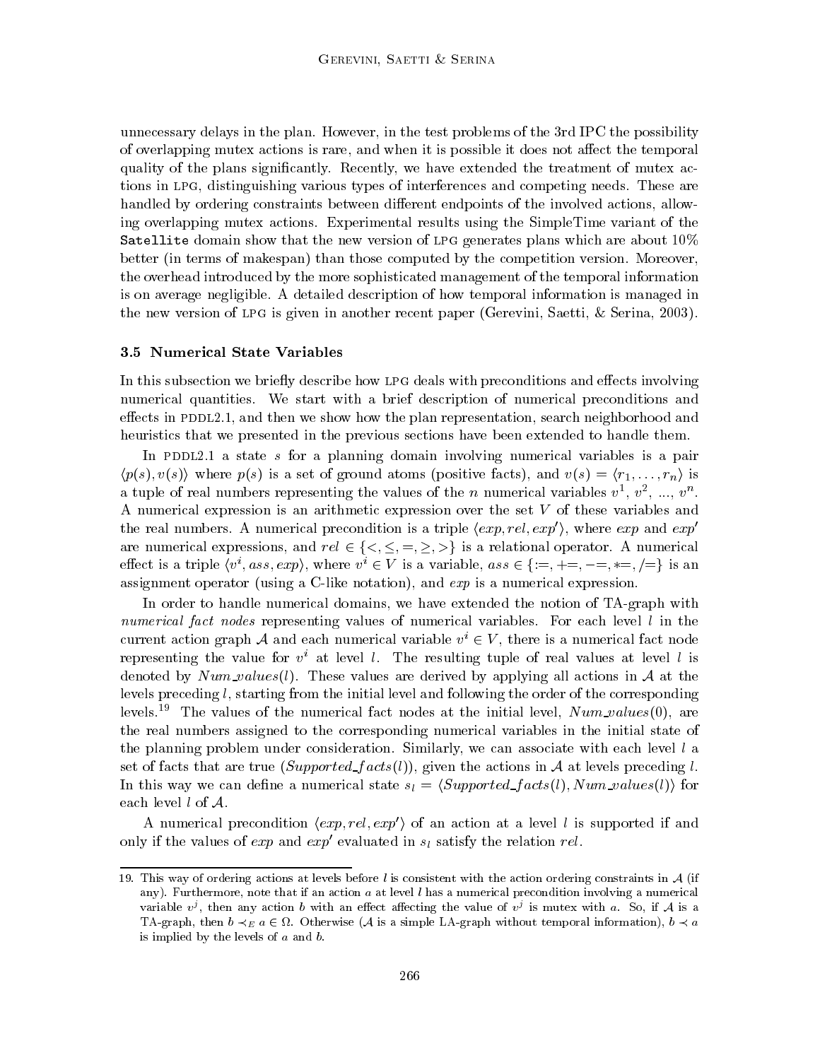unnecessary delays in the plan. However, in the test problems of the 3rd IPC the possibility of overlapping mutex actions is rare, and when it is possible it does not affect the temporal quality of the plans significantly. Recently, we have extended the treatment of mutex actions in LPG, distinguishing various types of interferences and competing needs. These are handled by ordering constraints between different endpoints of the involved actions, allowing overlapping mutex actions. Experimental results using the SimpleTime variant of the `Satellite` domain show that the new version of LPG generates plans which are about 10% better (in terms of makespan) than those computed by the competition version. Moreover, the overhead introduced by the more sophisticated management of the temporal information is on average negligible. A detailed description of how temporal information is managed in the new version of LPG is given in another recent paper (Gerevini, Saetti, & Serina, 2003).

### 3.5 Numerical State Variables

In this subsection we briefly describe how LPG deals with preconditions and effects involving numerical quantities. We start with a brief description of numerical preconditions and effects in PDDL2.1, and then we show how the plan representation, search neighborhood and heuristics that we presented in the previous sections have been extended to handle them.

In PDDL2.1 a state $s$ for a planning domain involving numerical variables is a pair $\langle p(s), v(s) \rangle$ where $p(s)$ is a set of ground atoms (positive facts), and $v(s) = \langle r_1, \ldots, r_n \rangle$ is a tuple of real numbers representing the values of the $n$ numerical variables $v^1$, $v^2$, ..., $v^n$. A numerical expression is an arithmetic expression over the set $V$ of these variables and the real numbers. A numerical precondition is a triple $\langle exp, rel, exp' \rangle$, where $exp$ and $exp'$ are numerical expressions, and $rel \in \{<, \leq, =, \geq, >\}$ is a relational operator. A numerical effect is a triple $\langle v^i, ass, exp \rangle$, where $v^i \in V$ is a variable, $ass \in \{:=, +=, -=, *=, /=\}$ is an assignment operator (using a C-like notation), and $exp$ is a numerical expression.

In order to handle numerical domains, we have extended the notion of TA-graph with *numerical fact nodes* representing values of numerical variables. For each level $l$ in the current action graph $\mathcal{A}$ and each numerical variable $v^i \in V$, there is a numerical fact node representing the value for $v^i$ at level $l$. The resulting tuple of real values at level $l$ is denoted by $Num\_values(l)$. These values are derived by applying all actions in $\mathcal{A}$ at the levels preceding $l$, starting from the initial level and following the order of the corresponding levels.[19] The values of the numerical fact nodes at the initial level, $Num\_values(0)$, are the real numbers assigned to the corresponding numerical variables in the initial state of the planning problem under consideration. Similarly, we can associate with each level $l$ a set of facts that are true ($Supported\_facts(l)$), given the actions in $\mathcal{A}$ at levels preceding $l$. In this way we can define a numerical state $s_l = \langle Supported\_facts(l), Num\_values(l) \rangle$ for each level $l$ of $\mathcal{A}$.

A numerical precondition $\langle exp, rel, exp' \rangle$ of an action at a level $l$ is supported if and only if the values of $exp$ and $exp'$ evaluated in $s_l$ satisfy the relation $rel$.

---

19. This way of ordering actions at levels before $l$ is consistent with the action ordering constraints in $\mathcal{A}$ (if any). Furthermore, note that if an action $a$ at level $l$ has a numerical precondition involving a numerical variable $v^j$, then any action $b$ with an effect affecting the value of $v^j$ is mutex with $a$. So, if $\mathcal{A}$ is a TA-graph, then $b \prec_E a \in \Omega$. Otherwise ($\mathcal{A}$ is a simple LA-graph without temporal information), $b \prec a$ is implied by the levels of $a$ and $b$.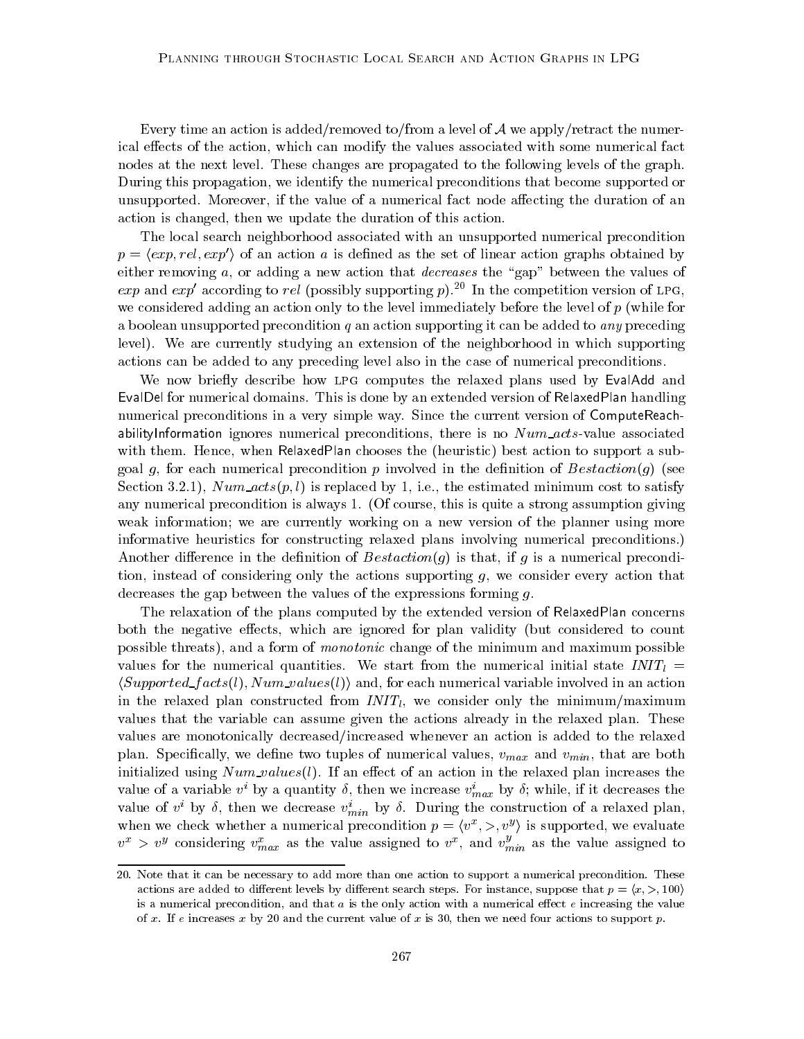Every time an action is added/removed to/from a level of $\mathcal{A}$ we apply/retract the numerical effects of the action, which can modify the values associated with some numerical fact nodes at the next level. These changes are propagated to the following levels of the graph. During this propagation, we identify the numerical preconditions that become supported or unsupported. Moreover, if the value of a numerical fact node affecting the duration of an action is changed, then we update the duration of this action.

The local search neighborhood associated with an unsupported numerical precondition $p = \langle exp, rel, exp' \rangle$ of an action $a$ is defined as the set of linear action graphs obtained by either removing $a$, or adding a new action that *decreases* the "gap" between the values of $exp$ and $exp'$ according to $rel$ (possibly supporting $p$).[20] In the competition version of LPG, we considered adding an action only to the level immediately before the level of $p$ (while for a boolean unsupported precondition $q$ an action supporting it can be added to *any* preceding level). We are currently studying an extension of the neighborhood in which supporting actions can be added to any preceding level also in the case of numerical preconditions.

We now briefly describe how LPG computes the relaxed plans used by EvalAdd and EvalDel for numerical domains. This is done by an extended version of RelaxedPlan handling numerical preconditions in a very simple way. Since the current version of ComputeReachabilityInformation ignores numerical preconditions, there is no $Num\_acts$-value associated with them. Hence, when RelaxedPlan chooses the (heuristic) best action to support a subgoal $g$, for each numerical precondition $p$ involved in the definition of $Bestaction(g)$ (see Section 3.2.1), $Num\_acts(p, l)$ is replaced by 1, i.e., the estimated minimum cost to satisfy any numerical precondition is always 1. (Of course, this is quite a strong assumption giving weak information; we are currently working on a new version of the planner using more informative heuristics for constructing relaxed plans involving numerical preconditions.) Another difference in the definition of $Bestaction(g)$ is that, if $g$ is a numerical precondition, instead of considering only the actions supporting $g$, we consider every action that decreases the gap between the values of the expressions forming $g$.

The relaxation of the plans computed by the extended version of RelaxedPlan concerns both the negative effects, which are ignored for plan validity (but considered to count possible threats), and a form of *monotonic* change of the minimum and maximum possible values for the numerical quantities. We start from the numerical initial state $INIT_l = \langle Supported\_facts(l), Num\_values(l) \rangle$ and, for each numerical variable involved in an action in the relaxed plan constructed from $INIT_l$, we consider only the minimum/maximum values that the variable can assume given the actions already in the relaxed plan. These values are monotonically decreased/increased whenever an action is added to the relaxed plan. Specifically, we define two tuples of numerical values, $v_{max}$ and $v_{min}$, that are both initialized using $Num\_values(l)$. If an effect of an action in the relaxed plan increases the value of a variable $v^i$ by a quantity $\delta$, then we increase $v^i_{max}$ by $\delta$; while, if it decreases the value of $v^i$ by $\delta$, then we decrease $v^i_{min}$ by $\delta$. During the construction of a relaxed plan, when we check whether a numerical precondition $p = \langle v^x, >, v^y \rangle$ is supported, we evaluate $v^x > v^y$ considering $v^x_{max}$ as the value assigned to $v^x$, and $v^y_{min}$ as the value assigned to

---

20. Note that it can be necessary to add more than one action to support a numerical precondition. These actions are added to different levels by different search steps. For instance, suppose that $p = \langle x, >, 100 \rangle$ is a numerical precondition, and that $a$ is the only action with a numerical effect $e$ increasing the value of $x$. If $e$ increases $x$ by 20 and the current value of $x$ is 30, then we need four actions to support $p$.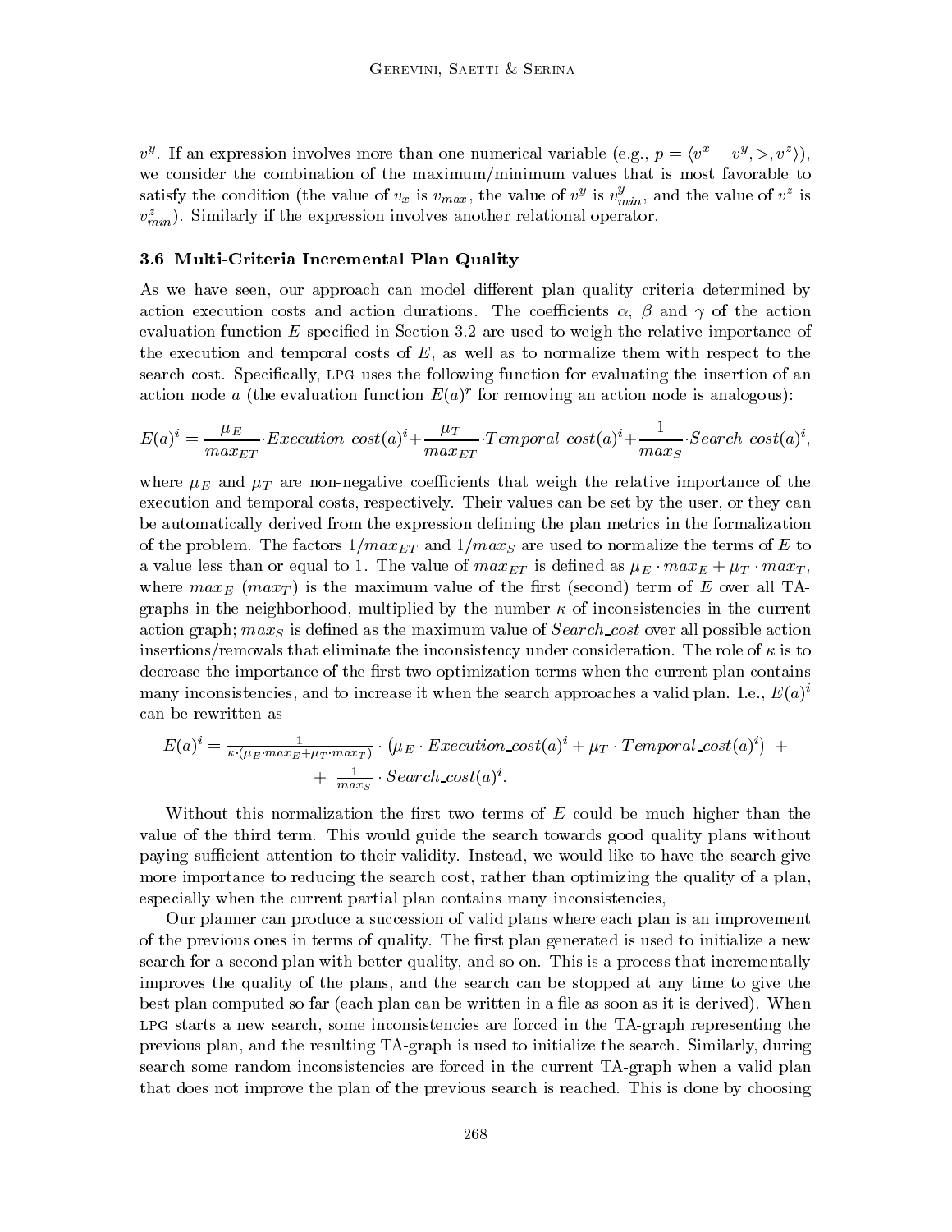$v^y$. If an expression involves more than one numerical variable (e.g., $p = \langle v^x - v^y, >, v^z \rangle$), we consider the combination of the maximum/minimum values that is most favorable to satisfy the condition (the value of $v_x$ is $v_{max}$, the value of $v^y$ is $v^y_{min}$, and the value of $v^z$ is $v^z_{min}$). Similarly if the expression involves another relational operator.

### 3.6 Multi-Criteria Incremental Plan Quality

As we have seen, our approach can model different plan quality criteria determined by action execution costs and action durations. The coefficients $\alpha$, $\beta$ and $\gamma$ of the action evaluation function $E$ specified in Section 3.2 are used to weigh the relative importance of the execution and temporal costs of $E$, as well as to normalize them with respect to the search cost. Specifically, LPG uses the following function for evaluating the insertion of an action node $a$ (the evaluation function $E(a)^r$ for removing an action node is analogous):

$$E(a)^i = \frac{\mu_E}{max_{ET}} \cdot Execution\_cost(a)^i + \frac{\mu_T}{max_{ET}} \cdot Temporal\_cost(a)^i + \frac{1}{max_S} \cdot Search\_cost(a)^i,$$

where $\mu_E$ and $\mu_T$ are non-negative coefficients that weigh the relative importance of the execution and temporal costs, respectively. Their values can be set by the user, or they can be automatically derived from the expression defining the plan metrics in the formalization of the problem. The factors $1/max_{ET}$ and $1/max_S$ are used to normalize the terms of $E$ to a value less than or equal to 1. The value of $max_{ET}$ is defined as $\mu_E \cdot max_E + \mu_T \cdot max_T$, where $max_E$ ($max_T$) is the maximum value of the first (second) term of $E$ over all TA-graphs in the neighborhood, multiplied by the number $\kappa$ of inconsistencies in the current action graph; $max_S$ is defined as the maximum value of $Search\_cost$ over all possible action insertions/removals that eliminate the inconsistency under consideration. The role of $\kappa$ is to decrease the importance of the first two optimization terms when the current plan contains many inconsistencies, and to increase it when the search approaches a valid plan. I.e., $E(a)^i$ can be rewritten as

$$E(a)^i = \tfrac{1}{\kappa \cdot (\mu_E \cdot max_E + \mu_T \cdot max_T)} \cdot \left( \mu_E \cdot Execution\_cost(a)^i + \mu_T \cdot Temporal\_cost(a)^i \right) + \\ + \tfrac{1}{max_S} \cdot Search\_cost(a)^i.$$

Without this normalization the first two terms of $E$ could be much higher than the value of the third term. This would guide the search towards good quality plans without paying sufficient attention to their validity. Instead, we would like to have the search give more importance to reducing the search cost, rather than optimizing the quality of a plan, especially when the current partial plan contains many inconsistencies,

Our planner can produce a succession of valid plans where each plan is an improvement of the previous ones in terms of quality. The first plan generated is used to initialize a new search for a second plan with better quality, and so on. This is a process that incrementally improves the quality of the plans, and the search can be stopped at any time to give the best plan computed so far (each plan can be written in a file as soon as it is derived). When LPG starts a new search, some inconsistencies are forced in the TA-graph representing the previous plan, and the resulting TA-graph is used to initialize the search. Similarly, during search some random inconsistencies are forced in the current TA-graph when a valid plan that does not improve the plan of the previous search is reached. This is done by choosing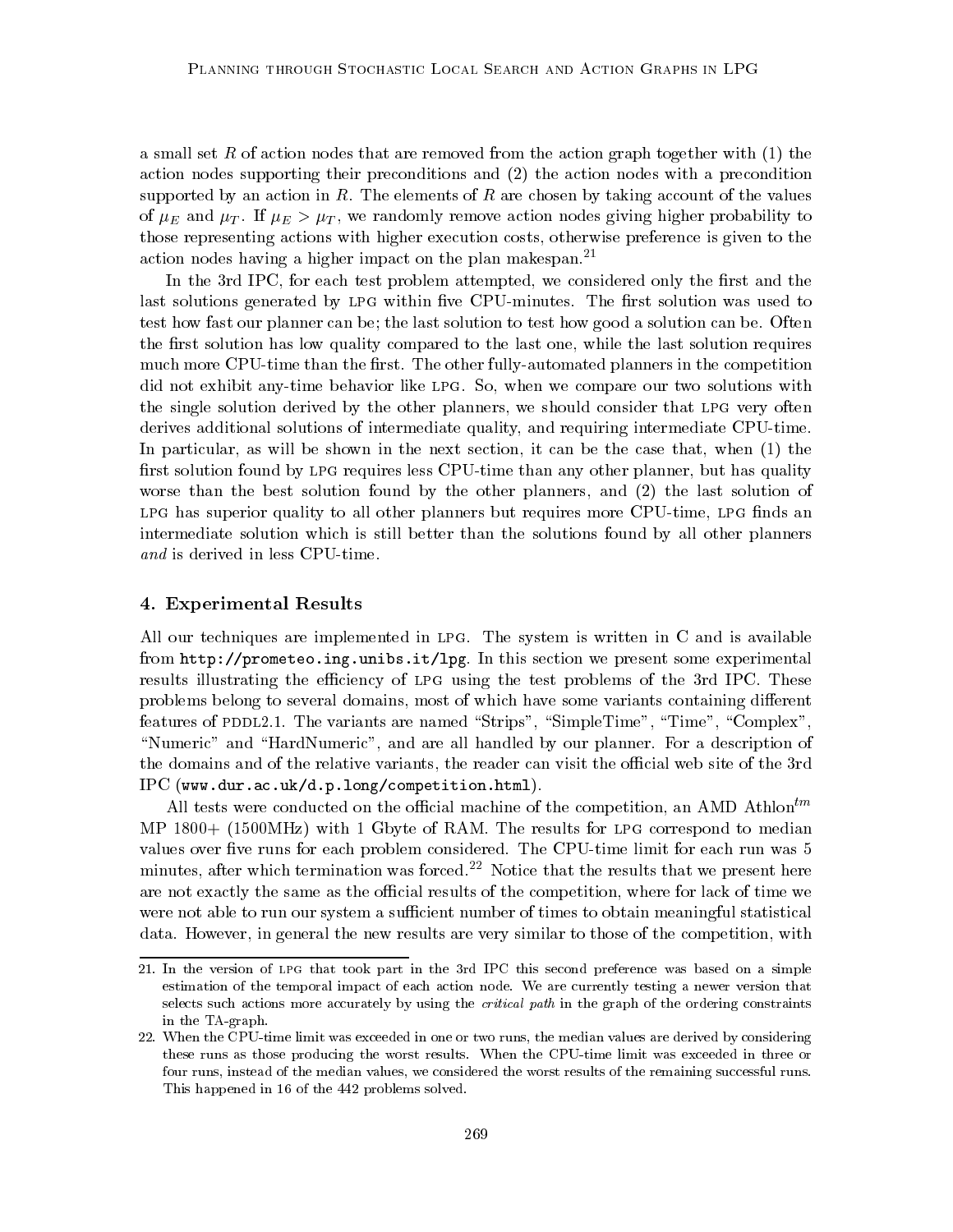a small set $R$ of action nodes that are removed from the action graph together with (1) the action nodes supporting their preconditions and (2) the action nodes with a precondition supported by an action in $R$. The elements of $R$ are chosen by taking account of the values of $\mu_E$ and $\mu_T$. If $\mu_E > \mu_T$, we randomly remove action nodes giving higher probability to those representing actions with higher execution costs, otherwise preference is given to the action nodes having a higher impact on the plan makespan.[21]

In the 3rd IPC, for each test problem attempted, we considered only the first and the last solutions generated by LPG within five CPU-minutes. The first solution was used to test how fast our planner can be; the last solution to test how good a solution can be. Often the first solution has low quality compared to the last one, while the last solution requires much more CPU-time than the first. The other fully-automated planners in the competition did not exhibit any-time behavior like LPG. So, when we compare our two solutions with the single solution derived by the other planners, we should consider that LPG very often derives additional solutions of intermediate quality, and requiring intermediate CPU-time. In particular, as will be shown in the next section, it can be the case that, when (1) the first solution found by LPG requires less CPU-time than any other planner, but has quality worse than the best solution found by the other planners, and (2) the last solution of LPG has superior quality to all other planners but requires more CPU-time, LPG finds an intermediate solution which is still better than the solutions found by all other planners *and* is derived in less CPU-time.

## 4. Experimental Results

All our techniques are implemented in LPG. The system is written in C and is available from `http://prometeo.ing.unibs.it/lpg`. In this section we present some experimental results illustrating the efficiency of LPG using the test problems of the 3rd IPC. These problems belong to several domains, most of which have some variants containing different features of PDDL2.1. The variants are named "Strips", "SimpleTime", "Time", "Complex", "Numeric" and "HardNumeric", and are all handled by our planner. For a description of the domains and of the relative variants, the reader can visit the official web site of the 3rd IPC (`www.dur.ac.uk/d.p.long/competition.html`).

All tests were conducted on the official machine of the competition, an AMD Athlon$^{tm}$ MP 1800+ (1500MHz) with 1 Gbyte of RAM. The results for LPG correspond to median values over five runs for each problem considered. The CPU-time limit for each run was 5 minutes, after which termination was forced.[22] Notice that the results that we present here are not exactly the same as the official results of the competition, where for lack of time we were not able to run our system a sufficient number of times to obtain meaningful statistical data. However, in general the new results are very similar to those of the competition, with

---

21. In the version of LPG that took part in the 3rd IPC this second preference was based on a simple estimation of the temporal impact of each action node. We are currently testing a newer version that selects such actions more accurately by using the *critical path* in the graph of the ordering constraints in the TA-graph.

22. When the CPU-time limit was exceeded in one or two runs, the median values are derived by considering these runs as those producing the worst results. When the CPU-time limit was exceeded in three or four runs, instead of the median values, we considered the worst results of the remaining successful runs. This happened in 16 of the 442 problems solved.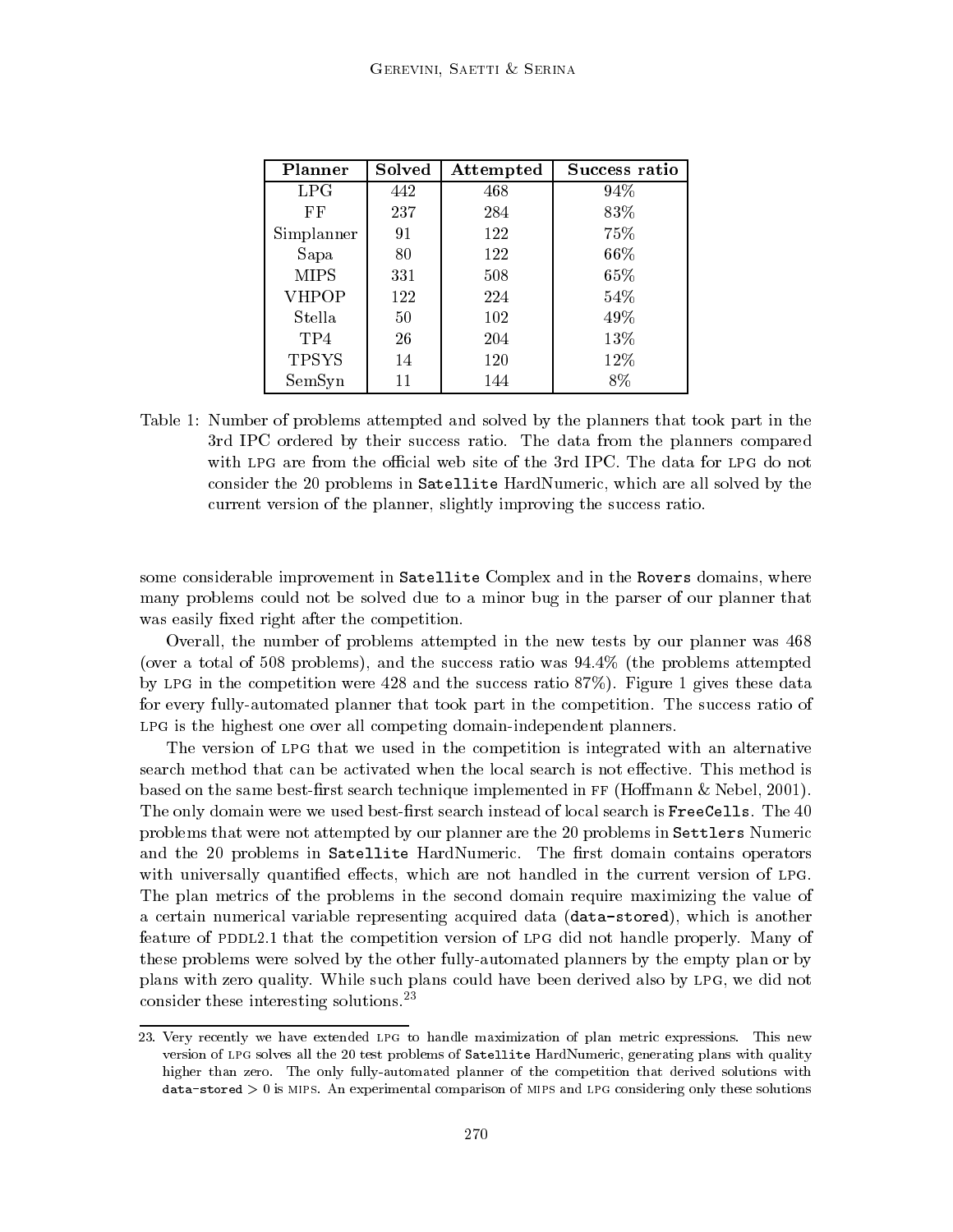| Planner | Solved | Attempted | Success ratio |
|---|---|---|---|
| LPG | 442 | 468 | 94% |
| FF | 237 | 284 | 83% |
| Simplanner | 91 | 122 | 75% |
| Sapa | 80 | 122 | 66% |
| MIPS | 331 | 508 | 65% |
| VHPOP | 122 | 224 | 54% |
| Stella | 50 | 102 | 49% |
| TP4 | 26 | 204 | 13% |
| TPSYS | 14 | 120 | 12% |
| SemSyn | 11 | 144 | 8% |

Table 1: Number of problems attempted and solved by the planners that took part in the 3rd IPC ordered by their success ratio. The data from the planners compared with LPG are from the official web site of the 3rd IPC. The data for LPG do not consider the 20 problems in `Satellite` HardNumeric, which are all solved by the current version of the planner, slightly improving the success ratio.

some considerable improvement in `Satellite` Complex and in the `Rovers` domains, where many problems could not be solved due to a minor bug in the parser of our planner that was easily fixed right after the competition.

Overall, the number of problems attempted in the new tests by our planner was 468 (over a total of 508 problems), and the success ratio was 94.4% (the problems attempted by LPG in the competition were 428 and the success ratio 87%). Figure 1 gives these data for every fully-automated planner that took part in the competition. The success ratio of LPG is the highest one over all competing domain-independent planners.

The version of LPG that we used in the competition is integrated with an alternative search method that can be activated when the local search is not effective. This method is based on the same best-first search technique implemented in FF (Hoffmann & Nebel, 2001). The only domain were we used best-first search instead of local search is `FreeCells`. The 40 problems that were not attempted by our planner are the 20 problems in `Settlers` Numeric and the 20 problems in `Satellite` HardNumeric. The first domain contains operators with universally quantified effects, which are not handled in the current version of LPG. The plan metrics of the problems in the second domain require maximizing the value of a certain numerical variable representing acquired data (`data-stored`), which is another feature of PDDL2.1 that the competition version of LPG did not handle properly. Many of these problems were solved by the other fully-automated planners by the empty plan or by plans with zero quality. While such plans could have been derived also by LPG, we did not consider these interesting solutions.[23]

23. Very recently we have extended LPG to handle maximization of plan metric expressions. This new version of LPG solves all the 20 test problems of `Satellite` HardNumeric, generating plans with quality higher than zero. The only fully-automated planner of the competition that derived solutions with `data-stored` $> 0$ is MIPS. An experimental comparison of MIPS and LPG considering only these solutions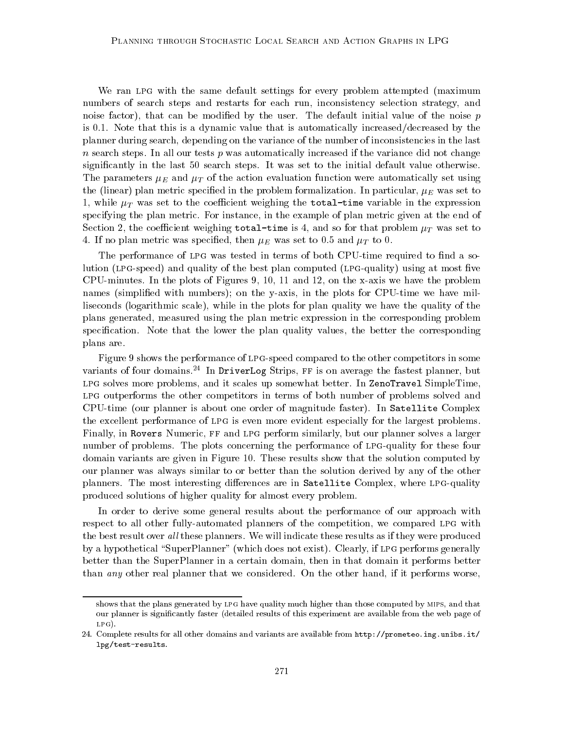We ran LPG with the same default settings for every problem attempted (maximum numbers of search steps and restarts for each run, inconsistency selection strategy, and noise factor), that can be modified by the user. The default initial value of the noise $p$ is 0.1. Note that this is a dynamic value that is automatically increased/decreased by the planner during search, depending on the variance of the number of inconsistencies in the last $n$ search steps. In all our tests $p$ was automatically increased if the variance did not change significantly in the last 50 search steps. It was set to the initial default value otherwise. The parameters $\mu_E$ and $\mu_T$ of the action evaluation function were automatically set using the (linear) plan metric specified in the problem formalization. In particular, $\mu_E$ was set to 1, while $\mu_T$ was set to the coefficient weighing the `total-time` variable in the expression specifying the plan metric. For instance, in the example of plan metric given at the end of Section 2, the coefficient weighing `total-time` is 4, and so for that problem $\mu_T$ was set to 4. If no plan metric was specified, then $\mu_E$ was set to 0.5 and $\mu_T$ to 0.

The performance of LPG was tested in terms of both CPU-time required to find a solution (LPG-speed) and quality of the best plan computed (LPG-quality) using at most five CPU-minutes. In the plots of Figures 9, 10, 11 and 12, on the x-axis we have the problem names (simplified with numbers); on the y-axis, in the plots for CPU-time we have milliseconds (logarithmic scale), while in the plots for plan quality we have the quality of the plans generated, measured using the plan metric expression in the corresponding problem specification. Note that the lower the plan quality values, the better the corresponding plans are.

Figure 9 shows the performance of LPG-speed compared to the other competitors in some variants of four domains.[24] In `DriverLog` Strips, FF is on average the fastest planner, but LPG solves more problems, and it scales up somewhat better. In `ZenoTravel` SimpleTime, LPG outperforms the other competitors in terms of both number of problems solved and CPU-time (our planner is about one order of magnitude faster). In `Satellite` Complex the excellent performance of LPG is even more evident especially for the largest problems. Finally, in `Rovers` Numeric, FF and LPG perform similarly, but our planner solves a larger number of problems. The plots concerning the performance of LPG-quality for these four domain variants are given in Figure 10. These results show that the solution computed by our planner was always similar to or better than the solution derived by any of the other planners. The most interesting differences are in `Satellite` Complex, where LPG-quality produced solutions of higher quality for almost every problem.

In order to derive some general results about the performance of our approach with respect to all other fully-automated planners of the competition, we compared LPG with the best result over *all* these planners. We will indicate these results as if they were produced by a hypothetical "SuperPlanner" (which does not exist). Clearly, if LPG performs generally better than the SuperPlanner in a certain domain, then in that domain it performs better than *any* other real planner that we considered. On the other hand, if it performs worse,

shows that the plans generated by LPG have quality much higher than those computed by MIPS, and that our planner is significantly faster (detailed results of this experiment are available from the web page of LPG).

24. Complete results for all other domains and variants are available from `http://prometeo.ing.unibs.it/lpg/test-results`.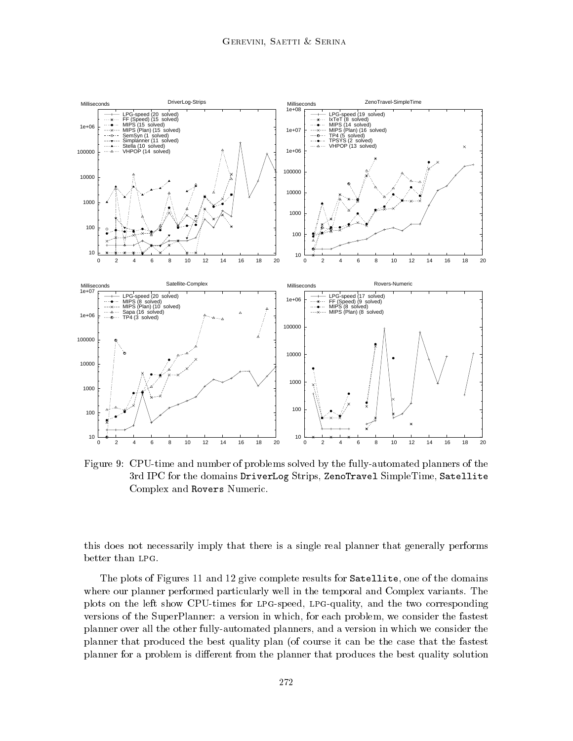Figure 9: CPU-time and number of problems solved by the fully-automated planners of the 3rd IPC for the domains DriverLog Strips, ZenoTravel SimpleTime, Satellite Complex and Rovers Numeric.

this does not necessarily imply that there is a single real planner that generally performs better than LPG.

The plots of Figures 11 and 12 give complete results for Satellite, one of the domains where our planner performed particularly well in the temporal and Complex variants. The plots on the left show CPU-times for LPG-speed, LPG-quality, and the two corresponding versions of the SuperPlanner: a version in which, for each problem, we consider the fastest planner over all the other fully-automated planners, and a version in which we consider the planner that produced the best quality plan (of course it can be the case that the fastest planner for a problem is different from the planner that produces the best quality solution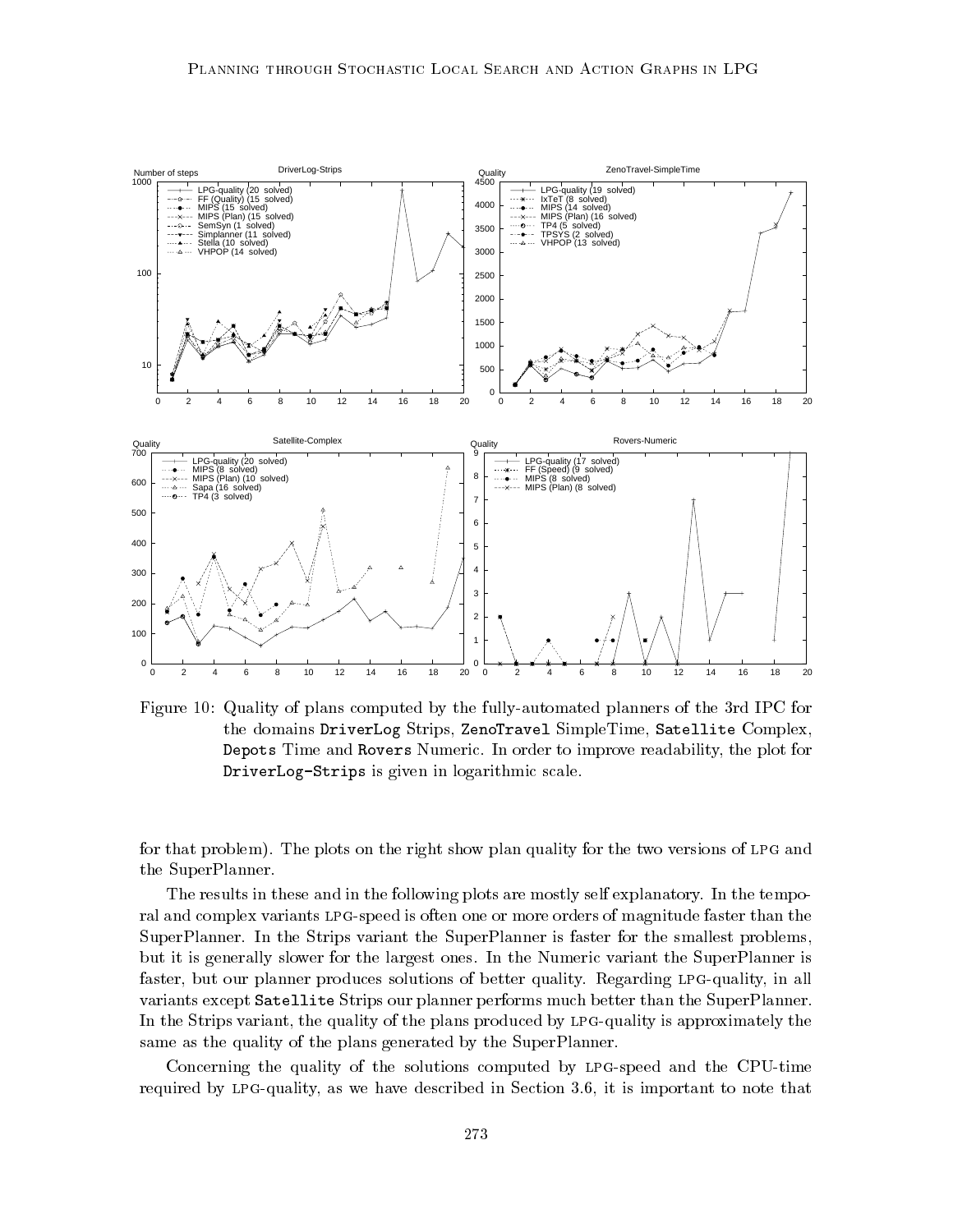Figure 10: Quality of plans computed by the fully-automated planners of the 3rd IPC for the domains `DriverLog` Strips, `ZenoTravel` SimpleTime, `Satellite` Complex, `Depots` Time and `Rovers` Numeric. In order to improve readability, the plot for `DriverLog-Strips` is given in logarithmic scale.

for that problem). The plots on the right show plan quality for the two versions of LPG and the SuperPlanner.

The results in these and in the following plots are mostly self explanatory. In the temporal and complex variants LPG-speed is often one or more orders of magnitude faster than the SuperPlanner. In the Strips variant the SuperPlanner is faster for the smallest problems, but it is generally slower for the largest ones. In the Numeric variant the SuperPlanner is faster, but our planner produces solutions of better quality. Regarding LPG-quality, in all variants except `Satellite` Strips our planner performs much better than the SuperPlanner. In the Strips variant, the quality of the plans produced by LPG-quality is approximately the same as the quality of the plans generated by the SuperPlanner.

Concerning the quality of the solutions computed by LPG-speed and the CPU-time required by LPG-quality, as we have described in Section 3.6, it is important to note that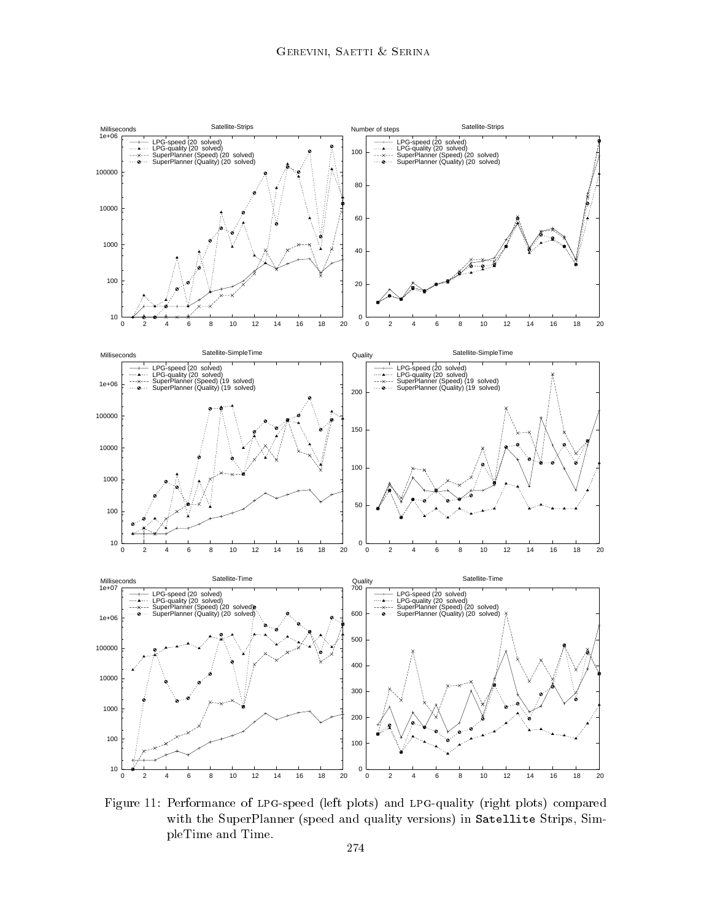Figure 11: Performance of LPG-speed (left plots) and LPG-quality (right plots) compared with the SuperPlanner (speed and quality versions) in **Satellite** Strips, SimpleTime and Time.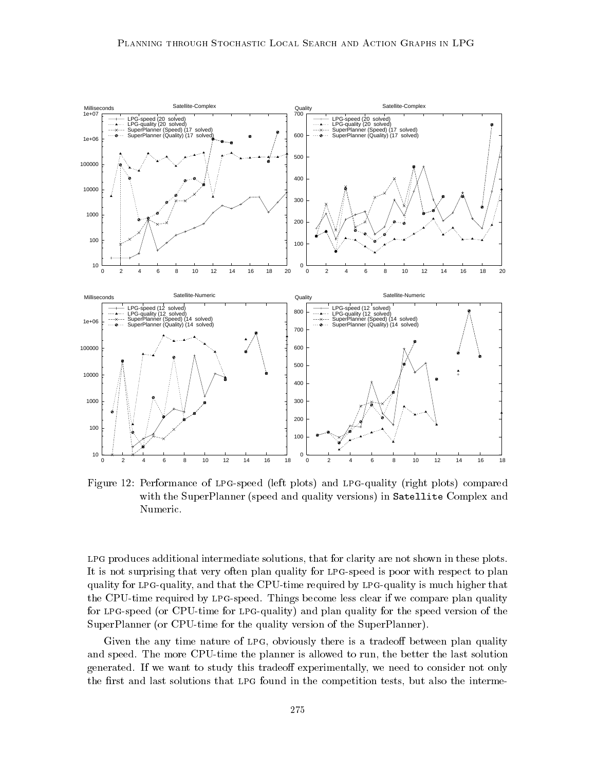Figure 12: Performance of LPG-speed (left plots) and LPG-quality (right plots) compared with the SuperPlanner (speed and quality versions) in Satellite Complex and Numeric.

LPG produces additional intermediate solutions, that for clarity are not shown in these plots. It is not surprising that very often plan quality for LPG-speed is poor with respect to plan quality for LPG-quality, and that the CPU-time required by LPG-quality is much higher that the CPU-time required by LPG-speed. Things become less clear if we compare plan quality for LPG-speed (or CPU-time for LPG-quality) and plan quality for the speed version of the SuperPlanner (or CPU-time for the quality version of the SuperPlanner).

Given the any time nature of LPG, obviously there is a tradeoff between plan quality and speed. The more CPU-time the planner is allowed to run, the better the last solution generated. If we want to study this tradeoff experimentally, we need to consider not only the first and last solutions that LPG found in the competition tests, but also the interme-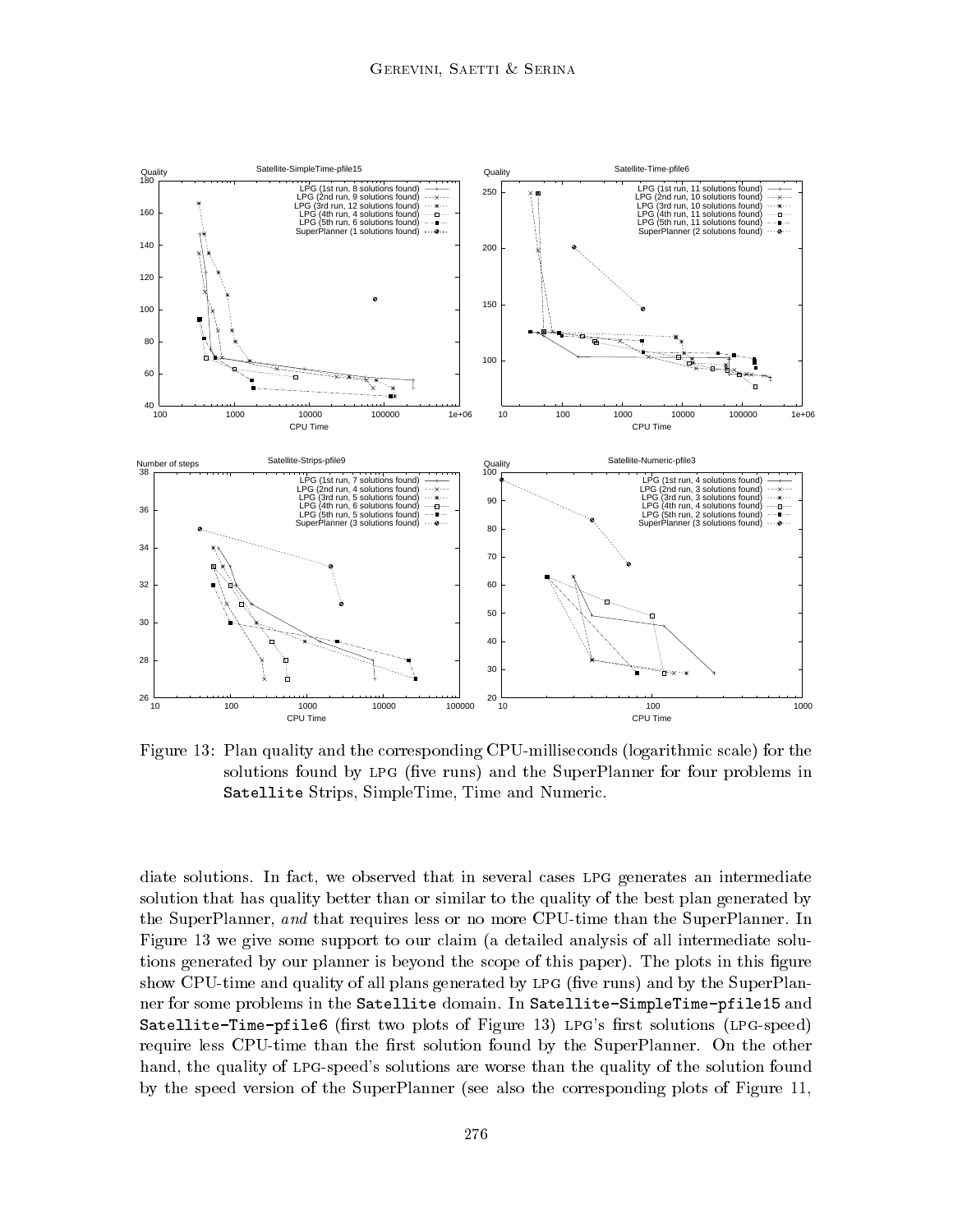Figure 13: Plan quality and the corresponding CPU-milliseconds (logarithmic scale) for the solutions found by LPG (five runs) and the SuperPlanner for four problems in `Satellite` Strips, SimpleTime, Time and Numeric.

diate solutions. In fact, we observed that in several cases LPG generates an intermediate solution that has quality better than or similar to the quality of the best plan generated by the SuperPlanner, *and* that requires less or no more CPU-time than the SuperPlanner. In Figure 13 we give some support to our claim (a detailed analysis of all intermediate solutions generated by our planner is beyond the scope of this paper). The plots in this figure show CPU-time and quality of all plans generated by LPG (five runs) and by the SuperPlanner for some problems in the `Satellite` domain. In `Satellite-SimpleTime-pfile15` and `Satellite-Time-pfile6` (first two plots of Figure 13) LPG's first solutions (LPG-speed) require less CPU-time than the first solution found by the SuperPlanner. On the other hand, the quality of LPG-speed's solutions are worse than the quality of the solution found by the speed version of the SuperPlanner (see also the corresponding plots of Figure 11,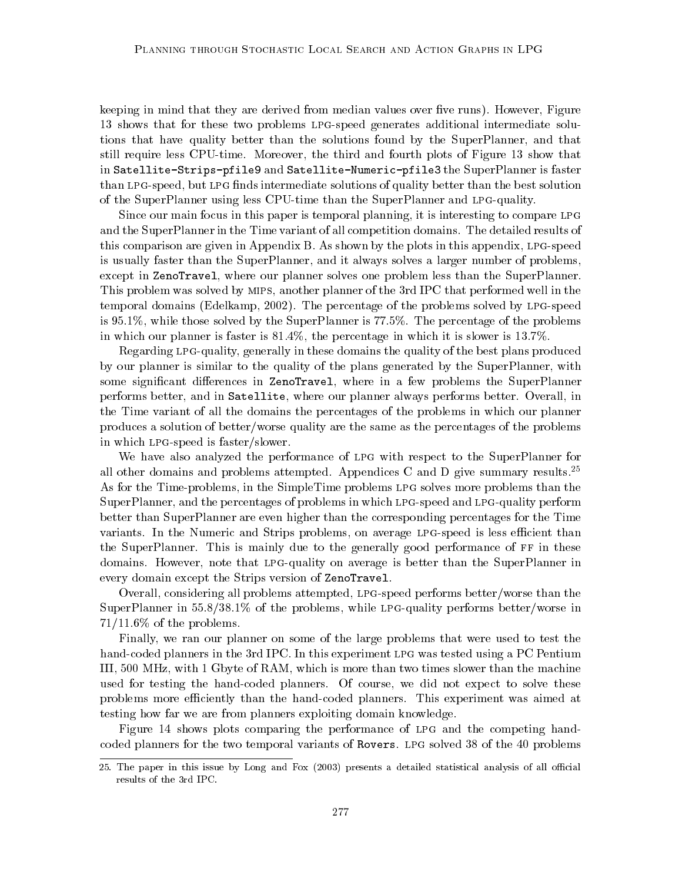keeping in mind that they are derived from median values over five runs). However, Figure 13 shows that for these two problems LPG-speed generates additional intermediate solutions that have quality better than the solutions found by the SuperPlanner, and that still require less CPU-time. Moreover, the third and fourth plots of Figure 13 show that in `Satellite-Strips-pfile9` and `Satellite-Numeric-pfile3` the SuperPlanner is faster than LPG-speed, but LPG finds intermediate solutions of quality better than the best solution of the SuperPlanner using less CPU-time than the SuperPlanner and LPG-quality.

Since our main focus in this paper is temporal planning, it is interesting to compare LPG and the SuperPlanner in the Time variant of all competition domains. The detailed results of this comparison are given in Appendix B. As shown by the plots in this appendix, LPG-speed is usually faster than the SuperPlanner, and it always solves a larger number of problems, except in `ZenoTravel`, where our planner solves one problem less than the SuperPlanner. This problem was solved by MIPS, another planner of the 3rd IPC that performed well in the temporal domains (Edelkamp, 2002). The percentage of the problems solved by LPG-speed is 95.1%, while those solved by the SuperPlanner is 77.5%. The percentage of the problems in which our planner is faster is 81.4%, the percentage in which it is slower is 13.7%.

Regarding LPG-quality, generally in these domains the quality of the best plans produced by our planner is similar to the quality of the plans generated by the SuperPlanner, with some significant differences in `ZenoTravel`, where in a few problems the SuperPlanner performs better, and in `Satellite`, where our planner always performs better. Overall, in the Time variant of all the domains the percentages of the problems in which our planner produces a solution of better/worse quality are the same as the percentages of the problems in which LPG-speed is faster/slower.

We have also analyzed the performance of LPG with respect to the SuperPlanner for all other domains and problems attempted. Appendices C and D give summary results.[25] As for the Time-problems, in the SimpleTime problems LPG solves more problems than the SuperPlanner, and the percentages of problems in which LPG-speed and LPG-quality perform better than SuperPlanner are even higher than the corresponding percentages for the Time variants. In the Numeric and Strips problems, on average LPG-speed is less efficient than the SuperPlanner. This is mainly due to the generally good performance of FF in these domains. However, note that LPG-quality on average is better than the SuperPlanner in every domain except the Strips version of `ZenoTravel`.

Overall, considering all problems attempted, LPG-speed performs better/worse than the SuperPlanner in 55.8/38.1% of the problems, while LPG-quality performs better/worse in 71/11.6% of the problems.

Finally, we ran our planner on some of the large problems that were used to test the hand-coded planners in the 3rd IPC. In this experiment LPG was tested using a PC Pentium III, 500 MHz, with 1 Gbyte of RAM, which is more than two times slower than the machine used for testing the hand-coded planners. Of course, we did not expect to solve these problems more efficiently than the hand-coded planners. This experiment was aimed at testing how far we are from planners exploiting domain knowledge.

Figure 14 shows plots comparing the performance of LPG and the competing hand-coded planners for the two temporal variants of `Rovers`. LPG solved 38 of the 40 problems

---

25. The paper in this issue by Long and Fox (2003) presents a detailed statistical analysis of all official results of the 3rd IPC.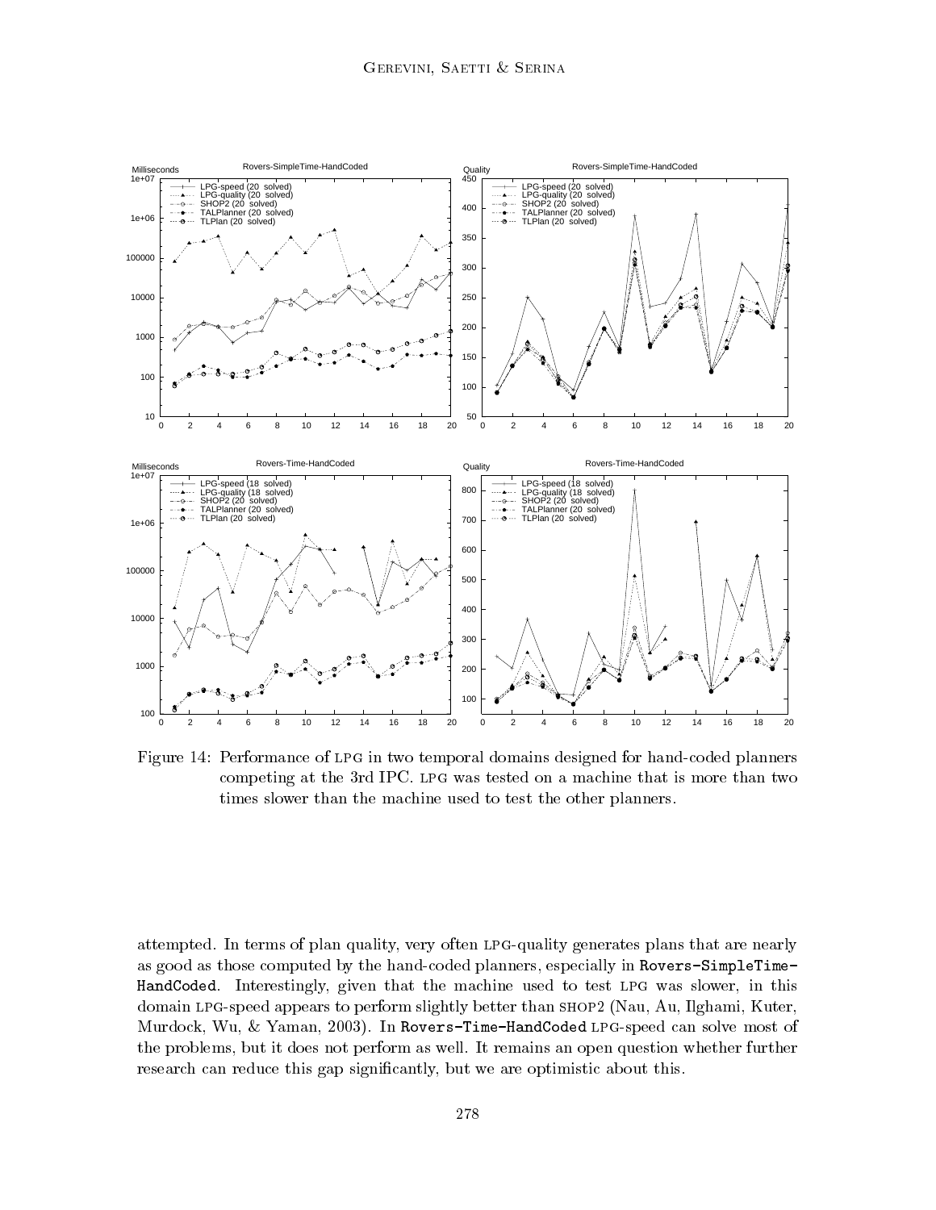Figure 14: Performance of LPG in two temporal domains designed for hand-coded planners competing at the 3rd IPC. LPG was tested on a machine that is more than two times slower than the machine used to test the other planners.

attempted. In terms of plan quality, very often LPG-quality generates plans that are nearly as good as those computed by the hand-coded planners, especially in `Rovers-SimpleTime-HandCoded`. Interestingly, given that the machine used to test LPG was slower, in this domain LPG-speed appears to perform slightly better than SHOP2 (Nau, Au, Ilghami, Kuter, Murdock, Wu, & Yaman, 2003). In `Rovers-Time-HandCoded` LPG-speed can solve most of the problems, but it does not perform as well. It remains an open question whether further research can reduce this gap significantly, but we are optimistic about this.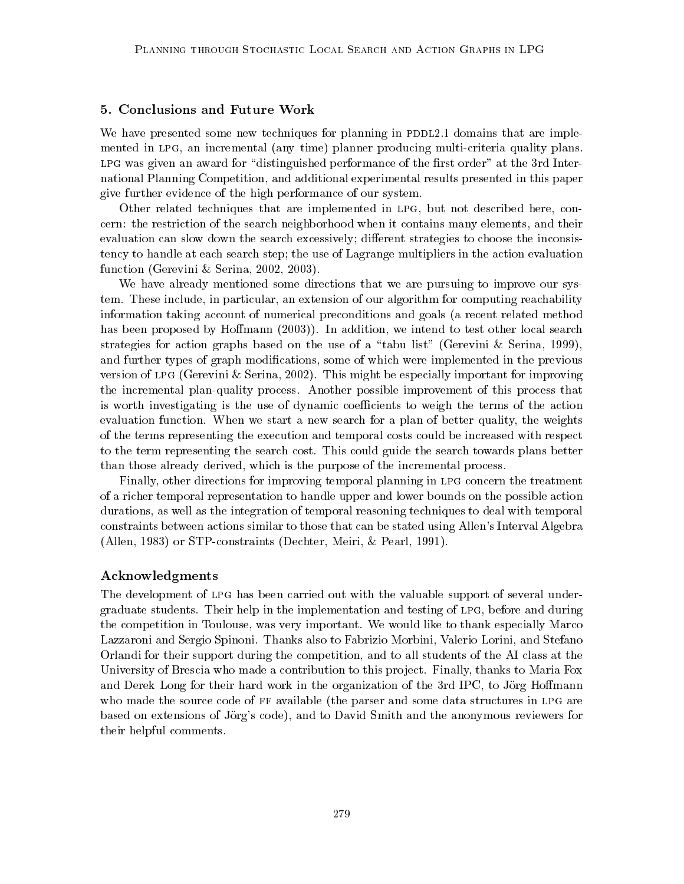## 5. Conclusions and Future Work

We have presented some new techniques for planning in PDDL2.1 domains that are implemented in LPG, an incremental (any time) planner producing multi-criteria quality plans. LPG was given an award for "distinguished performance of the first order" at the 3rd International Planning Competition, and additional experimental results presented in this paper give further evidence of the high performance of our system.

Other related techniques that are implemented in LPG, but not described here, concern: the restriction of the search neighborhood when it contains many elements, and their evaluation can slow down the search excessively; different strategies to choose the inconsistency to handle at each search step; the use of Lagrange multipliers in the action evaluation function (Gerevini & Serina, 2002, 2003).

We have already mentioned some directions that we are pursuing to improve our system. These include, in particular, an extension of our algorithm for computing reachability information taking account of numerical preconditions and goals (a recent related method has been proposed by Hoffmann (2003)). In addition, we intend to test other local search strategies for action graphs based on the use of a "tabu list" (Gerevini & Serina, 1999), and further types of graph modifications, some of which were implemented in the previous version of LPG (Gerevini & Serina, 2002). This might be especially important for improving the incremental plan-quality process. Another possible improvement of this process that is worth investigating is the use of dynamic coefficients to weigh the terms of the action evaluation function. When we start a new search for a plan of better quality, the weights of the terms representing the execution and temporal costs could be increased with respect to the term representing the search cost. This could guide the search towards plans better than those already derived, which is the purpose of the incremental process.

Finally, other directions for improving temporal planning in LPG concern the treatment of a richer temporal representation to handle upper and lower bounds on the possible action durations, as well as the integration of temporal reasoning techniques to deal with temporal constraints between actions similar to those that can be stated using Allen's Interval Algebra (Allen, 1983) or STP-constraints (Dechter, Meiri, & Pearl, 1991).

## Acknowledgments

The development of LPG has been carried out with the valuable support of several undergraduate students. Their help in the implementation and testing of LPG, before and during the competition in Toulouse, was very important. We would like to thank especially Marco Lazzaroni and Sergio Spinoni. Thanks also to Fabrizio Morbini, Valerio Lorini, and Stefano Orlandi for their support during the competition, and to all students of the AI class at the University of Brescia who made a contribution to this project. Finally, thanks to Maria Fox and Derek Long for their hard work in the organization of the 3rd IPC, to Jörg Hoffmann who made the source code of FF available (the parser and some data structures in LPG are based on extensions of Jörg's code), and to David Smith and the anonymous reviewers for their helpful comments.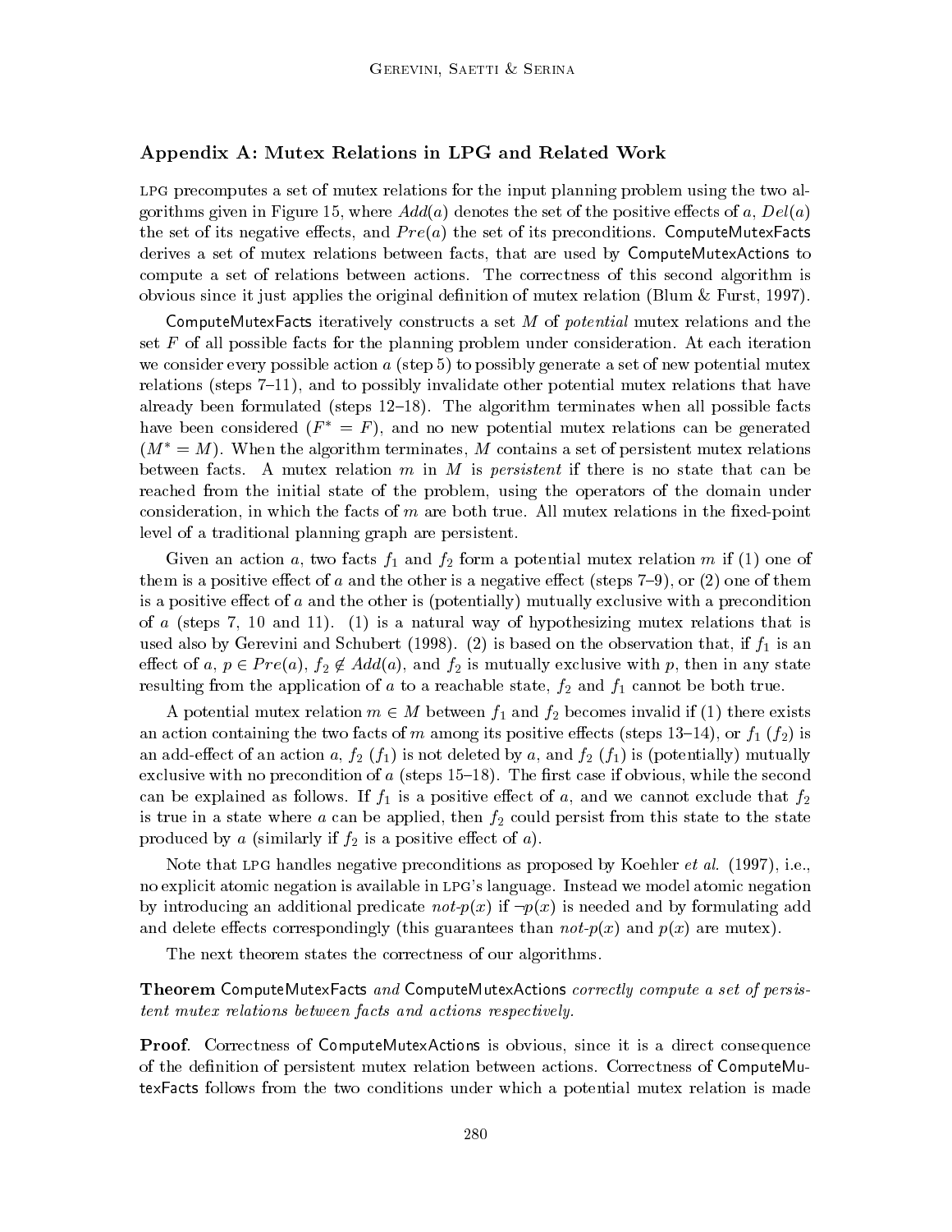## Appendix A: Mutex Relations in LPG and Related Work

LPG precomputes a set of mutex relations for the input planning problem using the two algorithms given in Figure 15, where $Add(a)$ denotes the set of the positive effects of $a$, $Del(a)$ the set of its negative effects, and $Pre(a)$ the set of its preconditions. ComputeMutexFacts derives a set of mutex relations between facts, that are used by ComputeMutexActions to compute a set of relations between actions. The correctness of this second algorithm is obvious since it just applies the original definition of mutex relation (Blum & Furst, 1997).

ComputeMutexFacts iteratively constructs a set $M$ of *potential* mutex relations and the set $F$ of all possible facts for the planning problem under consideration. At each iteration we consider every possible action $a$ (step 5) to possibly generate a set of new potential mutex relations (steps 7–11), and to possibly invalidate other potential mutex relations that have already been formulated (steps 12–18). The algorithm terminates when all possible facts have been considered ($F^* = F$), and no new potential mutex relations can be generated ($M^* = M$). When the algorithm terminates, $M$ contains a set of persistent mutex relations between facts. A mutex relation $m$ in $M$ is *persistent* if there is no state that can be reached from the initial state of the problem, using the operators of the domain under consideration, in which the facts of $m$ are both true. All mutex relations in the fixed-point level of a traditional planning graph are persistent.

Given an action $a$, two facts $f_1$ and $f_2$ form a potential mutex relation $m$ if (1) one of them is a positive effect of $a$ and the other is a negative effect (steps 7–9), or (2) one of them is a positive effect of $a$ and the other is (potentially) mutually exclusive with a precondition of $a$ (steps 7, 10 and 11). (1) is a natural way of hypothesizing mutex relations that is used also by Gerevini and Schubert (1998). (2) is based on the observation that, if $f_1$ is an effect of $a$, $p \in Pre(a)$, $f_2 \notin Add(a)$, and $f_2$ is mutually exclusive with $p$, then in any state resulting from the application of $a$ to a reachable state, $f_2$ and $f_1$ cannot be both true.

A potential mutex relation $m \in M$ between $f_1$ and $f_2$ becomes invalid if (1) there exists an action containing the two facts of $m$ among its positive effects (steps 13–14), or $f_1$ ($f_2$) is an add-effect of an action $a$, $f_2$ ($f_1$) is not deleted by $a$, and $f_2$ ($f_1$) is (potentially) mutually exclusive with no precondition of $a$ (steps 15–18). The first case if obvious, while the second can be explained as follows. If $f_1$ is a positive effect of $a$, and we cannot exclude that $f_2$ is true in a state where $a$ can be applied, then $f_2$ could persist from this state to the state produced by $a$ (similarly if $f_2$ is a positive effect of $a$).

Note that LPG handles negative preconditions as proposed by Koehler *et al.* (1997), i.e., no explicit atomic negation is available in LPG's language. Instead we model atomic negation by introducing an additional predicate *not-p*$(x)$ if $\neg p(x)$ is needed and by formulating add and delete effects correspondingly (this guarantees than *not-p*$(x)$ and $p(x)$ are mutex).

The next theorem states the correctness of our algorithms.

**Theorem** ComputeMutexFacts *and* ComputeMutexActions *correctly compute a set of persistent mutex relations between facts and actions respectively.*

**Proof**. Correctness of ComputeMutexActions is obvious, since it is a direct consequence of the definition of persistent mutex relation between actions. Correctness of ComputeMutexFacts follows from the two conditions under which a potential mutex relation is made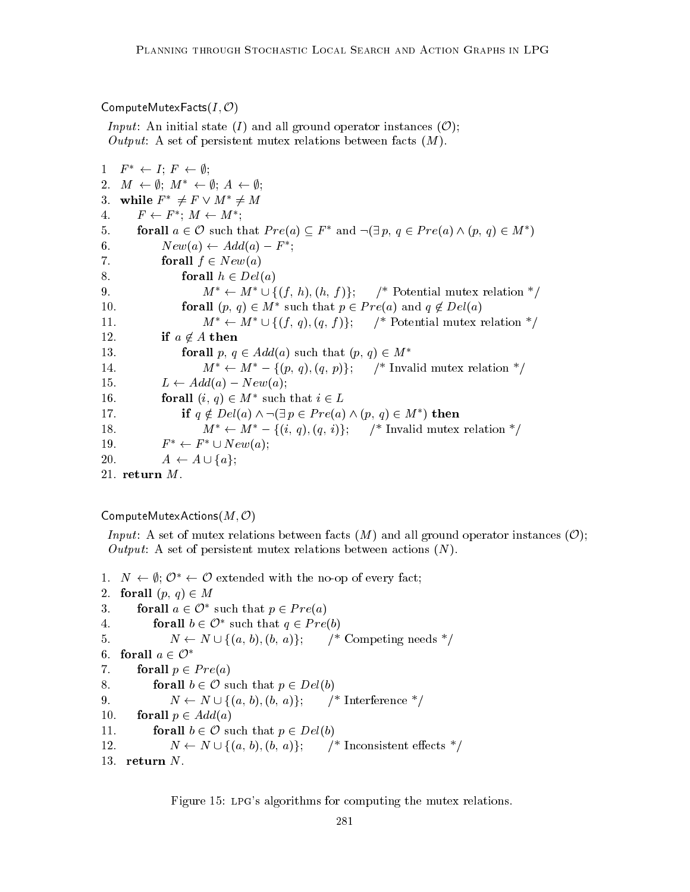ComputeMutexFacts($I, \mathcal{O}$)

*Input*: An initial state ($I$) and all ground operator instances ($\mathcal{O}$);
*Output*: A set of persistent mutex relations between facts ($M$).

1 $F^* \leftarrow I$; $F \leftarrow \emptyset$;
2. $M \leftarrow \emptyset$; $M^* \leftarrow \emptyset$; $A \leftarrow \emptyset$;
3. **while** $F^* \neq F \vee M^* \neq M$
4. $\quad F \leftarrow F^*$; $M \leftarrow M^*$;
5. $\quad$ **forall** $a \in \mathcal{O}$ such that $Pre(a) \subseteq F^*$ and $\neg(\exists\, p, q \in Pre(a) \wedge (p, q) \in M^*)$
6. $\quad\quad New(a) \leftarrow Add(a) - F^*$;
7. $\quad\quad$ **forall** $f \in New(a)$
8. $\quad\quad\quad$ **forall** $h \in Del(a)$
9. $\quad\quad\quad\quad M^* \leftarrow M^* \cup \{(f, h), (h, f)\}$; /* Potential mutex relation */
10. $\quad\quad\quad$ **forall** $(p, q) \in M^*$ such that $p \in Pre(a)$ and $q \notin Del(a)$
11. $\quad\quad\quad\quad M^* \leftarrow M^* \cup \{(f, q), (q, f)\}$; /* Potential mutex relation */
12. $\quad\quad$ **if** $a \notin A$ **then**
13. $\quad\quad\quad$ **forall** $p, q \in Add(a)$ such that $(p, q) \in M^*$
14. $\quad\quad\quad\quad M^* \leftarrow M^* - \{(p, q), (q, p)\}$; /* Invalid mutex relation */
15. $\quad\quad L \leftarrow Add(a) - New(a)$;
16. $\quad\quad$ **forall** $(i, q) \in M^*$ such that $i \in L$
17. $\quad\quad\quad$ **if** $q \notin Del(a) \wedge \neg(\exists\, p \in Pre(a) \wedge (p, q) \in M^*)$ **then**
18. $\quad\quad\quad\quad M^* \leftarrow M^* - \{(i, q), (q, i)\}$; /* Invalid mutex relation */
19. $\quad\quad F^* \leftarrow F^* \cup New(a)$;
20. $\quad\quad A \leftarrow A \cup \{a\}$;
21. **return** $M$.

ComputeMutexActions($M, \mathcal{O}$)

*Input*: A set of mutex relations between facts ($M$) and all ground operator instances ($\mathcal{O}$);
*Output*: A set of persistent mutex relations between actions ($N$).

1. $N \leftarrow \emptyset$; $\mathcal{O}^* \leftarrow \mathcal{O}$ extended with the no-op of every fact;
2. **forall** $(p, q) \in M$
3. $\quad$ **forall** $a \in \mathcal{O}^*$ such that $p \in Pre(a)$
4. $\quad\quad$ **forall** $b \in \mathcal{O}^*$ such that $q \in Pre(b)$
5. $\quad\quad\quad N \leftarrow N \cup \{(a, b), (b, a)\}$; /* Competing needs */
6. **forall** $a \in \mathcal{O}^*$
7. $\quad$ **forall** $p \in Pre(a)$
8. $\quad\quad$ **forall** $b \in \mathcal{O}$ such that $p \in Del(b)$
9. $\quad\quad\quad N \leftarrow N \cup \{(a, b), (b, a)\}$; /* Interference */
10. $\quad$ **forall** $p \in Add(a)$
11. $\quad\quad$ **forall** $b \in \mathcal{O}$ such that $p \in Del(b)$
12. $\quad\quad\quad N \leftarrow N \cup \{(a, b), (b, a)\}$; /* Inconsistent effects */
13. **return** $N$.

Figure 15: LPG's algorithms for computing the mutex relations.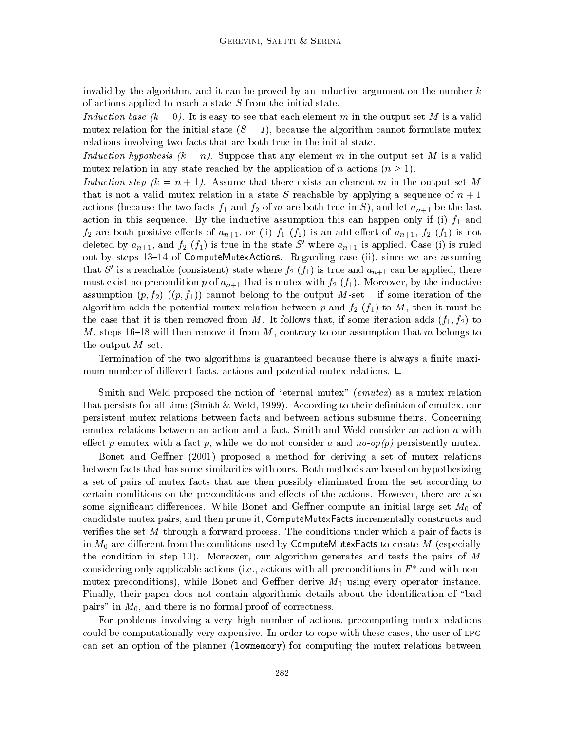invalid by the algorithm, and it can be proved by an inductive argument on the number $k$ of actions applied to reach a state $S$ from the initial state.

*Induction base ($k = 0$).* It is easy to see that each element $m$ in the output set $M$ is a valid mutex relation for the initial state ($S = I$), because the algorithm cannot formulate mutex relations involving two facts that are both true in the initial state.

*Induction hypothesis ($k = n$).* Suppose that any element $m$ in the output set $M$ is a valid mutex relation in any state reached by the application of $n$ actions ($n \geq 1$).

*Induction step ($k = n + 1$).* Assume that there exists an element $m$ in the output set $M$ that is not a valid mutex relation in a state $S$ reachable by applying a sequence of $n + 1$ actions (because the two facts $f_1$ and $f_2$ of $m$ are both true in $S$), and let $a_{n+1}$ be the last action in this sequence. By the inductive assumption this can happen only if (i) $f_1$ and $f_2$ are both positive effects of $a_{n+1}$, or (ii) $f_1$ ($f_2$) is an add-effect of $a_{n+1}$, $f_2$ ($f_1$) is not deleted by $a_{n+1}$, and $f_2$ ($f_1$) is true in the state $S'$ where $a_{n+1}$ is applied. Case (i) is ruled out by steps 13–14 of ComputeMutexActions. Regarding case (ii), since we are assuming that $S'$ is a reachable (consistent) state where $f_2$ ($f_1$) is true and $a_{n+1}$ can be applied, there must exist no precondition $p$ of $a_{n+1}$ that is mutex with $f_2$ ($f_1$). Moreover, by the inductive assumption $(p, f_2)$ ($(p, f_1)$) cannot belong to the output $M$-set – if some iteration of the algorithm adds the potential mutex relation between $p$ and $f_2$ ($f_1$) to $M$, then it must be the case that it is then removed from $M$. It follows that, if some iteration adds $(f_1, f_2)$ to $M$, steps 16–18 will then remove it from $M$, contrary to our assumption that $m$ belongs to the output $M$-set.

Termination of the two algorithms is guaranteed because there is always a finite maximum number of different facts, actions and potential mutex relations. □

Smith and Weld proposed the notion of "eternal mutex" (*emutex*) as a mutex relation that persists for all time (Smith & Weld, 1999). According to their definition of emutex, our persistent mutex relations between facts and between actions subsume theirs. Concerning emutex relations between an action and a fact, Smith and Weld consider an action $a$ with effect $p$ emutex with a fact $p$, while we do not consider $a$ and *no-op(p)* persistently mutex.

Bonet and Geffner (2001) proposed a method for deriving a set of mutex relations between facts that has some similarities with ours. Both methods are based on hypothesizing a set of pairs of mutex facts that are then possibly eliminated from the set according to certain conditions on the preconditions and effects of the actions. However, there are also some significant differences. While Bonet and Geffner compute an initial large set $M_0$ of candidate mutex pairs, and then prune it, ComputeMutexFacts incrementally constructs and verifies the set $M$ through a forward process. The conditions under which a pair of facts is in $M_0$ are different from the conditions used by ComputeMutexFacts to create $M$ (especially the condition in step 10). Moreover, our algorithm generates and tests the pairs of $M$ considering only applicable actions (i.e., actions with all preconditions in $F^*$ and with non-mutex preconditions), while Bonet and Geffner derive $M_0$ using every operator instance. Finally, their paper does not contain algorithmic details about the identification of "bad pairs" in $M_0$, and there is no formal proof of correctness.

For problems involving a very high number of actions, precomputing mutex relations could be computationally very expensive. In order to cope with these cases, the user of LPG can set an option of the planner (`lowmemory`) for computing the mutex relations between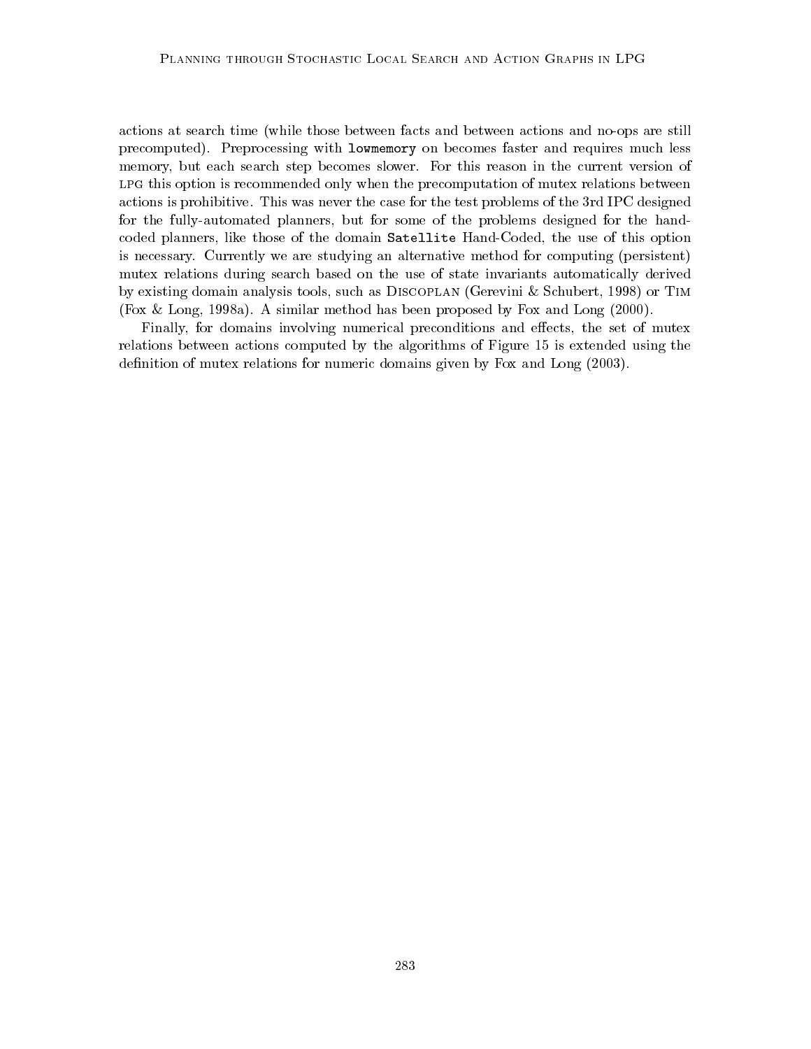actions at search time (while those between facts and between actions and no-ops are still precomputed). Preprocessing with `lowmemory` on becomes faster and requires much less memory, but each search step becomes slower. For this reason in the current version of LPG this option is recommended only when the precomputation of mutex relations between actions is prohibitive. This was never the case for the test problems of the 3rd IPC designed for the fully-automated planners, but for some of the problems designed for the hand-coded planners, like those of the domain `Satellite` Hand-Coded, the use of this option is necessary. Currently we are studying an alternative method for computing (persistent) mutex relations during search based on the use of state invariants automatically derived by existing domain analysis tools, such as DISCOPLAN (Gerevini & Schubert, 1998) or TIM (Fox & Long, 1998a). A similar method has been proposed by Fox and Long (2000).

Finally, for domains involving numerical preconditions and effects, the set of mutex relations between actions computed by the algorithms of Figure 15 is extended using the definition of mutex relations for numeric domains given by Fox and Long (2003).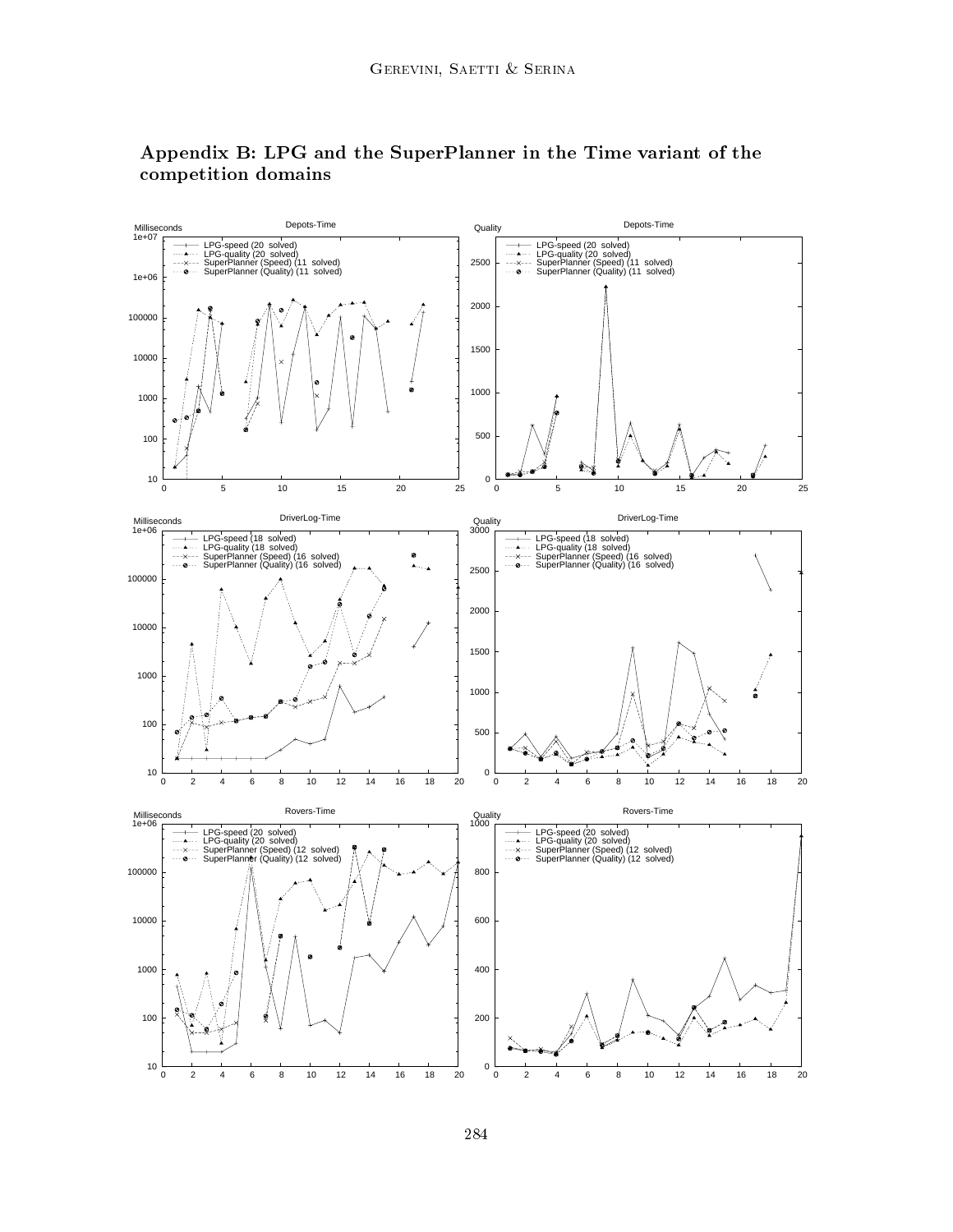## Appendix B: LPG and the SuperPlanner in the Time variant of the competition domains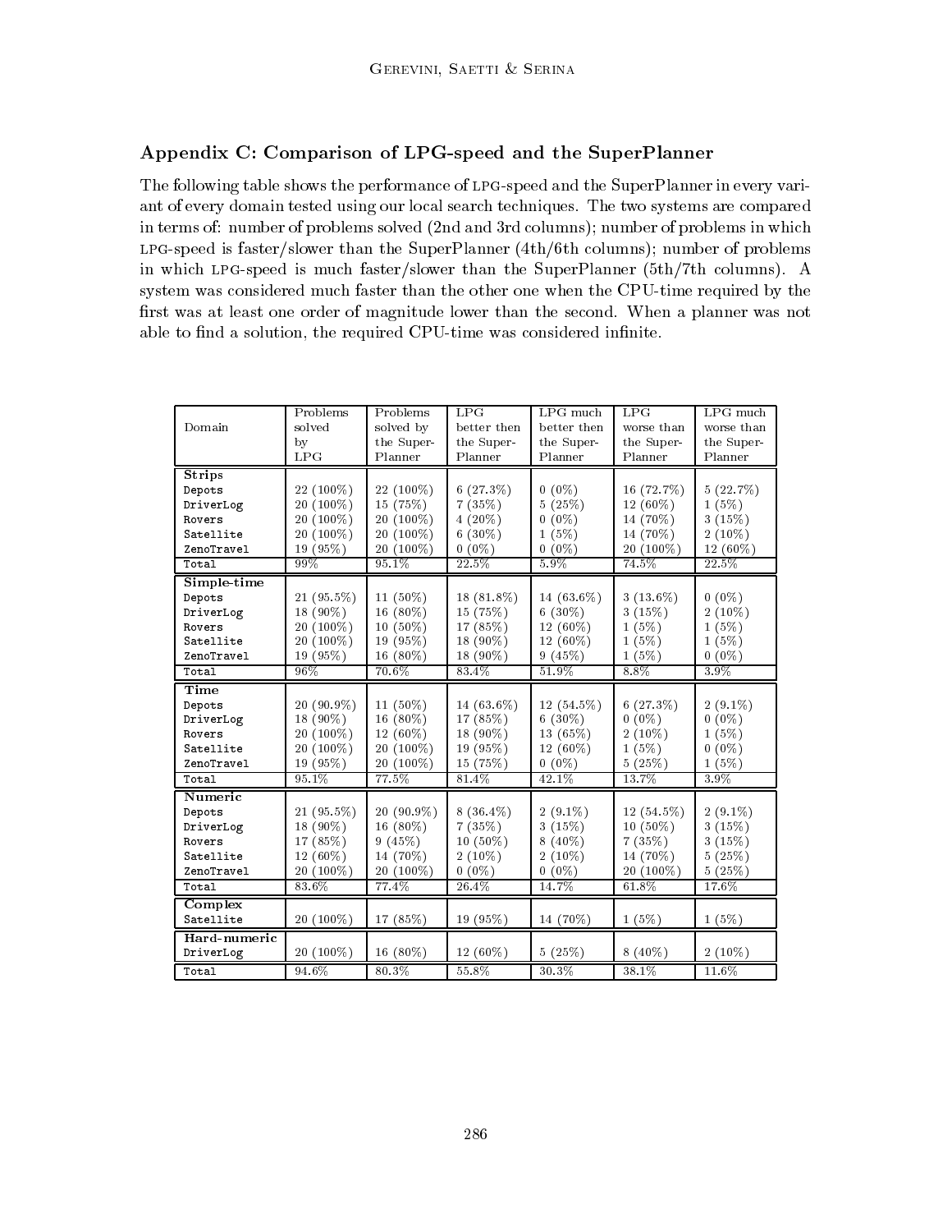## Appendix C: Comparison of LPG-speed and the SuperPlanner

The following table shows the performance of LPG-speed and the SuperPlanner in every variant of every domain tested using our local search techniques. The two systems are compared in terms of: number of problems solved (2nd and 3rd columns); number of problems in which LPG-speed is faster/slower than the SuperPlanner (4th/6th columns); number of problems in which LPG-speed is much faster/slower than the SuperPlanner (5th/7th columns). A system was considered much faster than the other one when the CPU-time required by the first was at least one order of magnitude lower than the second. When a planner was not able to find a solution, the required CPU-time was considered infinite.

| Domain | Problems solved by LPG | Problems solved by the Super-Planner | LPG better then the Super-Planner | LPG much better then the Super-Planner | LPG worse than the Super-Planner | LPG much worse than the Super-Planner |
|---|---|---|---|---|---|---|
| **Strips** | | | | | | |
| Depots | 22 (100%) | 22 (100%) | 6 (27.3%) | 0 (0%) | 16 (72.7%) | 5 (22.7%) |
| DriverLog | 20 (100%) | 15 (75%) | 7 (35%) | 5 (25%) | 12 (60%) | 1 (5%) |
| Rovers | 20 (100%) | 20 (100%) | 4 (20%) | 0 (0%) | 14 (70%) | 3 (15%) |
| Satellite | 20 (100%) | 20 (100%) | 6 (30%) | 1 (5%) | 14 (70%) | 2 (10%) |
| ZenoTravel | 19 (95%) | 20 (100%) | 0 (0%) | 0 (0%) | 20 (100%) | 12 (60%) |
| Total | 99% | 95.1% | 22.5% | 5.9% | 74.5% | 22.5% |
| **Simple-time** | | | | | | |
| Depots | 21 (95.5%) | 11 (50%) | 18 (81.8%) | 14 (63.6%) | 3 (13.6%) | 0 (0%) |
| DriverLog | 18 (90%) | 16 (80%) | 15 (75%) | 6 (30%) | 3 (15%) | 2 (10%) |
| Rovers | 20 (100%) | 10 (50%) | 17 (85%) | 12 (60%) | 1 (5%) | 1 (5%) |
| Satellite | 20 (100%) | 19 (95%) | 18 (90%) | 12 (60%) | 1 (5%) | 1 (5%) |
| ZenoTravel | 19 (95%) | 16 (80%) | 18 (90%) | 9 (45%) | 1 (5%) | 0 (0%) |
| Total | 96% | 70.6% | 83.4% | 51.9% | 8.8% | 3.9% |
| **Time** | | | | | | |
| Depots | 20 (90.9%) | 11 (50%) | 14 (63.6%) | 12 (54.5%) | 6 (27.3%) | 2 (9.1%) |
| DriverLog | 18 (90%) | 16 (80%) | 17 (85%) | 6 (30%) | 0 (0%) | 0 (0%) |
| Rovers | 20 (100%) | 12 (60%) | 18 (90%) | 13 (65%) | 2 (10%) | 1 (5%) |
| Satellite | 20 (100%) | 20 (100%) | 19 (95%) | 12 (60%) | 1 (5%) | 0 (0%) |
| ZenoTravel | 19 (95%) | 20 (100%) | 15 (75%) | 0 (0%) | 5 (25%) | 1 (5%) |
| Total | 95.1% | 77.5% | 81.4% | 42.1% | 13.7% | 3.9% |
| **Numeric** | | | | | | |
| Depots | 21 (95.5%) | 20 (90.9%) | 8 (36.4%) | 2 (9.1%) | 12 (54.5%) | 2 (9.1%) |
| DriverLog | 18 (90%) | 16 (80%) | 7 (35%) | 3 (15%) | 10 (50%) | 3 (15%) |
| Rovers | 17 (85%) | 9 (45%) | 10 (50%) | 8 (40%) | 7 (35%) | 3 (15%) |
| Satellite | 12 (60%) | 14 (70%) | 2 (10%) | 2 (10%) | 14 (70%) | 5 (25%) |
| ZenoTravel | 20 (100%) | 20 (100%) | 0 (0%) | 0 (0%) | 20 (100%) | 5 (25%) |
| Total | 83.6% | 77.4% | 26.4% | 14.7% | 61.8% | 17.6% |
| **Complex** | | | | | | |
| Satellite | 20 (100%) | 17 (85%) | 19 (95%) | 14 (70%) | 1 (5%) | 1 (5%) |
| **Hard-numeric** | | | | | | |
| DriverLog | 20 (100%) | 16 (80%) | 12 (60%) | 5 (25%) | 8 (40%) | 2 (10%) |
| Total | 94.6% | 80.3% | 55.8% | 30.3% | 38.1% | 11.6% |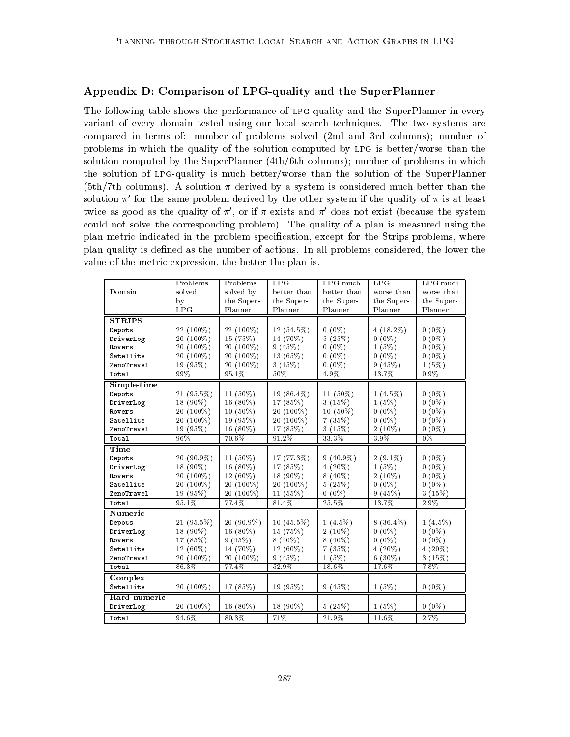## Appendix D: Comparison of LPG-quality and the SuperPlanner

The following table shows the performance of LPG-quality and the SuperPlanner in every variant of every domain tested using our local search techniques. The two systems are compared in terms of: number of problems solved (2nd and 3rd columns); number of problems in which the quality of the solution computed by LPG is better/worse than the solution computed by the SuperPlanner (4th/6th columns); number of problems in which the solution of LPG-quality is much better/worse than the solution of the SuperPlanner (5th/7th columns). A solution $\pi$ derived by a system is considered much better than the solution $\pi'$ for the same problem derived by the other system if the quality of $\pi$ is at least twice as good as the quality of $\pi'$, or if $\pi$ exists and $\pi'$ does not exist (because the system could not solve the corresponding problem). The quality of a plan is measured using the plan metric indicated in the problem specification, except for the Strips problems, where plan quality is defined as the number of actions. In all problems considered, the lower the value of the metric expression, the better the plan is.

| Domain | Problems solved by LPG | Problems solved by the Super-Planner | LPG better than the Super-Planner | LPG much better than the Super-Planner | LPG worse than the Super-Planner | LPG much worse than the Super-Planner |
|---|---|---|---|---|---|---|
| **STRIPS** | | | | | | |
| Depots | 22 (100%) | 22 (100%) | 12 (54.5%) | 0 (0%) | 4 (18.2%) | 0 (0%) |
| DriverLog | 20 (100%) | 15 (75%) | 14 (70%) | 5 (25%) | 0 (0%) | 0 (0%) |
| Rovers | 20 (100%) | 20 (100%) | 9 (45%) | 0 (0%) | 1 (5%) | 0 (0%) |
| Satellite | 20 (100%) | 20 (100%) | 13 (65%) | 0 (0%) | 0 (0%) | 0 (0%) |
| ZenoTravel | 19 (95%) | 20 (100%) | 3 (15%) | 0 (0%) | 9 (45%) | 1 (5%) |
| Total | 99% | 95.1% | 50% | 4.9% | 13.7% | 0.9% |
| **Simple-time** | | | | | | |
| Depots | 21 (95.5%) | 11 (50%) | 19 (86.4%) | 11 (50%) | 1 (4.5%) | 0 (0%) |
| DriverLog | 18 (90%) | 16 (80%) | 17 (85%) | 3 (15%) | 1 (5%) | 0 (0%) |
| Rovers | 20 (100%) | 10 (50%) | 20 (100%) | 10 (50%) | 0 (0%) | 0 (0%) |
| Satellite | 20 (100%) | 19 (95%) | 20 (100%) | 7 (35%) | 0 (0%) | 0 (0%) |
| ZenoTravel | 19 (95%) | 16 (80%) | 17 (85%) | 3 (15%) | 2 (10%) | 0 (0%) |
| Total | 96% | 70.6% | 91.2% | 33.3% | 3.9% | 0% |
| **Time** | | | | | | |
| Depots | 20 (90.9%) | 11 (50%) | 17 (77.3%) | 9 (40.9%) | 2 (9.1%) | 0 (0%) |
| DriverLog | 18 (90%) | 16 (80%) | 17 (85%) | 4 (20%) | 1 (5%) | 0 (0%) |
| Rovers | 20 (100%) | 12 (60%) | 18 (90%) | 8 (40%) | 2 (10%) | 0 (0%) |
| Satellite | 20 (100%) | 20 (100%) | 20 (100%) | 5 (25%) | 0 (0%) | 0 (0%) |
| ZenoTravel | 19 (95%) | 20 (100%) | 11 (55%) | 0 (0%) | 9 (45%) | 3 (15%) |
| Total | 95.1% | 77.4% | 81.4% | 25.5% | 13.7% | 2.9% |
| **Numeric** | | | | | | |
| Depots | 21 (95.5%) | 20 (90.9%) | 10 (45.5%) | 1 (4.5%) | 8 (36.4%) | 1 (4.5%) |
| DriverLog | 18 (90%) | 16 (80%) | 15 (75%) | 2 (10%) | 0 (0%) | 0 (0%) |
| Rovers | 17 (85%) | 9 (45%) | 8 (40%) | 8 (40%) | 0 (0%) | 0 (0%) |
| Satellite | 12 (60%) | 14 (70%) | 12 (60%) | 7 (35%) | 4 (20%) | 4 (20%) |
| ZenoTravel | 20 (100%) | 20 (100%) | 9 (45%) | 1 (5%) | 6 (30%) | 3 (15%) |
| Total | 86.3% | 77.4% | 52.9% | 18.6% | 17.6% | 7.8% |
| **Complex** | | | | | | |
| Satellite | 20 (100%) | 17 (85%) | 19 (95%) | 9 (45%) | 1 (5%) | 0 (0%) |
| **Hard-numeric** | | | | | | |
| DriverLog | 20 (100%) | 16 (80%) | 18 (90%) | 5 (25%) | 1 (5%) | 0 (0%) |
| Total | 94.6% | 80.3% | 71% | 21.9% | 11.6% | 2.7% |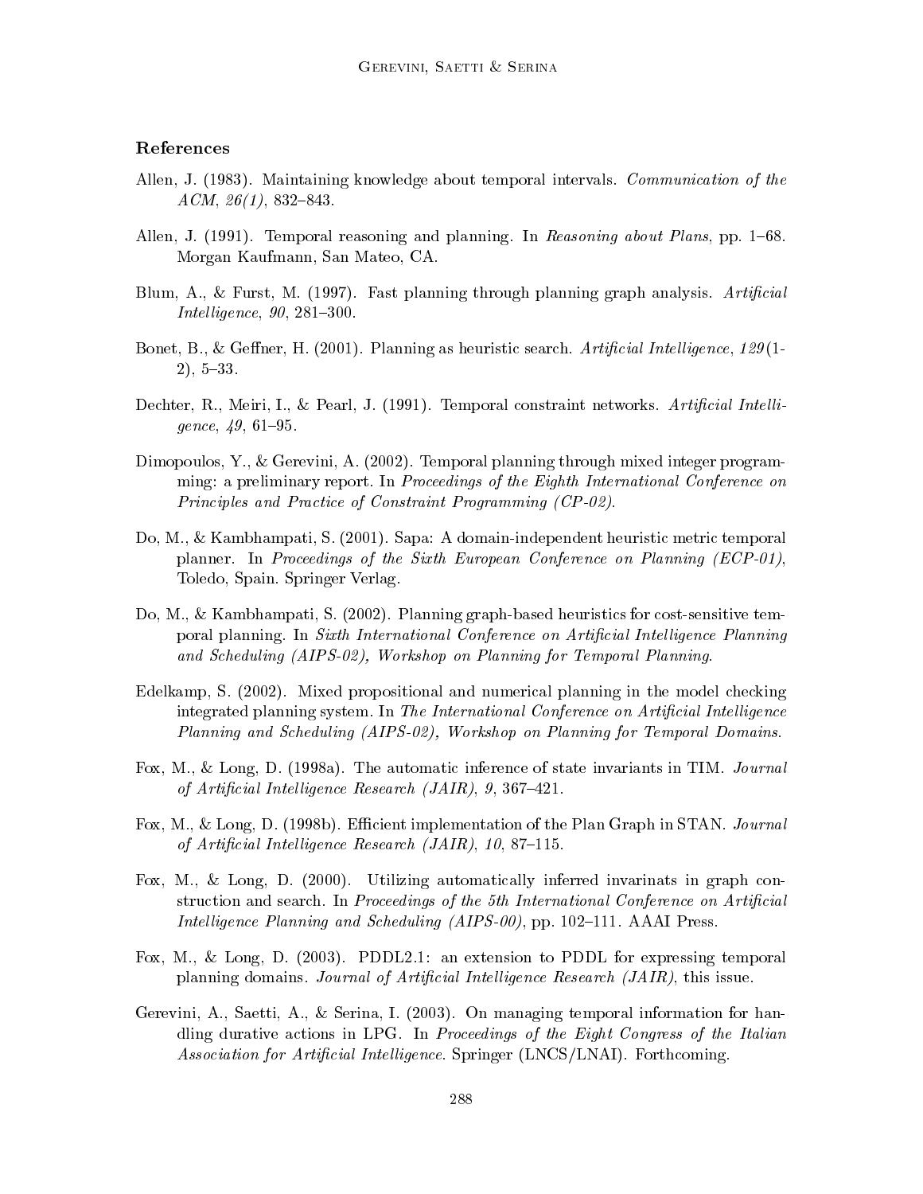## References

Allen, J. (1983). Maintaining knowledge about temporal intervals. *Communication of the ACM*, *26(1)*, 832–843.

Allen, J. (1991). Temporal reasoning and planning. In *Reasoning about Plans*, pp. 1–68. Morgan Kaufmann, San Mateo, CA.

Blum, A., & Furst, M. (1997). Fast planning through planning graph analysis. *Artificial Intelligence*, *90*, 281–300.

Bonet, B., & Geffner, H. (2001). Planning as heuristic search. *Artificial Intelligence*, *129*(1-2), 5–33.

Dechter, R., Meiri, I., & Pearl, J. (1991). Temporal constraint networks. *Artificial Intelligence*, *49*, 61–95.

Dimopoulos, Y., & Gerevini, A. (2002). Temporal planning through mixed integer programming: a preliminary report. In *Proceedings of the Eighth International Conference on Principles and Practice of Constraint Programming (CP-02)*.

Do, M., & Kambhampati, S. (2001). Sapa: A domain-independent heuristic metric temporal planner. In *Proceedings of the Sixth European Conference on Planning (ECP-01)*, Toledo, Spain. Springer Verlag.

Do, M., & Kambhampati, S. (2002). Planning graph-based heuristics for cost-sensitive temporal planning. In *Sixth International Conference on Artificial Intelligence Planning and Scheduling (AIPS-02), Workshop on Planning for Temporal Planning*.

Edelkamp, S. (2002). Mixed propositional and numerical planning in the model checking integrated planning system. In *The International Conference on Artificial Intelligence Planning and Scheduling (AIPS-02), Workshop on Planning for Temporal Domains*.

Fox, M., & Long, D. (1998a). The automatic inference of state invariants in TIM. *Journal of Artificial Intelligence Research (JAIR)*, *9*, 367–421.

Fox, M., & Long, D. (1998b). Efficient implementation of the Plan Graph in STAN. *Journal of Artificial Intelligence Research (JAIR)*, *10*, 87–115.

Fox, M., & Long, D. (2000). Utilizing automatically inferred invarinats in graph construction and search. In *Proceedings of the 5th International Conference on Artificial Intelligence Planning and Scheduling (AIPS-00)*, pp. 102–111. AAAI Press.

Fox, M., & Long, D. (2003). PDDL2.1: an extension to PDDL for expressing temporal planning domains. *Journal of Artificial Intelligence Research (JAIR)*, this issue.

Gerevini, A., Saetti, A., & Serina, I. (2003). On managing temporal information for handling durative actions in LPG. In *Proceedings of the Eight Congress of the Italian Association for Artificial Intelligence*. Springer (LNCS/LNAI). Forthcoming.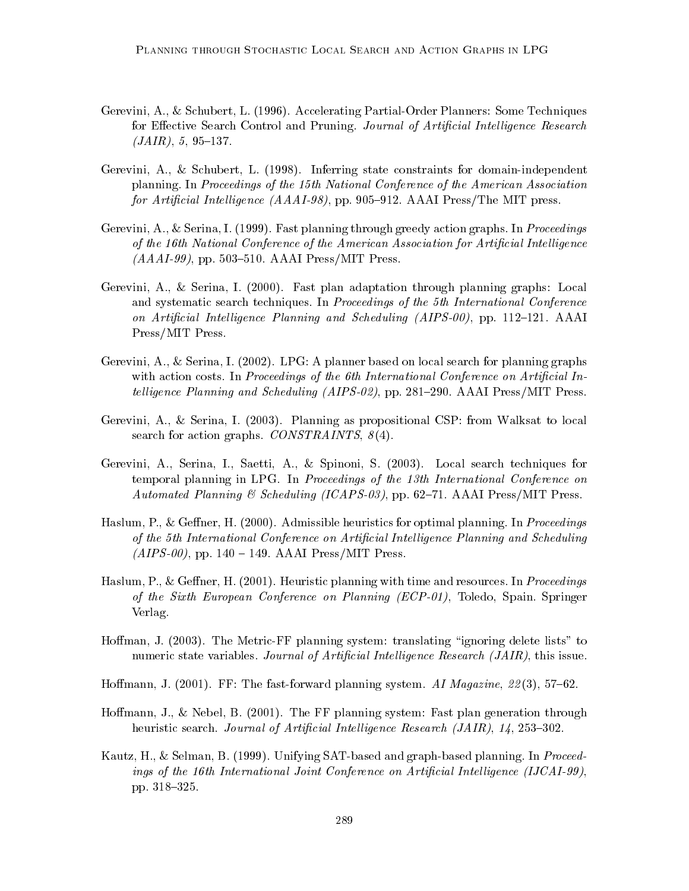Gerevini, A., & Schubert, L. (1996). Accelerating Partial-Order Planners: Some Techniques for Effective Search Control and Pruning. *Journal of Artificial Intelligence Research (JAIR)*, *5*, 95–137.

Gerevini, A., & Schubert, L. (1998). Inferring state constraints for domain-independent planning. In *Proceedings of the 15th National Conference of the American Association for Artificial Intelligence (AAAI-98)*, pp. 905–912. AAAI Press/The MIT press.

Gerevini, A., & Serina, I. (1999). Fast planning through greedy action graphs. In *Proceedings of the 16th National Conference of the American Association for Artificial Intelligence (AAAI-99)*, pp. 503–510. AAAI Press/MIT Press.

Gerevini, A., & Serina, I. (2000). Fast plan adaptation through planning graphs: Local and systematic search techniques. In *Proceedings of the 5th International Conference on Artificial Intelligence Planning and Scheduling (AIPS-00)*, pp. 112–121. AAAI Press/MIT Press.

Gerevini, A., & Serina, I. (2002). LPG: A planner based on local search for planning graphs with action costs. In *Proceedings of the 6th International Conference on Artificial Intelligence Planning and Scheduling (AIPS-02)*, pp. 281–290. AAAI Press/MIT Press.

Gerevini, A., & Serina, I. (2003). Planning as propositional CSP: from Walksat to local search for action graphs. *CONSTRAINTS*, *8*(4).

Gerevini, A., Serina, I., Saetti, A., & Spinoni, S. (2003). Local search techniques for temporal planning in LPG. In *Proceedings of the 13th International Conference on Automated Planning & Scheduling (ICAPS-03)*, pp. 62–71. AAAI Press/MIT Press.

Haslum, P., & Geffner, H. (2000). Admissible heuristics for optimal planning. In *Proceedings of the 5th International Conference on Artificial Intelligence Planning and Scheduling (AIPS-00)*, pp. 140 – 149. AAAI Press/MIT Press.

Haslum, P., & Geffner, H. (2001). Heuristic planning with time and resources. In *Proceedings of the Sixth European Conference on Planning (ECP-01)*, Toledo, Spain. Springer Verlag.

Hoffman, J. (2003). The Metric-FF planning system: translating "ignoring delete lists" to numeric state variables. *Journal of Artificial Intelligence Research (JAIR)*, this issue.

Hoffmann, J. (2001). FF: The fast-forward planning system. *AI Magazine*, *22*(3), 57–62.

Hoffmann, J., & Nebel, B. (2001). The FF planning system: Fast plan generation through heuristic search. *Journal of Artificial Intelligence Research (JAIR)*, *14*, 253–302.

Kautz, H., & Selman, B. (1999). Unifying SAT-based and graph-based planning. In *Proceedings of the 16th International Joint Conference on Artificial Intelligence (IJCAI-99)*, pp. 318–325.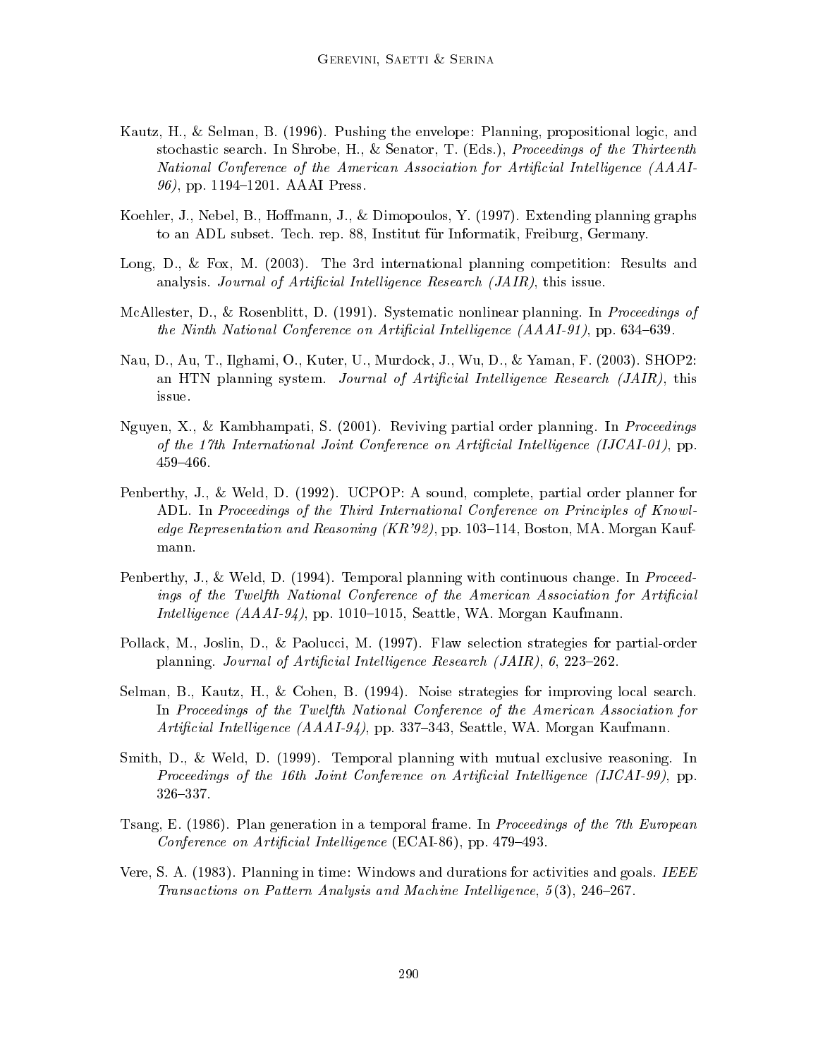Kautz, H., & Selman, B. (1996). Pushing the envelope: Planning, propositional logic, and stochastic search. In Shrobe, H., & Senator, T. (Eds.), *Proceedings of the Thirteenth National Conference of the American Association for Artificial Intelligence (AAAI-96)*, pp. 1194–1201. AAAI Press.

Koehler, J., Nebel, B., Hoffmann, J., & Dimopoulos, Y. (1997). Extending planning graphs to an ADL subset. Tech. rep. 88, Institut für Informatik, Freiburg, Germany.

Long, D., & Fox, M. (2003). The 3rd international planning competition: Results and analysis. *Journal of Artificial Intelligence Research (JAIR)*, this issue.

McAllester, D., & Rosenblitt, D. (1991). Systematic nonlinear planning. In *Proceedings of the Ninth National Conference on Artificial Intelligence (AAAI-91)*, pp. 634–639.

Nau, D., Au, T., Ilghami, O., Kuter, U., Murdock, J., Wu, D., & Yaman, F. (2003). SHOP2: an HTN planning system. *Journal of Artificial Intelligence Research (JAIR)*, this issue.

Nguyen, X., & Kambhampati, S. (2001). Reviving partial order planning. In *Proceedings of the 17th International Joint Conference on Artificial Intelligence (IJCAI-01)*, pp. 459–466.

Penberthy, J., & Weld, D. (1992). UCPOP: A sound, complete, partial order planner for ADL. In *Proceedings of the Third International Conference on Principles of Knowledge Representation and Reasoning (KR'92)*, pp. 103–114, Boston, MA. Morgan Kaufmann.

Penberthy, J., & Weld, D. (1994). Temporal planning with continuous change. In *Proceedings of the Twelfth National Conference of the American Association for Artificial Intelligence (AAAI-94)*, pp. 1010–1015, Seattle, WA. Morgan Kaufmann.

Pollack, M., Joslin, D., & Paolucci, M. (1997). Flaw selection strategies for partial-order planning. *Journal of Artificial Intelligence Research (JAIR)*, *6*, 223–262.

Selman, B., Kautz, H., & Cohen, B. (1994). Noise strategies for improving local search. In *Proceedings of the Twelfth National Conference of the American Association for Artificial Intelligence (AAAI-94)*, pp. 337–343, Seattle, WA. Morgan Kaufmann.

Smith, D., & Weld, D. (1999). Temporal planning with mutual exclusive reasoning. In *Proceedings of the 16th Joint Conference on Artificial Intelligence (IJCAI-99)*, pp. 326–337.

Tsang, E. (1986). Plan generation in a temporal frame. In *Proceedings of the 7th European Conference on Artificial Intelligence* (ECAI-86), pp. 479–493.

Vere, S. A. (1983). Planning in time: Windows and durations for activities and goals. *IEEE Transactions on Pattern Analysis and Machine Intelligence*, *5*(3), 246–267.